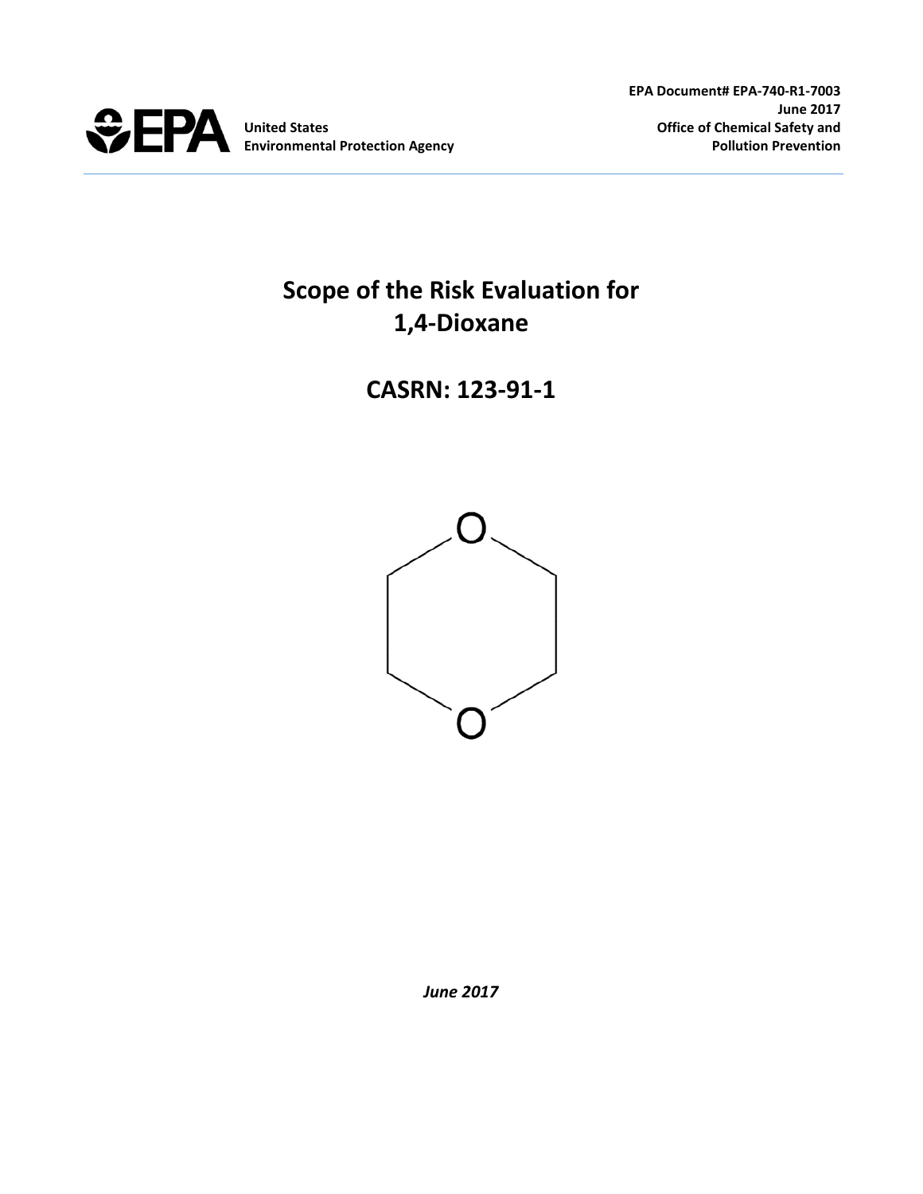EPA Document# EPA-740-R1-7003
June 2017
Office of Chemical Safety and
Pollution Prevention

United States
Environmental Protection Agency

# Scope of the Risk Evaluation for 1,4-Dioxane

## CASRN: 123-91-1

*June 2017*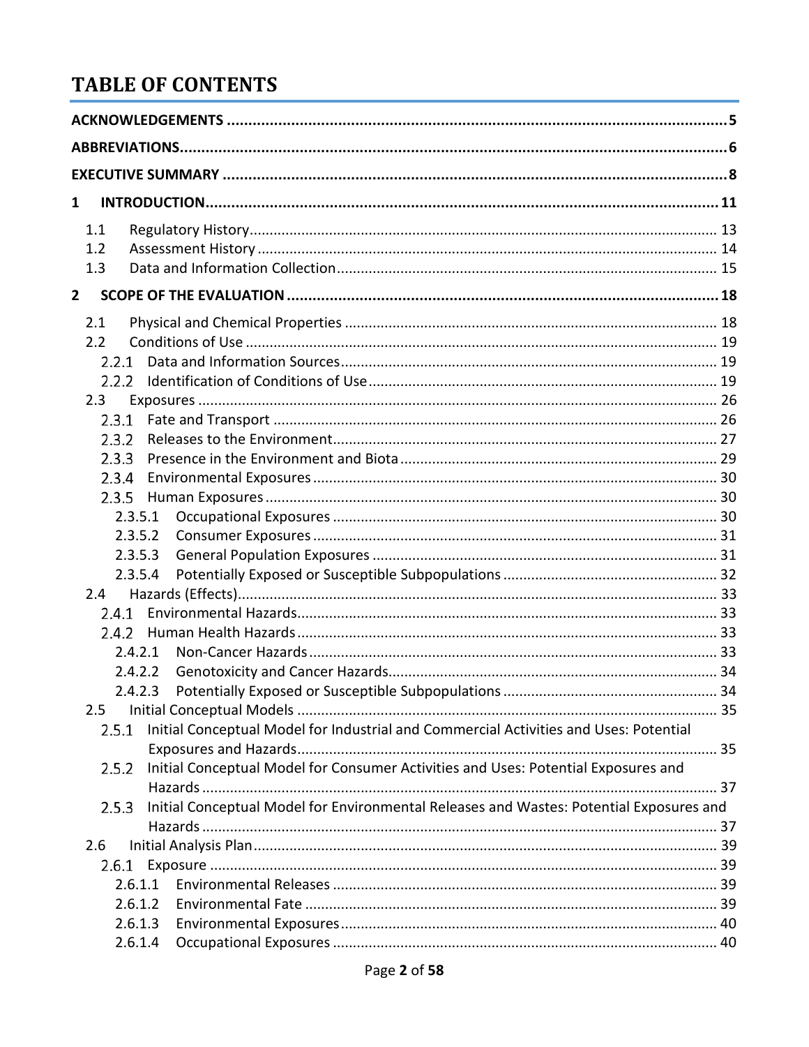# TABLE OF CONTENTS

**ACKNOWLEDGEMENTS** ..... **5**

**ABBREVIATIONS** ..... **6**

**EXECUTIVE SUMMARY** ..... **8**

**1 INTRODUCTION** ..... **11**

- 1.1 Regulatory History ..... 13
- 1.2 Assessment History ..... 14
- 1.3 Data and Information Collection ..... 15

**2 SCOPE OF THE EVALUATION** ..... **18**

- 2.1 Physical and Chemical Properties ..... 18
- 2.2 Conditions of Use ..... 19
  - 2.2.1 Data and Information Sources ..... 19
  - 2.2.2 Identification of Conditions of Use ..... 19
- 2.3 Exposures ..... 26
  - 2.3.1 Fate and Transport ..... 26
  - 2.3.2 Releases to the Environment ..... 27
  - 2.3.3 Presence in the Environment and Biota ..... 29
  - 2.3.4 Environmental Exposures ..... 30
  - 2.3.5 Human Exposures ..... 30
    - 2.3.5.1 Occupational Exposures ..... 30
    - 2.3.5.2 Consumer Exposures ..... 31
    - 2.3.5.3 General Population Exposures ..... 31
    - 2.3.5.4 Potentially Exposed or Susceptible Subpopulations ..... 32
- 2.4 Hazards (Effects) ..... 33
  - 2.4.1 Environmental Hazards ..... 33
  - 2.4.2 Human Health Hazards ..... 33
    - 2.4.2.1 Non-Cancer Hazards ..... 33
    - 2.4.2.2 Genotoxicity and Cancer Hazards ..... 34
    - 2.4.2.3 Potentially Exposed or Susceptible Subpopulations ..... 34
- 2.5 Initial Conceptual Models ..... 35
  - 2.5.1 Initial Conceptual Model for Industrial and Commercial Activities and Uses: Potential Exposures and Hazards ..... 35
  - 2.5.2 Initial Conceptual Model for Consumer Activities and Uses: Potential Exposures and Hazards ..... 37
  - 2.5.3 Initial Conceptual Model for Environmental Releases and Wastes: Potential Exposures and Hazards ..... 37
- 2.6 Initial Analysis Plan ..... 39
  - 2.6.1 Exposure ..... 39
    - 2.6.1.1 Environmental Releases ..... 39
    - 2.6.1.2 Environmental Fate ..... 39
    - 2.6.1.3 Environmental Exposures ..... 40
    - 2.6.1.4 Occupational Exposures ..... 40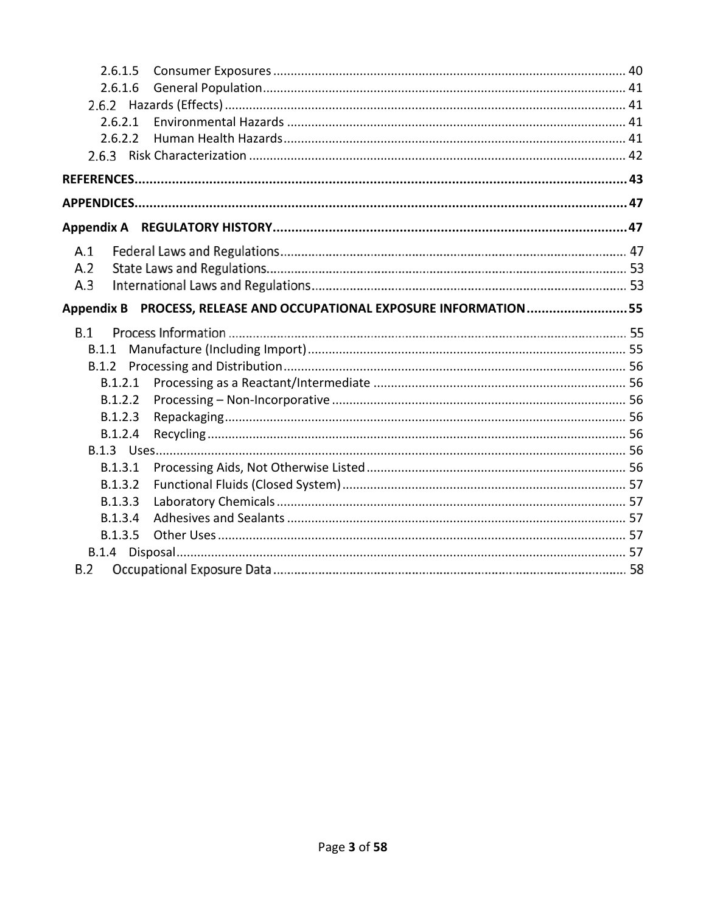2.6.1.5 Consumer Exposures .................................................................................................... 40
2.6.1.6 General Population........................................................................................................ 41
2.6.2 Hazards (Effects) ................................................................................................................... 41
2.6.2.1 Environmental Hazards ................................................................................................ 41
2.6.2.2 Human Health Hazards................................................................................................. 41
2.6.3 Risk Characterization ............................................................................................................ 42

**REFERENCES.................................................................................................................................... 43**

**APPENDICES..................................................................................................................................... 47**

**Appendix A REGULATORY HISTORY................................................................................................. 47**

A.1 Federal Laws and Regulations.................................................................................................. 47
A.2 State Laws and Regulations...................................................................................................... 53
A.3 International Laws and Regulations......................................................................................... 53

**Appendix B PROCESS, RELEASE AND OCCUPATIONAL EXPOSURE INFORMATION........................... 55**

B.1 Process Information ................................................................................................................. 55
B.1.1 Manufacture (Including Import)........................................................................................... 55
B.1.2 Processing and Distribution.................................................................................................. 56
B.1.2.1 Processing as a Reactant/Intermediate ........................................................................ 56
B.1.2.2 Processing – Non-Incorporative .................................................................................... 56
B.1.2.3 Repackaging.................................................................................................................. 56
B.1.2.4 Recycling....................................................................................................................... 56
B.1.3 Uses...................................................................................................................................... 56
B.1.3.1 Processing Aids, Not Otherwise Listed.......................................................................... 56
B.1.3.2 Functional Fluids (Closed System)................................................................................. 57
B.1.3.3 Laboratory Chemicals................................................................................................... 57
B.1.3.4 Adhesives and Sealants ................................................................................................ 57
B.1.3.5 Other Uses.................................................................................................................... 57
B.1.4 Disposal................................................................................................................................. 57
B.2 Occupational Exposure Data.................................................................................................... 58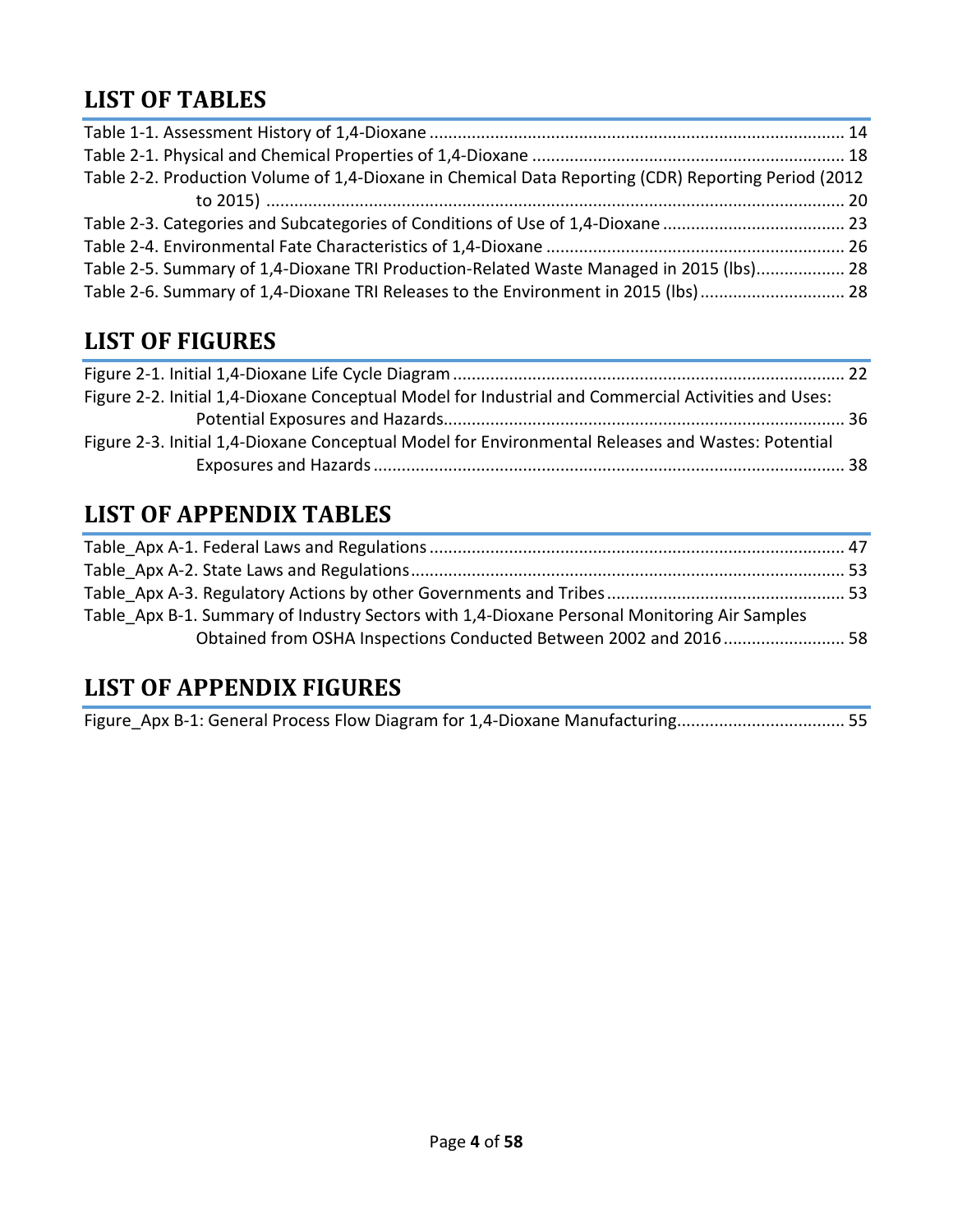## LIST OF TABLES

Table 1-1. Assessment History of 1,4-Dioxane ........................................................................................ 14
Table 2-1. Physical and Chemical Properties of 1,4-Dioxane .................................................................. 18
Table 2-2. Production Volume of 1,4-Dioxane in Chemical Data Reporting (CDR) Reporting Period (2012 to 2015) ........................................................................................................................... 20
Table 2-3. Categories and Subcategories of Conditions of Use of 1,4-Dioxane ....................................... 23
Table 2-4. Environmental Fate Characteristics of 1,4-Dioxane ............................................................... 26
Table 2-5. Summary of 1,4-Dioxane TRI Production-Related Waste Managed in 2015 (lbs)................... 28
Table 2-6. Summary of 1,4-Dioxane TRI Releases to the Environment in 2015 (lbs)............................... 28

## LIST OF FIGURES

Figure 2-1. Initial 1,4-Dioxane Life Cycle Diagram .................................................................................... 22
Figure 2-2. Initial 1,4-Dioxane Conceptual Model for Industrial and Commercial Activities and Uses: Potential Exposures and Hazards...................................................................................... 36
Figure 2-3. Initial 1,4-Dioxane Conceptual Model for Environmental Releases and Wastes: Potential Exposures and Hazards ..................................................................................................... 38

## LIST OF APPENDIX TABLES

Table_Apx A-1. Federal Laws and Regulations ......................................................................................... 47
Table_Apx A-2. State Laws and Regulations............................................................................................. 53
Table_Apx A-3. Regulatory Actions by other Governments and Tribes ................................................... 53
Table_Apx B-1. Summary of Industry Sectors with 1,4-Dioxane Personal Monitoring Air Samples Obtained from OSHA Inspections Conducted Between 2002 and 2016 .......................... 58

## LIST OF APPENDIX FIGURES

Figure_Apx B-1: General Process Flow Diagram for 1,4-Dioxane Manufacturing.................................... 55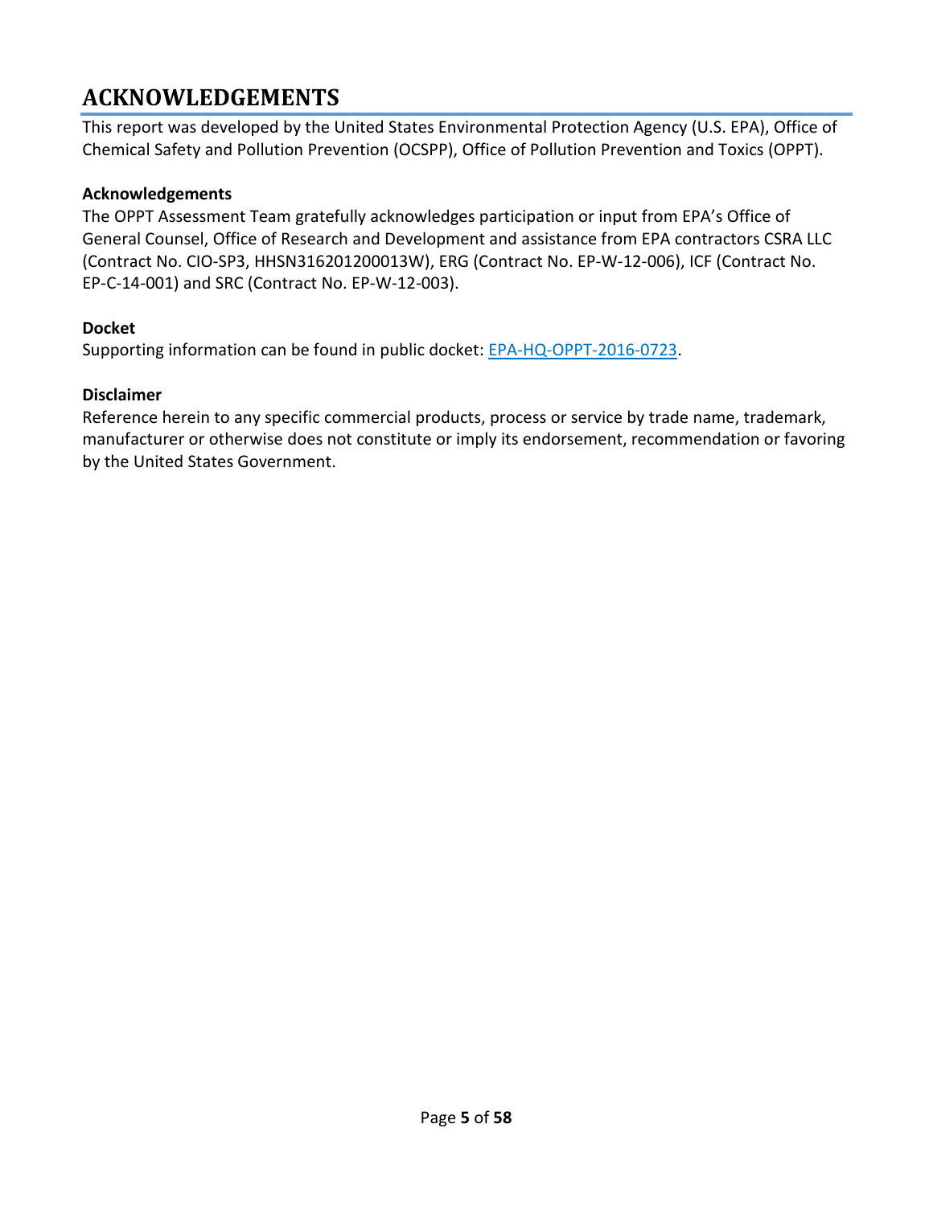# ACKNOWLEDGEMENTS

This report was developed by the United States Environmental Protection Agency (U.S. EPA), Office of Chemical Safety and Pollution Prevention (OCSPP), Office of Pollution Prevention and Toxics (OPPT).

**Acknowledgements**

The OPPT Assessment Team gratefully acknowledges participation or input from EPA's Office of General Counsel, Office of Research and Development and assistance from EPA contractors CSRA LLC (Contract No. CIO-SP3, HHSN316201200013W), ERG (Contract No. EP-W-12-006), ICF (Contract No. EP-C-14-001) and SRC (Contract No. EP-W-12-003).

**Docket**

Supporting information can be found in public docket: EPA-HQ-OPPT-2016-0723.

**Disclaimer**

Reference herein to any specific commercial products, process or service by trade name, trademark, manufacturer or otherwise does not constitute or imply its endorsement, recommendation or favoring by the United States Government.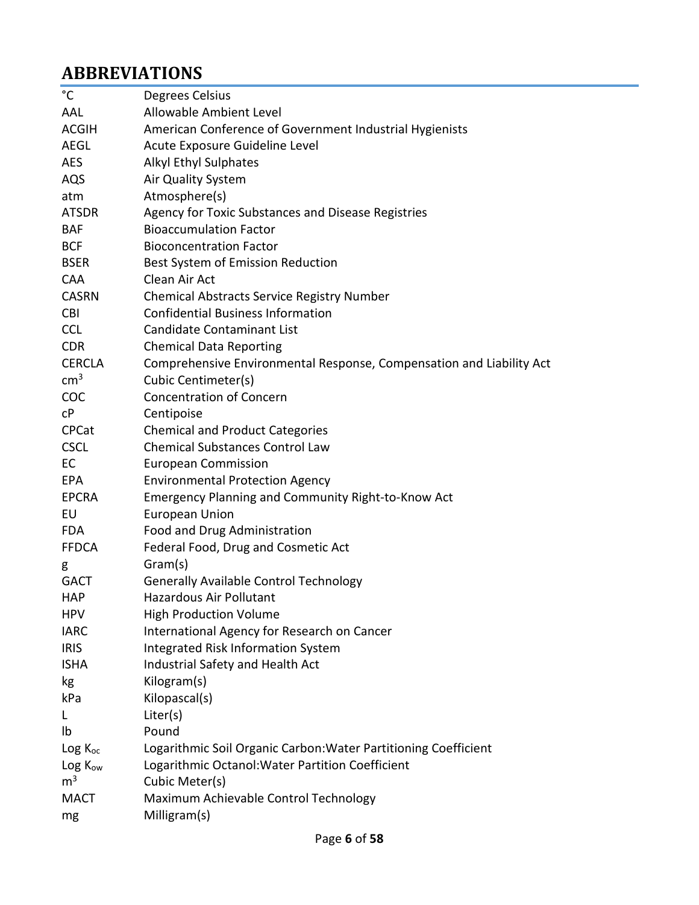## ABBREVIATIONS

| | |
|---|---|
| °C | Degrees Celsius |
| AAL | Allowable Ambient Level |
| ACGIH | American Conference of Government Industrial Hygienists |
| AEGL | Acute Exposure Guideline Level |
| AES | Alkyl Ethyl Sulphates |
| AQS | Air Quality System |
| atm | Atmosphere(s) |
| ATSDR | Agency for Toxic Substances and Disease Registries |
| BAF | Bioaccumulation Factor |
| BCF | Bioconcentration Factor |
| BSER | Best System of Emission Reduction |
| CAA | Clean Air Act |
| CASRN | Chemical Abstracts Service Registry Number |
| CBI | Confidential Business Information |
| CCL | Candidate Contaminant List |
| CDR | Chemical Data Reporting |
| CERCLA | Comprehensive Environmental Response, Compensation and Liability Act |
| $cm^3$ | Cubic Centimeter(s) |
| COC | Concentration of Concern |
| cP | Centipoise |
| CPCat | Chemical and Product Categories |
| CSCL | Chemical Substances Control Law |
| EC | European Commission |
| EPA | Environmental Protection Agency |
| EPCRA | Emergency Planning and Community Right-to-Know Act |
| EU | European Union |
| FDA | Food and Drug Administration |
| FFDCA | Federal Food, Drug and Cosmetic Act |
| g | Gram(s) |
| GACT | Generally Available Control Technology |
| HAP | Hazardous Air Pollutant |
| HPV | High Production Volume |
| IARC | International Agency for Research on Cancer |
| IRIS | Integrated Risk Information System |
| ISHA | Industrial Safety and Health Act |
| kg | Kilogram(s) |
| kPa | Kilopascal(s) |
| L | Liter(s) |
| lb | Pound |
| Log $K_{oc}$ | Logarithmic Soil Organic Carbon:Water Partitioning Coefficient |
| Log $K_{ow}$ | Logarithmic Octanol:Water Partition Coefficient |
| $m^3$ | Cubic Meter(s) |
| MACT | Maximum Achievable Control Technology |
| mg | Milligram(s) |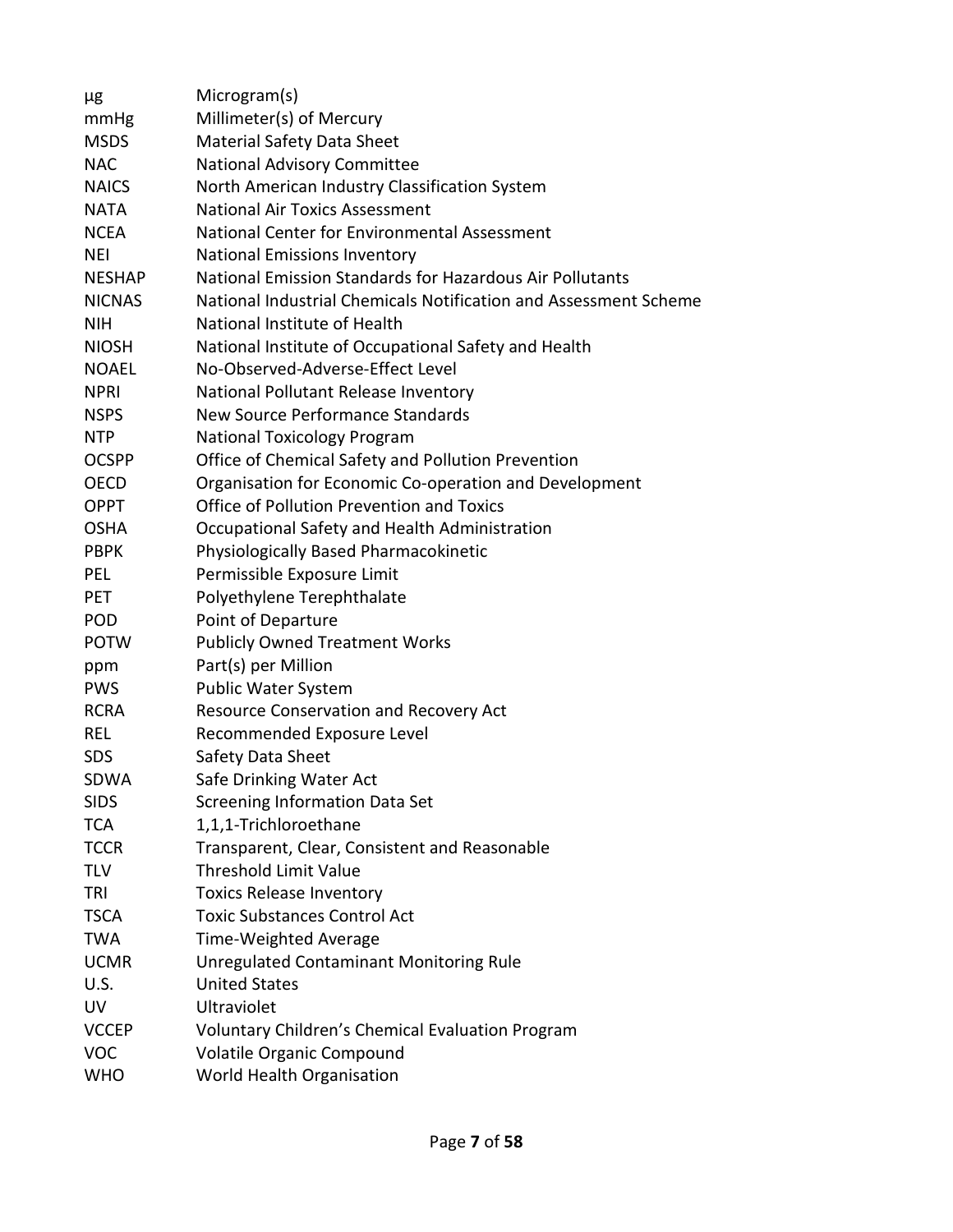| | |
|---|---|
| µg | Microgram(s) |
| mmHg | Millimeter(s) of Mercury |
| MSDS | Material Safety Data Sheet |
| NAC | National Advisory Committee |
| NAICS | North American Industry Classification System |
| NATA | National Air Toxics Assessment |
| NCEA | National Center for Environmental Assessment |
| NEI | National Emissions Inventory |
| NESHAP | National Emission Standards for Hazardous Air Pollutants |
| NICNAS | National Industrial Chemicals Notification and Assessment Scheme |
| NIH | National Institute of Health |
| NIOSH | National Institute of Occupational Safety and Health |
| NOAEL | No-Observed-Adverse-Effect Level |
| NPRI | National Pollutant Release Inventory |
| NSPS | New Source Performance Standards |
| NTP | National Toxicology Program |
| OCSPP | Office of Chemical Safety and Pollution Prevention |
| OECD | Organisation for Economic Co-operation and Development |
| OPPT | Office of Pollution Prevention and Toxics |
| OSHA | Occupational Safety and Health Administration |
| PBPK | Physiologically Based Pharmacokinetic |
| PEL | Permissible Exposure Limit |
| PET | Polyethylene Terephthalate |
| POD | Point of Departure |
| POTW | Publicly Owned Treatment Works |
| ppm | Part(s) per Million |
| PWS | Public Water System |
| RCRA | Resource Conservation and Recovery Act |
| REL | Recommended Exposure Level |
| SDS | Safety Data Sheet |
| SDWA | Safe Drinking Water Act |
| SIDS | Screening Information Data Set |
| TCA | 1,1,1-Trichloroethane |
| TCCR | Transparent, Clear, Consistent and Reasonable |
| TLV | Threshold Limit Value |
| TRI | Toxics Release Inventory |
| TSCA | Toxic Substances Control Act |
| TWA | Time-Weighted Average |
| UCMR | Unregulated Contaminant Monitoring Rule |
| U.S. | United States |
| UV | Ultraviolet |
| VCCEP | Voluntary Children's Chemical Evaluation Program |
| VOC | Volatile Organic Compound |
| WHO | World Health Organisation |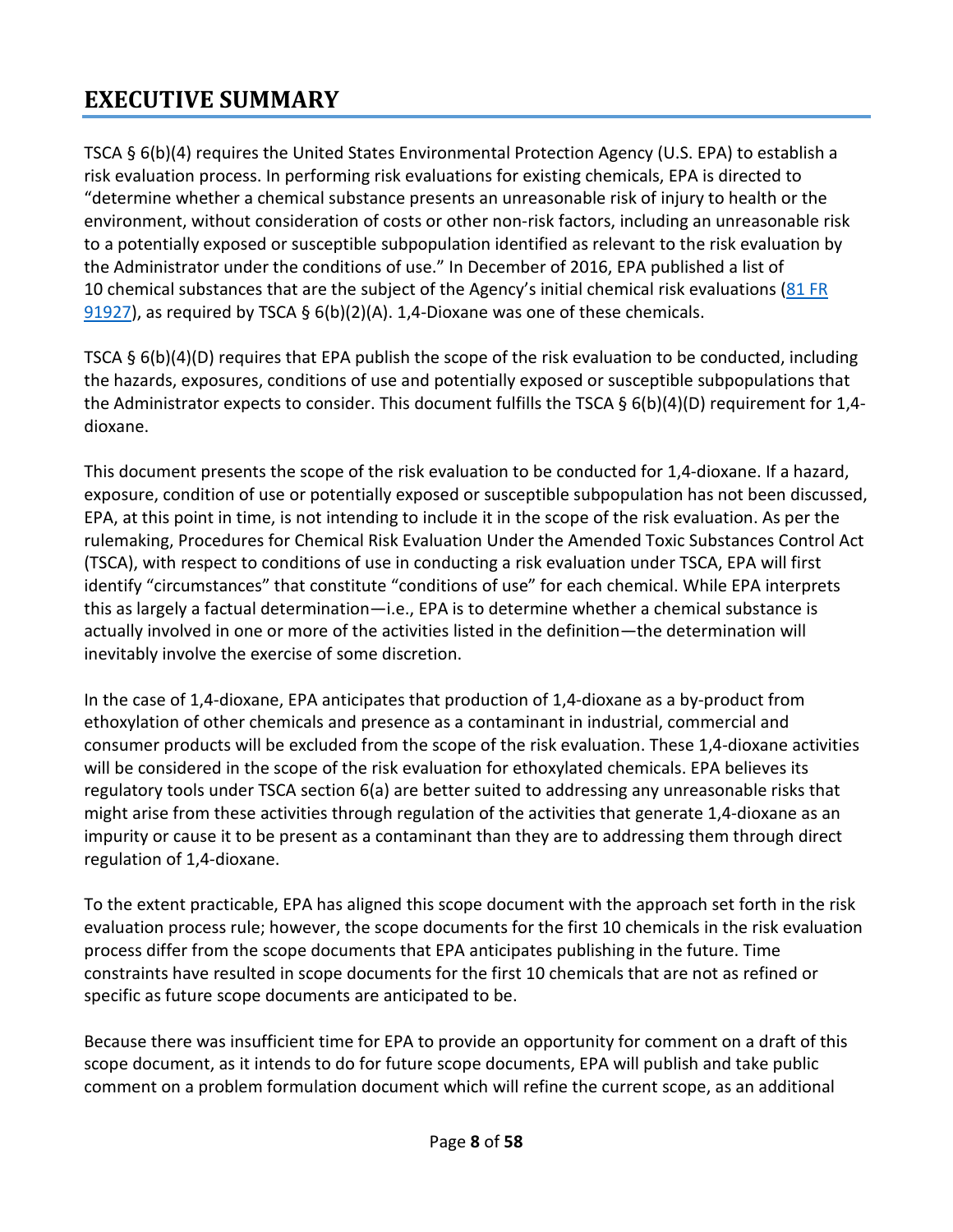# EXECUTIVE SUMMARY

TSCA § 6(b)(4) requires the United States Environmental Protection Agency (U.S. EPA) to establish a risk evaluation process. In performing risk evaluations for existing chemicals, EPA is directed to "determine whether a chemical substance presents an unreasonable risk of injury to health or the environment, without consideration of costs or other non-risk factors, including an unreasonable risk to a potentially exposed or susceptible subpopulation identified as relevant to the risk evaluation by the Administrator under the conditions of use." In December of 2016, EPA published a list of 10 chemical substances that are the subject of the Agency's initial chemical risk evaluations (81 FR 91927), as required by TSCA § 6(b)(2)(A). 1,4-Dioxane was one of these chemicals.

TSCA § 6(b)(4)(D) requires that EPA publish the scope of the risk evaluation to be conducted, including the hazards, exposures, conditions of use and potentially exposed or susceptible subpopulations that the Administrator expects to consider. This document fulfills the TSCA § 6(b)(4)(D) requirement for 1,4-dioxane.

This document presents the scope of the risk evaluation to be conducted for 1,4-dioxane. If a hazard, exposure, condition of use or potentially exposed or susceptible subpopulation has not been discussed, EPA, at this point in time, is not intending to include it in the scope of the risk evaluation. As per the rulemaking, Procedures for Chemical Risk Evaluation Under the Amended Toxic Substances Control Act (TSCA), with respect to conditions of use in conducting a risk evaluation under TSCA, EPA will first identify "circumstances" that constitute "conditions of use" for each chemical. While EPA interprets this as largely a factual determination—i.e., EPA is to determine whether a chemical substance is actually involved in one or more of the activities listed in the definition—the determination will inevitably involve the exercise of some discretion.

In the case of 1,4-dioxane, EPA anticipates that production of 1,4-dioxane as a by-product from ethoxylation of other chemicals and presence as a contaminant in industrial, commercial and consumer products will be excluded from the scope of the risk evaluation. These 1,4-dioxane activities will be considered in the scope of the risk evaluation for ethoxylated chemicals. EPA believes its regulatory tools under TSCA section 6(a) are better suited to addressing any unreasonable risks that might arise from these activities through regulation of the activities that generate 1,4-dioxane as an impurity or cause it to be present as a contaminant than they are to addressing them through direct regulation of 1,4-dioxane.

To the extent practicable, EPA has aligned this scope document with the approach set forth in the risk evaluation process rule; however, the scope documents for the first 10 chemicals in the risk evaluation process differ from the scope documents that EPA anticipates publishing in the future. Time constraints have resulted in scope documents for the first 10 chemicals that are not as refined or specific as future scope documents are anticipated to be.

Because there was insufficient time for EPA to provide an opportunity for comment on a draft of this scope document, as it intends to do for future scope documents, EPA will publish and take public comment on a problem formulation document which will refine the current scope, as an additional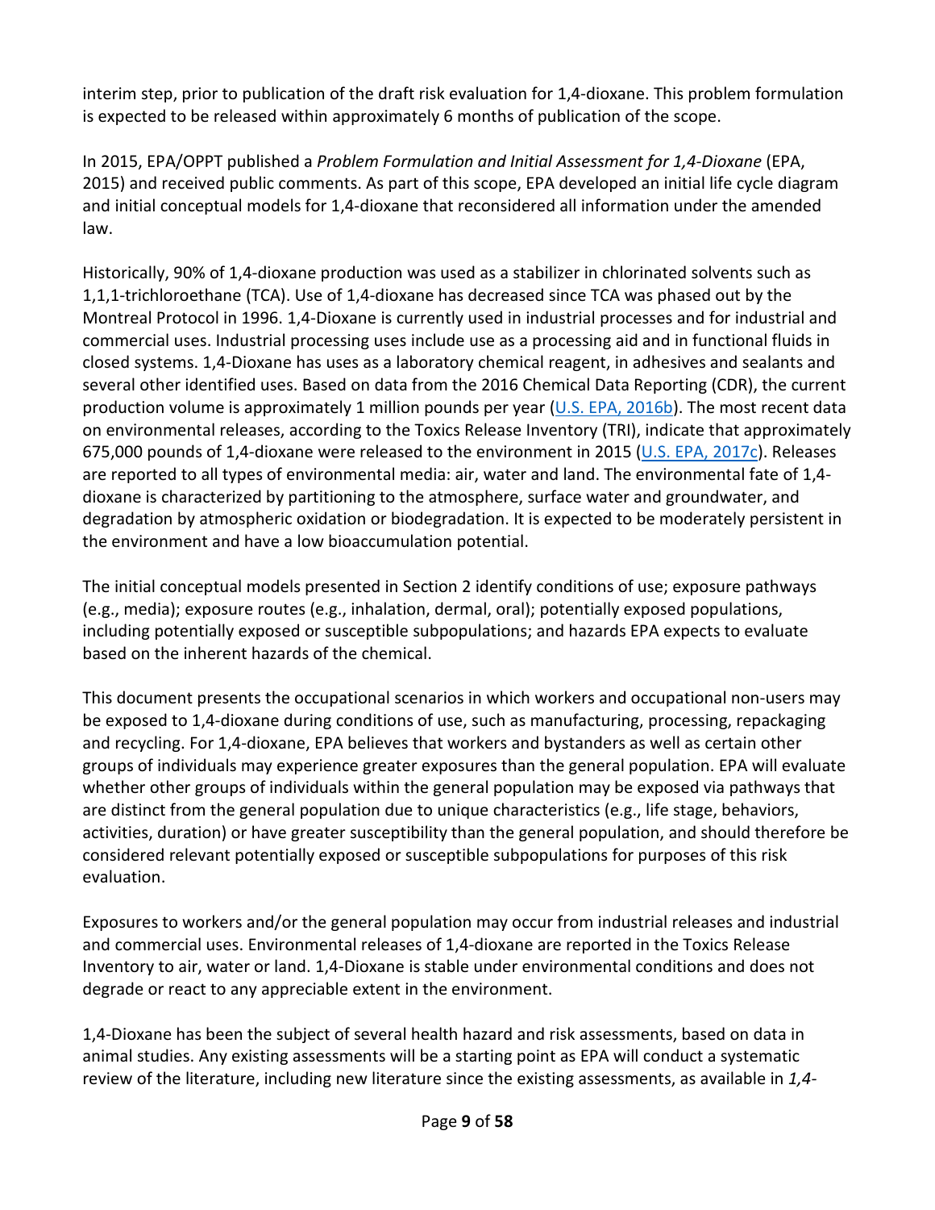interim step, prior to publication of the draft risk evaluation for 1,4-dioxane. This problem formulation is expected to be released within approximately 6 months of publication of the scope.

In 2015, EPA/OPPT published a *Problem Formulation and Initial Assessment for 1,4-Dioxane* (EPA, 2015) and received public comments. As part of this scope, EPA developed an initial life cycle diagram and initial conceptual models for 1,4-dioxane that reconsidered all information under the amended law.

Historically, 90% of 1,4-dioxane production was used as a stabilizer in chlorinated solvents such as 1,1,1-trichloroethane (TCA). Use of 1,4-dioxane has decreased since TCA was phased out by the Montreal Protocol in 1996. 1,4-Dioxane is currently used in industrial processes and for industrial and commercial uses. Industrial processing uses include use as a processing aid and in functional fluids in closed systems. 1,4-Dioxane has uses as a laboratory chemical reagent, in adhesives and sealants and several other identified uses. Based on data from the 2016 Chemical Data Reporting (CDR), the current production volume is approximately 1 million pounds per year (U.S. EPA, 2016b). The most recent data on environmental releases, according to the Toxics Release Inventory (TRI), indicate that approximately 675,000 pounds of 1,4-dioxane were released to the environment in 2015 (U.S. EPA, 2017c). Releases are reported to all types of environmental media: air, water and land. The environmental fate of 1,4-dioxane is characterized by partitioning to the atmosphere, surface water and groundwater, and degradation by atmospheric oxidation or biodegradation. It is expected to be moderately persistent in the environment and have a low bioaccumulation potential.

The initial conceptual models presented in Section 2 identify conditions of use; exposure pathways (e.g., media); exposure routes (e.g., inhalation, dermal, oral); potentially exposed populations, including potentially exposed or susceptible subpopulations; and hazards EPA expects to evaluate based on the inherent hazards of the chemical.

This document presents the occupational scenarios in which workers and occupational non-users may be exposed to 1,4-dioxane during conditions of use, such as manufacturing, processing, repackaging and recycling. For 1,4-dioxane, EPA believes that workers and bystanders as well as certain other groups of individuals may experience greater exposures than the general population. EPA will evaluate whether other groups of individuals within the general population may be exposed via pathways that are distinct from the general population due to unique characteristics (e.g., life stage, behaviors, activities, duration) or have greater susceptibility than the general population, and should therefore be considered relevant potentially exposed or susceptible subpopulations for purposes of this risk evaluation.

Exposures to workers and/or the general population may occur from industrial releases and industrial and commercial uses. Environmental releases of 1,4-dioxane are reported in the Toxics Release Inventory to air, water or land. 1,4-Dioxane is stable under environmental conditions and does not degrade or react to any appreciable extent in the environment.

1,4-Dioxane has been the subject of several health hazard and risk assessments, based on data in animal studies. Any existing assessments will be a starting point as EPA will conduct a systematic review of the literature, including new literature since the existing assessments, as available in *1,4-*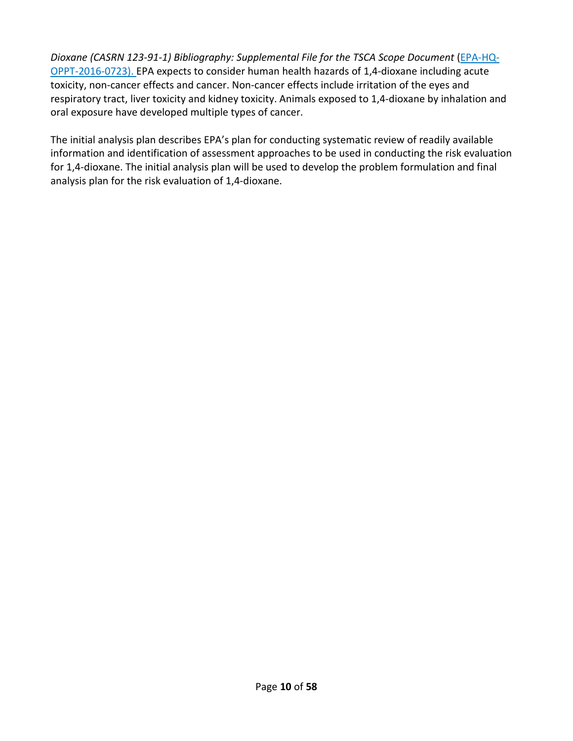*Dioxane (CASRN 123-91-1) Bibliography: Supplemental File for the TSCA Scope Document* (EPA-HQ-OPPT-2016-0723). EPA expects to consider human health hazards of 1,4-dioxane including acute toxicity, non-cancer effects and cancer. Non-cancer effects include irritation of the eyes and respiratory tract, liver toxicity and kidney toxicity. Animals exposed to 1,4-dioxane by inhalation and oral exposure have developed multiple types of cancer.

The initial analysis plan describes EPA's plan for conducting systematic review of readily available information and identification of assessment approaches to be used in conducting the risk evaluation for 1,4-dioxane. The initial analysis plan will be used to develop the problem formulation and final analysis plan for the risk evaluation of 1,4-dioxane.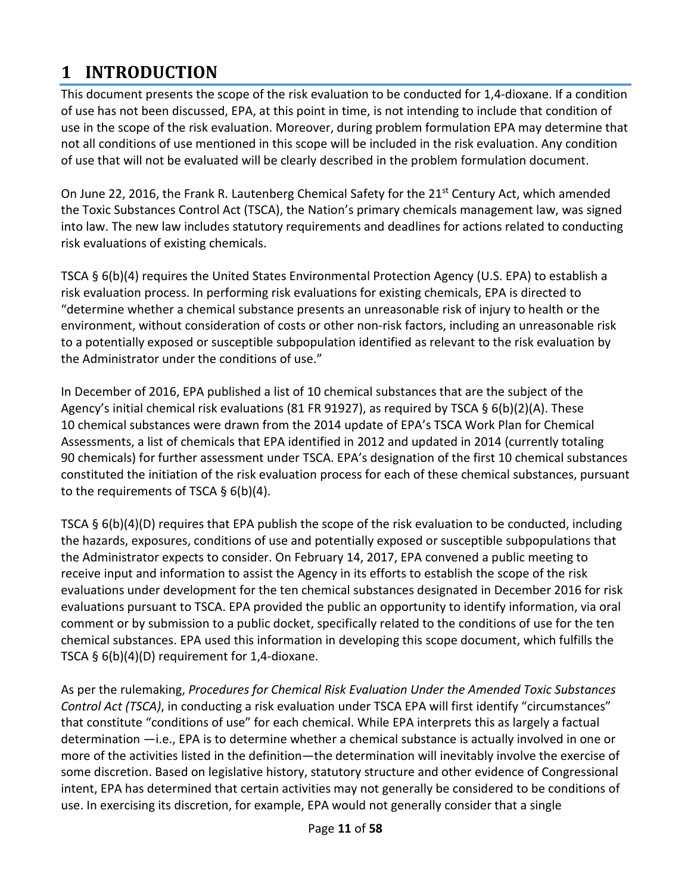# 1 INTRODUCTION

This document presents the scope of the risk evaluation to be conducted for 1,4-dioxane. If a condition of use has not been discussed, EPA, at this point in time, is not intending to include that condition of use in the scope of the risk evaluation. Moreover, during problem formulation EPA may determine that not all conditions of use mentioned in this scope will be included in the risk evaluation. Any condition of use that will not be evaluated will be clearly described in the problem formulation document.

On June 22, 2016, the Frank R. Lautenberg Chemical Safety for the 21st Century Act, which amended the Toxic Substances Control Act (TSCA), the Nation's primary chemicals management law, was signed into law. The new law includes statutory requirements and deadlines for actions related to conducting risk evaluations of existing chemicals.

TSCA § 6(b)(4) requires the United States Environmental Protection Agency (U.S. EPA) to establish a risk evaluation process. In performing risk evaluations for existing chemicals, EPA is directed to "determine whether a chemical substance presents an unreasonable risk of injury to health or the environment, without consideration of costs or other non-risk factors, including an unreasonable risk to a potentially exposed or susceptible subpopulation identified as relevant to the risk evaluation by the Administrator under the conditions of use."

In December of 2016, EPA published a list of 10 chemical substances that are the subject of the Agency's initial chemical risk evaluations (81 FR 91927), as required by TSCA § 6(b)(2)(A). These 10 chemical substances were drawn from the 2014 update of EPA's TSCA Work Plan for Chemical Assessments, a list of chemicals that EPA identified in 2012 and updated in 2014 (currently totaling 90 chemicals) for further assessment under TSCA. EPA's designation of the first 10 chemical substances constituted the initiation of the risk evaluation process for each of these chemical substances, pursuant to the requirements of TSCA § 6(b)(4).

TSCA § 6(b)(4)(D) requires that EPA publish the scope of the risk evaluation to be conducted, including the hazards, exposures, conditions of use and potentially exposed or susceptible subpopulations that the Administrator expects to consider. On February 14, 2017, EPA convened a public meeting to receive input and information to assist the Agency in its efforts to establish the scope of the risk evaluations under development for the ten chemical substances designated in December 2016 for risk evaluations pursuant to TSCA. EPA provided the public an opportunity to identify information, via oral comment or by submission to a public docket, specifically related to the conditions of use for the ten chemical substances. EPA used this information in developing this scope document, which fulfills the TSCA § 6(b)(4)(D) requirement for 1,4-dioxane.

As per the rulemaking, *Procedures for Chemical Risk Evaluation Under the Amended Toxic Substances Control Act (TSCA)*, in conducting a risk evaluation under TSCA EPA will first identify "circumstances" that constitute "conditions of use" for each chemical. While EPA interprets this as largely a factual determination —i.e., EPA is to determine whether a chemical substance is actually involved in one or more of the activities listed in the definition—the determination will inevitably involve the exercise of some discretion. Based on legislative history, statutory structure and other evidence of Congressional intent, EPA has determined that certain activities may not generally be considered to be conditions of use. In exercising its discretion, for example, EPA would not generally consider that a single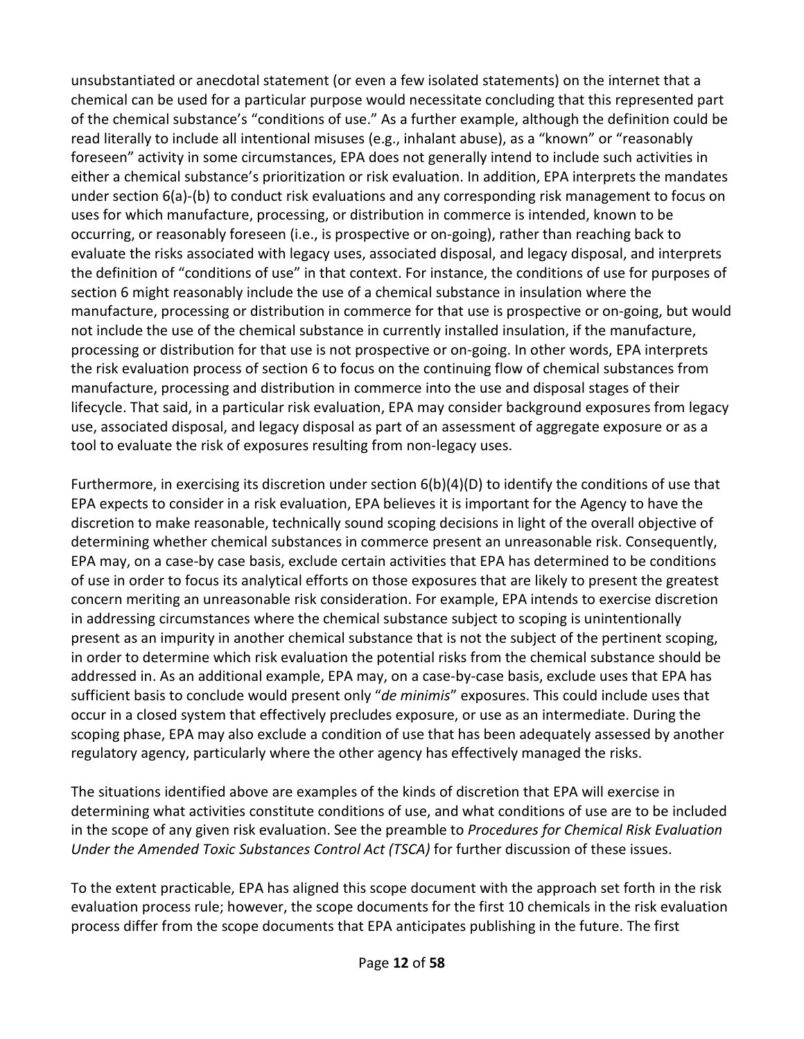unsubstantiated or anecdotal statement (or even a few isolated statements) on the internet that a chemical can be used for a particular purpose would necessitate concluding that this represented part of the chemical substance's "conditions of use." As a further example, although the definition could be read literally to include all intentional misuses (e.g., inhalant abuse), as a "known" or "reasonably foreseen" activity in some circumstances, EPA does not generally intend to include such activities in either a chemical substance's prioritization or risk evaluation. In addition, EPA interprets the mandates under section 6(a)-(b) to conduct risk evaluations and any corresponding risk management to focus on uses for which manufacture, processing, or distribution in commerce is intended, known to be occurring, or reasonably foreseen (i.e., is prospective or on-going), rather than reaching back to evaluate the risks associated with legacy uses, associated disposal, and legacy disposal, and interprets the definition of "conditions of use" in that context. For instance, the conditions of use for purposes of section 6 might reasonably include the use of a chemical substance in insulation where the manufacture, processing or distribution in commerce for that use is prospective or on-going, but would not include the use of the chemical substance in currently installed insulation, if the manufacture, processing or distribution for that use is not prospective or on-going. In other words, EPA interprets the risk evaluation process of section 6 to focus on the continuing flow of chemical substances from manufacture, processing and distribution in commerce into the use and disposal stages of their lifecycle. That said, in a particular risk evaluation, EPA may consider background exposures from legacy use, associated disposal, and legacy disposal as part of an assessment of aggregate exposure or as a tool to evaluate the risk of exposures resulting from non-legacy uses.

Furthermore, in exercising its discretion under section 6(b)(4)(D) to identify the conditions of use that EPA expects to consider in a risk evaluation, EPA believes it is important for the Agency to have the discretion to make reasonable, technically sound scoping decisions in light of the overall objective of determining whether chemical substances in commerce present an unreasonable risk. Consequently, EPA may, on a case-by case basis, exclude certain activities that EPA has determined to be conditions of use in order to focus its analytical efforts on those exposures that are likely to present the greatest concern meriting an unreasonable risk consideration. For example, EPA intends to exercise discretion in addressing circumstances where the chemical substance subject to scoping is unintentionally present as an impurity in another chemical substance that is not the subject of the pertinent scoping, in order to determine which risk evaluation the potential risks from the chemical substance should be addressed in. As an additional example, EPA may, on a case-by-case basis, exclude uses that EPA has sufficient basis to conclude would present only "*de minimis*" exposures. This could include uses that occur in a closed system that effectively precludes exposure, or use as an intermediate. During the scoping phase, EPA may also exclude a condition of use that has been adequately assessed by another regulatory agency, particularly where the other agency has effectively managed the risks.

The situations identified above are examples of the kinds of discretion that EPA will exercise in determining what activities constitute conditions of use, and what conditions of use are to be included in the scope of any given risk evaluation. See the preamble to *Procedures for Chemical Risk Evaluation Under the Amended Toxic Substances Control Act (TSCA)* for further discussion of these issues.

To the extent practicable, EPA has aligned this scope document with the approach set forth in the risk evaluation process rule; however, the scope documents for the first 10 chemicals in the risk evaluation process differ from the scope documents that EPA anticipates publishing in the future. The first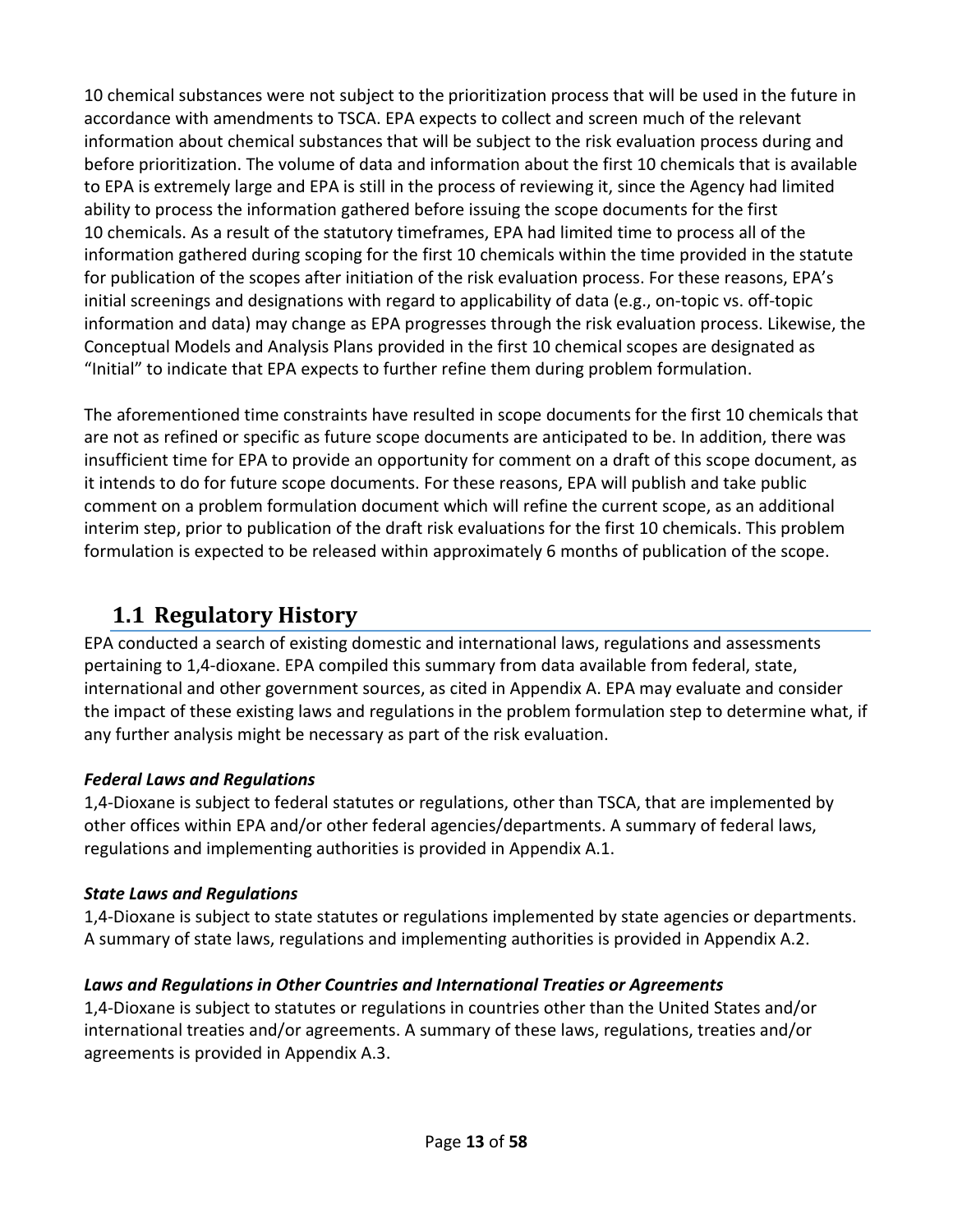10 chemical substances were not subject to the prioritization process that will be used in the future in accordance with amendments to TSCA. EPA expects to collect and screen much of the relevant information about chemical substances that will be subject to the risk evaluation process during and before prioritization. The volume of data and information about the first 10 chemicals that is available to EPA is extremely large and EPA is still in the process of reviewing it, since the Agency had limited ability to process the information gathered before issuing the scope documents for the first 10 chemicals. As a result of the statutory timeframes, EPA had limited time to process all of the information gathered during scoping for the first 10 chemicals within the time provided in the statute for publication of the scopes after initiation of the risk evaluation process. For these reasons, EPA's initial screenings and designations with regard to applicability of data (e.g., on-topic vs. off-topic information and data) may change as EPA progresses through the risk evaluation process. Likewise, the Conceptual Models and Analysis Plans provided in the first 10 chemical scopes are designated as "Initial" to indicate that EPA expects to further refine them during problem formulation.

The aforementioned time constraints have resulted in scope documents for the first 10 chemicals that are not as refined or specific as future scope documents are anticipated to be. In addition, there was insufficient time for EPA to provide an opportunity for comment on a draft of this scope document, as it intends to do for future scope documents. For these reasons, EPA will publish and take public comment on a problem formulation document which will refine the current scope, as an additional interim step, prior to publication of the draft risk evaluations for the first 10 chemicals. This problem formulation is expected to be released within approximately 6 months of publication of the scope.

## 1.1 Regulatory History

EPA conducted a search of existing domestic and international laws, regulations and assessments pertaining to 1,4-dioxane. EPA compiled this summary from data available from federal, state, international and other government sources, as cited in Appendix A. EPA may evaluate and consider the impact of these existing laws and regulations in the problem formulation step to determine what, if any further analysis might be necessary as part of the risk evaluation.

***Federal Laws and Regulations***

1,4-Dioxane is subject to federal statutes or regulations, other than TSCA, that are implemented by other offices within EPA and/or other federal agencies/departments. A summary of federal laws, regulations and implementing authorities is provided in Appendix A.1.

***State Laws and Regulations***

1,4-Dioxane is subject to state statutes or regulations implemented by state agencies or departments. A summary of state laws, regulations and implementing authorities is provided in Appendix A.2.

***Laws and Regulations in Other Countries and International Treaties or Agreements***

1,4-Dioxane is subject to statutes or regulations in countries other than the United States and/or international treaties and/or agreements. A summary of these laws, regulations, treaties and/or agreements is provided in Appendix A.3.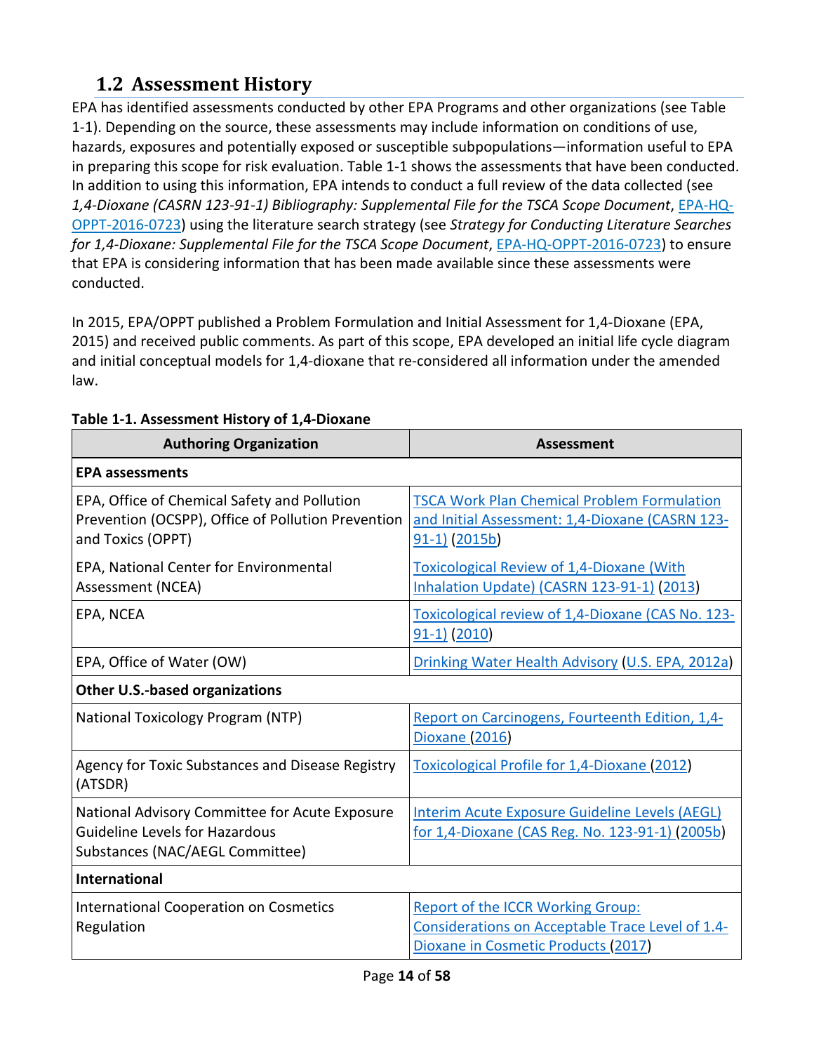## 1.2 Assessment History

EPA has identified assessments conducted by other EPA Programs and other organizations (see Table 1-1). Depending on the source, these assessments may include information on conditions of use, hazards, exposures and potentially exposed or susceptible subpopulations—information useful to EPA in preparing this scope for risk evaluation. Table 1-1 shows the assessments that have been conducted. In addition to using this information, EPA intends to conduct a full review of the data collected (see *1,4-Dioxane (CASRN 123-91-1) Bibliography: Supplemental File for the TSCA Scope Document*, EPA-HQ-OPPT-2016-0723) using the literature search strategy (see *Strategy for Conducting Literature Searches for 1,4-Dioxane: Supplemental File for the TSCA Scope Document*, EPA-HQ-OPPT-2016-0723) to ensure that EPA is considering information that has been made available since these assessments were conducted.

In 2015, EPA/OPPT published a Problem Formulation and Initial Assessment for 1,4-Dioxane (EPA, 2015) and received public comments. As part of this scope, EPA developed an initial life cycle diagram and initial conceptual models for 1,4-dioxane that re-considered all information under the amended law.

**Table 1-1. Assessment History of 1,4-Dioxane**

| Authoring Organization | Assessment |
|---|---|
| **EPA assessments** | |
| EPA, Office of Chemical Safety and Pollution Prevention (OCSPP), Office of Pollution Prevention and Toxics (OPPT) | TSCA Work Plan Chemical Problem Formulation and Initial Assessment: 1,4-Dioxane (CASRN 123-91-1) (2015b) |
| EPA, National Center for Environmental Assessment (NCEA) | Toxicological Review of 1,4-Dioxane (With Inhalation Update) (CASRN 123-91-1) (2013) |
| EPA, NCEA | Toxicological review of 1,4-Dioxane (CAS No. 123-91-1) (2010) |
| EPA, Office of Water (OW) | Drinking Water Health Advisory (U.S. EPA, 2012a) |
| **Other U.S.-based organizations** | |
| National Toxicology Program (NTP) | Report on Carcinogens, Fourteenth Edition, 1,4-Dioxane (2016) |
| Agency for Toxic Substances and Disease Registry (ATSDR) | Toxicological Profile for 1,4-Dioxane (2012) |
| National Advisory Committee for Acute Exposure Guideline Levels for Hazardous Substances (NAC/AEGL Committee) | Interim Acute Exposure Guideline Levels (AEGL) for 1,4-Dioxane (CAS Reg. No. 123-91-1) (2005b) |
| **International** | |
| International Cooperation on Cosmetics Regulation | Report of the ICCR Working Group: Considerations on Acceptable Trace Level of 1.4-Dioxane in Cosmetic Products (2017) |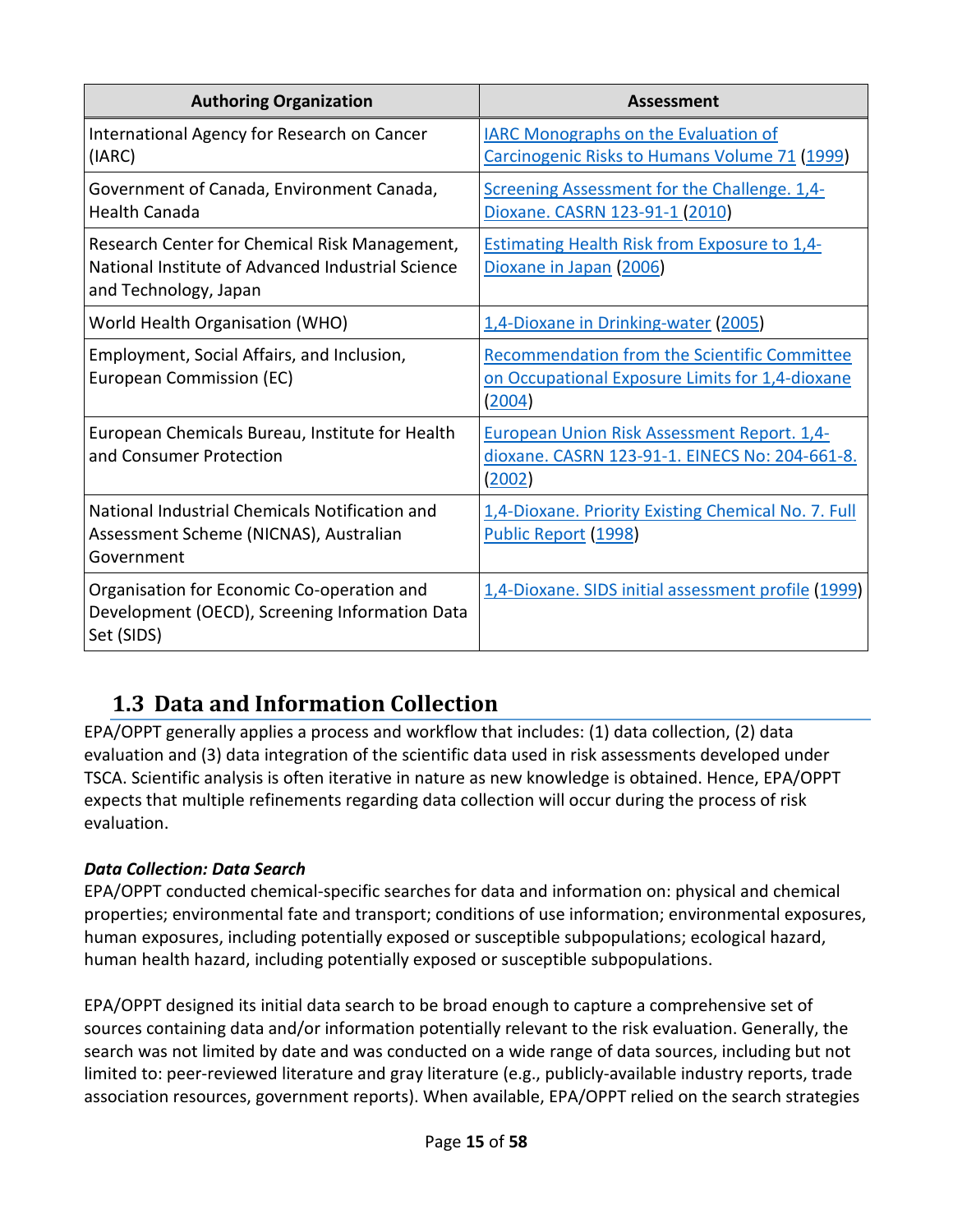| Authoring Organization | Assessment |
| --- | --- |
| International Agency for Research on Cancer (IARC) | IARC Monographs on the Evaluation of Carcinogenic Risks to Humans Volume 71 (1999) |
| Government of Canada, Environment Canada, Health Canada | Screening Assessment for the Challenge. 1,4-Dioxane. CASRN 123-91-1 (2010) |
| Research Center for Chemical Risk Management, National Institute of Advanced Industrial Science and Technology, Japan | Estimating Health Risk from Exposure to 1,4-Dioxane in Japan (2006) |
| World Health Organisation (WHO) | 1,4-Dioxane in Drinking-water (2005) |
| Employment, Social Affairs, and Inclusion, European Commission (EC) | Recommendation from the Scientific Committee on Occupational Exposure Limits for 1,4-dioxane (2004) |
| European Chemicals Bureau, Institute for Health and Consumer Protection | European Union Risk Assessment Report. 1,4-dioxane. CASRN 123-91-1. EINECS No: 204-661-8. (2002) |
| National Industrial Chemicals Notification and Assessment Scheme (NICNAS), Australian Government | 1,4-Dioxane. Priority Existing Chemical No. 7. Full Public Report (1998) |
| Organisation for Economic Co-operation and Development (OECD), Screening Information Data Set (SIDS) | 1,4-Dioxane. SIDS initial assessment profile (1999) |

## 1.3 Data and Information Collection

EPA/OPPT generally applies a process and workflow that includes: (1) data collection, (2) data evaluation and (3) data integration of the scientific data used in risk assessments developed under TSCA. Scientific analysis is often iterative in nature as new knowledge is obtained. Hence, EPA/OPPT expects that multiple refinements regarding data collection will occur during the process of risk evaluation.

***Data Collection: Data Search***

EPA/OPPT conducted chemical-specific searches for data and information on: physical and chemical properties; environmental fate and transport; conditions of use information; environmental exposures, human exposures, including potentially exposed or susceptible subpopulations; ecological hazard, human health hazard, including potentially exposed or susceptible subpopulations.

EPA/OPPT designed its initial data search to be broad enough to capture a comprehensive set of sources containing data and/or information potentially relevant to the risk evaluation. Generally, the search was not limited by date and was conducted on a wide range of data sources, including but not limited to: peer-reviewed literature and gray literature (e.g., publicly-available industry reports, trade association resources, government reports). When available, EPA/OPPT relied on the search strategies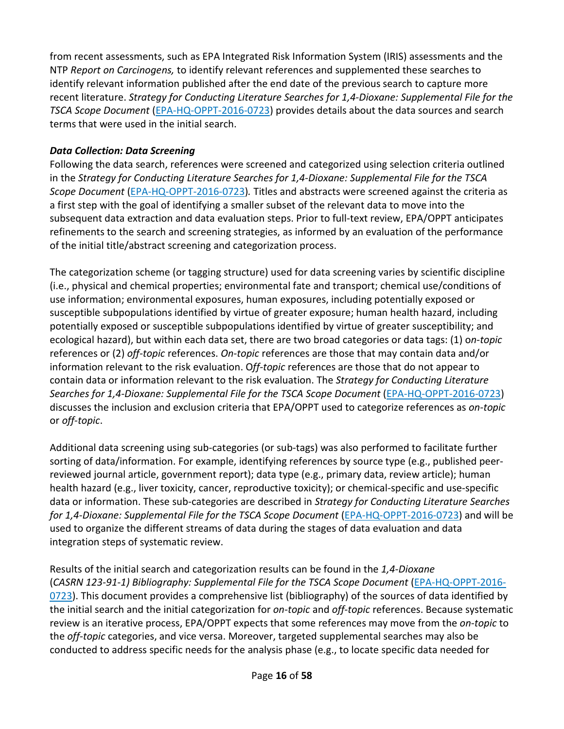from recent assessments, such as EPA Integrated Risk Information System (IRIS) assessments and the NTP *Report on Carcinogens,* to identify relevant references and supplemented these searches to identify relevant information published after the end date of the previous search to capture more recent literature. *Strategy for Conducting Literature Searches for 1,4-Dioxane: Supplemental File for the TSCA Scope Document* (EPA-HQ-OPPT-2016-0723) provides details about the data sources and search terms that were used in the initial search.

***Data Collection: Data Screening***

Following the data search, references were screened and categorized using selection criteria outlined in the *Strategy for Conducting Literature Searches for 1,4-Dioxane: Supplemental File for the TSCA Scope Document* (EPA-HQ-OPPT-2016-0723)*.* Titles and abstracts were screened against the criteria as a first step with the goal of identifying a smaller subset of the relevant data to move into the subsequent data extraction and data evaluation steps. Prior to full-text review, EPA/OPPT anticipates refinements to the search and screening strategies, as informed by an evaluation of the performance of the initial title/abstract screening and categorization process.

The categorization scheme (or tagging structure) used for data screening varies by scientific discipline (i.e., physical and chemical properties; environmental fate and transport; chemical use/conditions of use information; environmental exposures, human exposures, including potentially exposed or susceptible subpopulations identified by virtue of greater exposure; human health hazard, including potentially exposed or susceptible subpopulations identified by virtue of greater susceptibility; and ecological hazard), but within each data set, there are two broad categories or data tags: (1) o*n-topic* references or (2) *off-topic* references. *On-topic* references are those that may contain data and/or information relevant to the risk evaluation. O*ff-topic* references are those that do not appear to contain data or information relevant to the risk evaluation. The *Strategy for Conducting Literature Searches for 1,4-Dioxane: Supplemental File for the TSCA Scope Document* (EPA-HQ-OPPT-2016-0723) discusses the inclusion and exclusion criteria that EPA/OPPT used to categorize references as *on-topic* or *off-topic*.

Additional data screening using sub-categories (or sub-tags) was also performed to facilitate further sorting of data/information. For example, identifying references by source type (e.g., published peer-reviewed journal article, government report); data type (e.g., primary data, review article); human health hazard (e.g., liver toxicity, cancer, reproductive toxicity); or chemical-specific and use-specific data or information. These sub-categories are described in *Strategy for Conducting Literature Searches for 1,4-Dioxane: Supplemental File for the TSCA Scope Document* (EPA-HQ-OPPT-2016-0723) and will be used to organize the different streams of data during the stages of data evaluation and data integration steps of systematic review.

Results of the initial search and categorization results can be found in the *1,4-Dioxane* (*CASRN 123-91-1) Bibliography: Supplemental File for the TSCA Scope Document* (EPA-HQ-OPPT-2016-0723). This document provides a comprehensive list (bibliography) of the sources of data identified by the initial search and the initial categorization for *on-topic* and *off-topic* references. Because systematic review is an iterative process, EPA/OPPT expects that some references may move from the *on-topic* to the *off-topic* categories, and vice versa. Moreover, targeted supplemental searches may also be conducted to address specific needs for the analysis phase (e.g., to locate specific data needed for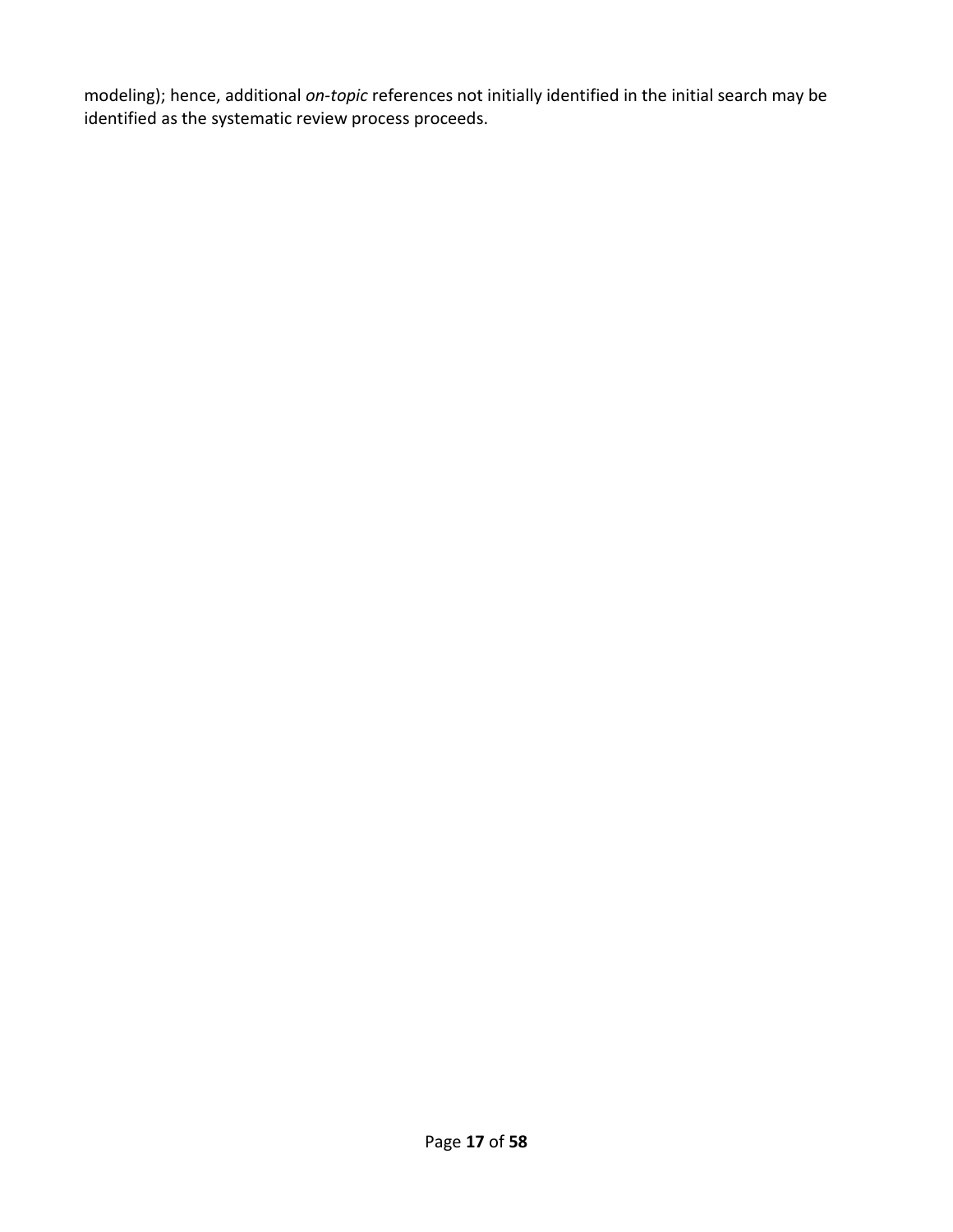modeling); hence, additional *on-topic* references not initially identified in the initial search may be identified as the systematic review process proceeds.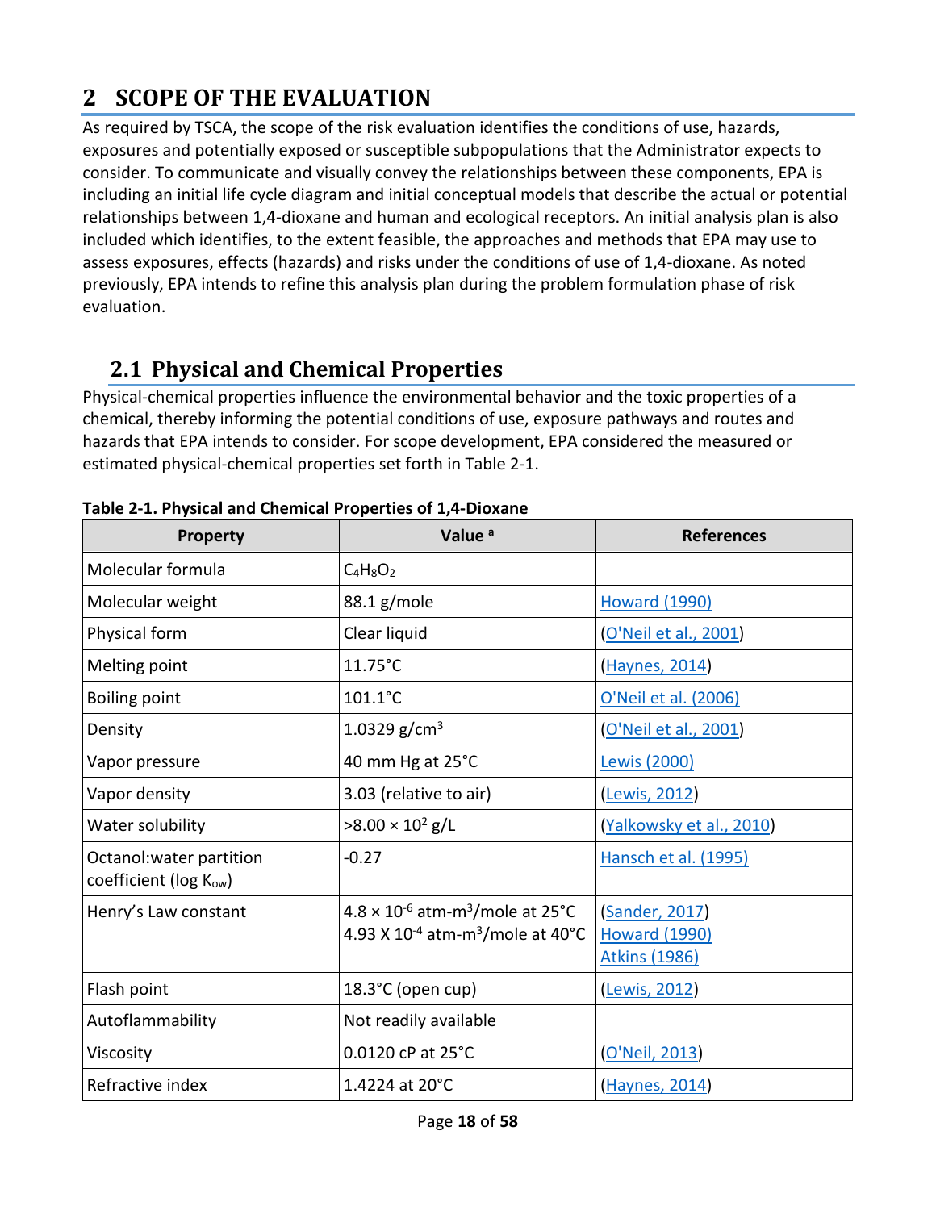# 2 SCOPE OF THE EVALUATION

As required by TSCA, the scope of the risk evaluation identifies the conditions of use, hazards, exposures and potentially exposed or susceptible subpopulations that the Administrator expects to consider. To communicate and visually convey the relationships between these components, EPA is including an initial life cycle diagram and initial conceptual models that describe the actual or potential relationships between 1,4-dioxane and human and ecological receptors. An initial analysis plan is also included which identifies, to the extent feasible, the approaches and methods that EPA may use to assess exposures, effects (hazards) and risks under the conditions of use of 1,4-dioxane. As noted previously, EPA intends to refine this analysis plan during the problem formulation phase of risk evaluation.

## 2.1 Physical and Chemical Properties

Physical-chemical properties influence the environmental behavior and the toxic properties of a chemical, thereby informing the potential conditions of use, exposure pathways and routes and hazards that EPA intends to consider. For scope development, EPA considered the measured or estimated physical-chemical properties set forth in Table 2-1.

**Table 2-1. Physical and Chemical Properties of 1,4-Dioxane**

| Property | Value [a] | References |
|---|---|---|
| Molecular formula | $C_4H_8O_2$ | |
| Molecular weight | 88.1 g/mole | Howard (1990) |
| Physical form | Clear liquid | (O'Neil et al., 2001) |
| Melting point | 11.75°C | (Haynes, 2014) |
| Boiling point | 101.1°C | O'Neil et al. (2006) |
| Density | 1.0329 g/cm$^3$ | (O'Neil et al., 2001) |
| Vapor pressure | 40 mm Hg at 25°C | Lewis (2000) |
| Vapor density | 3.03 (relative to air) | (Lewis, 2012) |
| Water solubility | >8.00 × 10$^2$ g/L | (Yalkowsky et al., 2010) |
| Octanol:water partition coefficient (log $K_{ow}$) | -0.27 | Hansch et al. (1995) |
| Henry's Law constant | 4.8 × 10$^{-6}$ atm-m$^3$/mole at 25°C<br>4.93 X 10$^{-4}$ atm-m$^3$/mole at 40°C | (Sander, 2017)<br>Howard (1990)<br>Atkins (1986) |
| Flash point | 18.3°C (open cup) | (Lewis, 2012) |
| Autoflammability | Not readily available | |
| Viscosity | 0.0120 cP at 25°C | (O'Neil, 2013) |
| Refractive index | 1.4224 at 20°C | (Haynes, 2014) |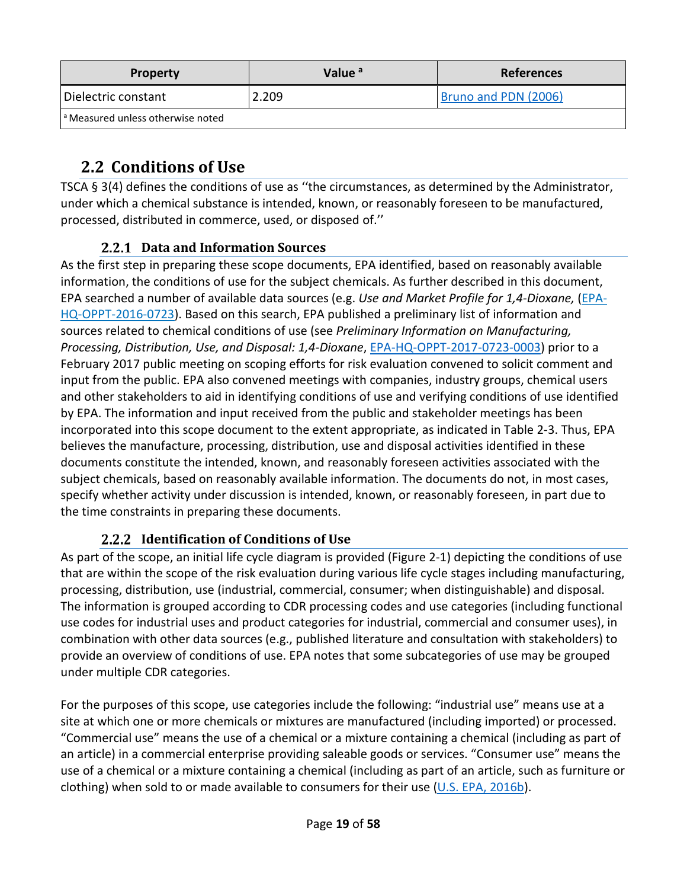| Property | Value [a] | References |
| --- | --- | --- |
| Dielectric constant | 2.209 | Bruno and PDN (2006) |
| [a] Measured unless otherwise noted | | |

## 2.2 Conditions of Use

TSCA § 3(4) defines the conditions of use as ''the circumstances, as determined by the Administrator, under which a chemical substance is intended, known, or reasonably foreseen to be manufactured, processed, distributed in commerce, used, or disposed of.''

### 2.2.1 Data and Information Sources

As the first step in preparing these scope documents, EPA identified, based on reasonably available information, the conditions of use for the subject chemicals. As further described in this document, EPA searched a number of available data sources (e.g. *Use and Market Profile for 1,4-Dioxane,* (EPA-HQ-OPPT-2016-0723). Based on this search, EPA published a preliminary list of information and sources related to chemical conditions of use (see *Preliminary Information on Manufacturing, Processing, Distribution, Use, and Disposal: 1,4-Dioxane*, EPA-HQ-OPPT-2017-0723-0003) prior to a February 2017 public meeting on scoping efforts for risk evaluation convened to solicit comment and input from the public. EPA also convened meetings with companies, industry groups, chemical users and other stakeholders to aid in identifying conditions of use and verifying conditions of use identified by EPA. The information and input received from the public and stakeholder meetings has been incorporated into this scope document to the extent appropriate, as indicated in Table 2-3. Thus, EPA believes the manufacture, processing, distribution, use and disposal activities identified in these documents constitute the intended, known, and reasonably foreseen activities associated with the subject chemicals, based on reasonably available information. The documents do not, in most cases, specify whether activity under discussion is intended, known, or reasonably foreseen, in part due to the time constraints in preparing these documents.

### 2.2.2 Identification of Conditions of Use

As part of the scope, an initial life cycle diagram is provided (Figure 2-1) depicting the conditions of use that are within the scope of the risk evaluation during various life cycle stages including manufacturing, processing, distribution, use (industrial, commercial, consumer; when distinguishable) and disposal. The information is grouped according to CDR processing codes and use categories (including functional use codes for industrial uses and product categories for industrial, commercial and consumer uses), in combination with other data sources (e.g., published literature and consultation with stakeholders) to provide an overview of conditions of use. EPA notes that some subcategories of use may be grouped under multiple CDR categories.

For the purposes of this scope, use categories include the following: "industrial use" means use at a site at which one or more chemicals or mixtures are manufactured (including imported) or processed. "Commercial use" means the use of a chemical or a mixture containing a chemical (including as part of an article) in a commercial enterprise providing saleable goods or services. "Consumer use" means the use of a chemical or a mixture containing a chemical (including as part of an article, such as furniture or clothing) when sold to or made available to consumers for their use (U.S. EPA, 2016b).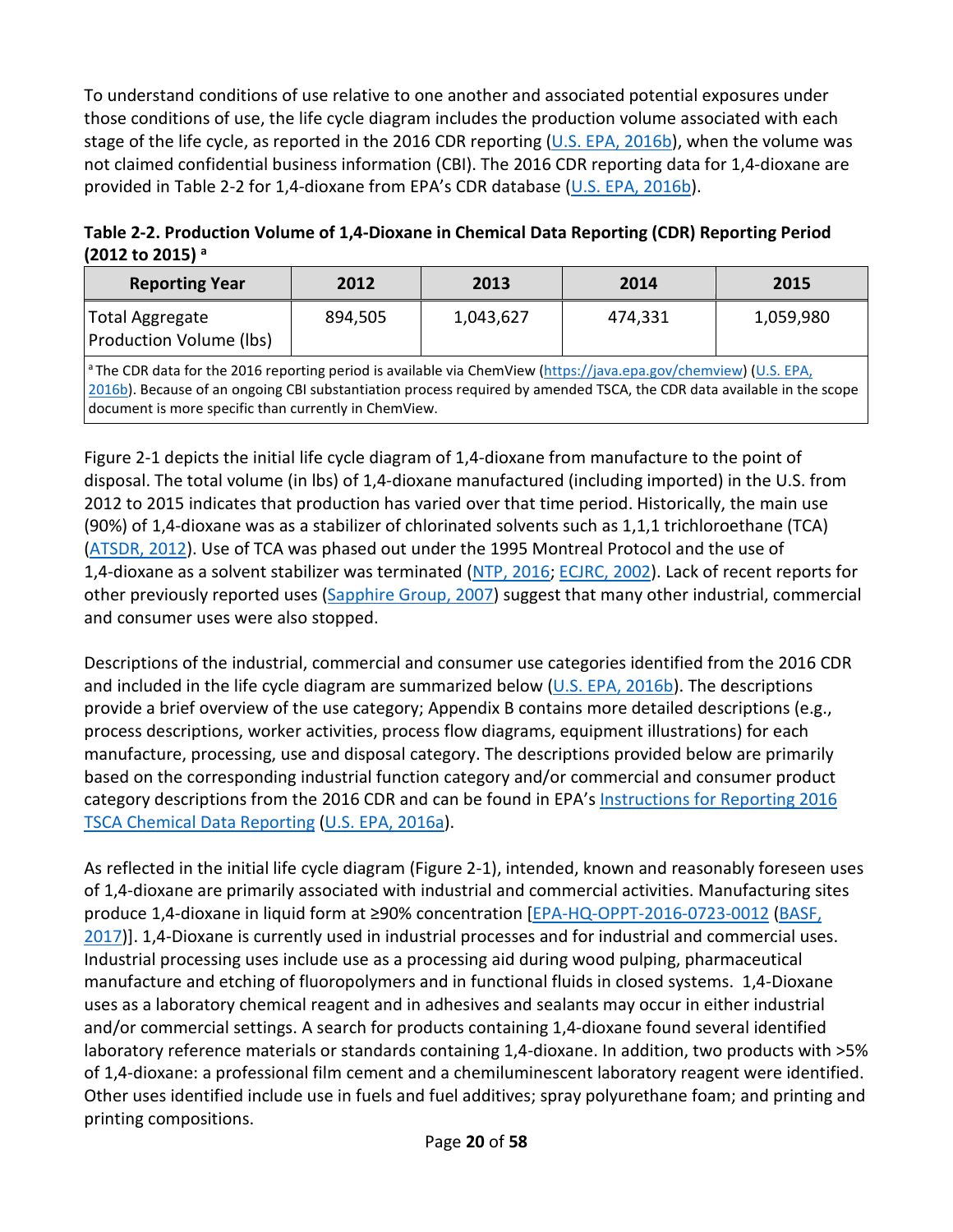To understand conditions of use relative to one another and associated potential exposures under those conditions of use, the life cycle diagram includes the production volume associated with each stage of the life cycle, as reported in the 2016 CDR reporting (U.S. EPA, 2016b), when the volume was not claimed confidential business information (CBI). The 2016 CDR reporting data for 1,4-dioxane are provided in Table 2-2 for 1,4-dioxane from EPA's CDR database (U.S. EPA, 2016b).

**Table 2-2. Production Volume of 1,4-Dioxane in Chemical Data Reporting (CDR) Reporting Period (2012 to 2015) [a]**

| Reporting Year | 2012 | 2013 | 2014 | 2015 |
|---|---|---|---|---|
| Total Aggregate Production Volume (lbs) | 894,505 | 1,043,627 | 474,331 | 1,059,980 |

[a] The CDR data for the 2016 reporting period is available via ChemView (https://java.epa.gov/chemview) (U.S. EPA, 2016b). Because of an ongoing CBI substantiation process required by amended TSCA, the CDR data available in the scope document is more specific than currently in ChemView.

Figure 2-1 depicts the initial life cycle diagram of 1,4-dioxane from manufacture to the point of disposal. The total volume (in lbs) of 1,4-dioxane manufactured (including imported) in the U.S. from 2012 to 2015 indicates that production has varied over that time period. Historically, the main use (90%) of 1,4-dioxane was as a stabilizer of chlorinated solvents such as 1,1,1 trichloroethane (TCA) (ATSDR, 2012). Use of TCA was phased out under the 1995 Montreal Protocol and the use of 1,4-dioxane as a solvent stabilizer was terminated (NTP, 2016; ECJRC, 2002). Lack of recent reports for other previously reported uses (Sapphire Group, 2007) suggest that many other industrial, commercial and consumer uses were also stopped.

Descriptions of the industrial, commercial and consumer use categories identified from the 2016 CDR and included in the life cycle diagram are summarized below (U.S. EPA, 2016b). The descriptions provide a brief overview of the use category; Appendix B contains more detailed descriptions (e.g., process descriptions, worker activities, process flow diagrams, equipment illustrations) for each manufacture, processing, use and disposal category. The descriptions provided below are primarily based on the corresponding industrial function category and/or commercial and consumer product category descriptions from the 2016 CDR and can be found in EPA's Instructions for Reporting 2016 TSCA Chemical Data Reporting (U.S. EPA, 2016a).

As reflected in the initial life cycle diagram (Figure 2-1), intended, known and reasonably foreseen uses of 1,4-dioxane are primarily associated with industrial and commercial activities. Manufacturing sites produce 1,4-dioxane in liquid form at ≥90% concentration [EPA-HQ-OPPT-2016-0723-0012 (BASF, 2017)]. 1,4-Dioxane is currently used in industrial processes and for industrial and commercial uses. Industrial processing uses include use as a processing aid during wood pulping, pharmaceutical manufacture and etching of fluoropolymers and in functional fluids in closed systems. 1,4-Dioxane uses as a laboratory chemical reagent and in adhesives and sealants may occur in either industrial and/or commercial settings. A search for products containing 1,4-dioxane found several identified laboratory reference materials or standards containing 1,4-dioxane. In addition, two products with >5% of 1,4-dioxane: a professional film cement and a chemiluminescent laboratory reagent were identified. Other uses identified include use in fuels and fuel additives; spray polyurethane foam; and printing and printing compositions.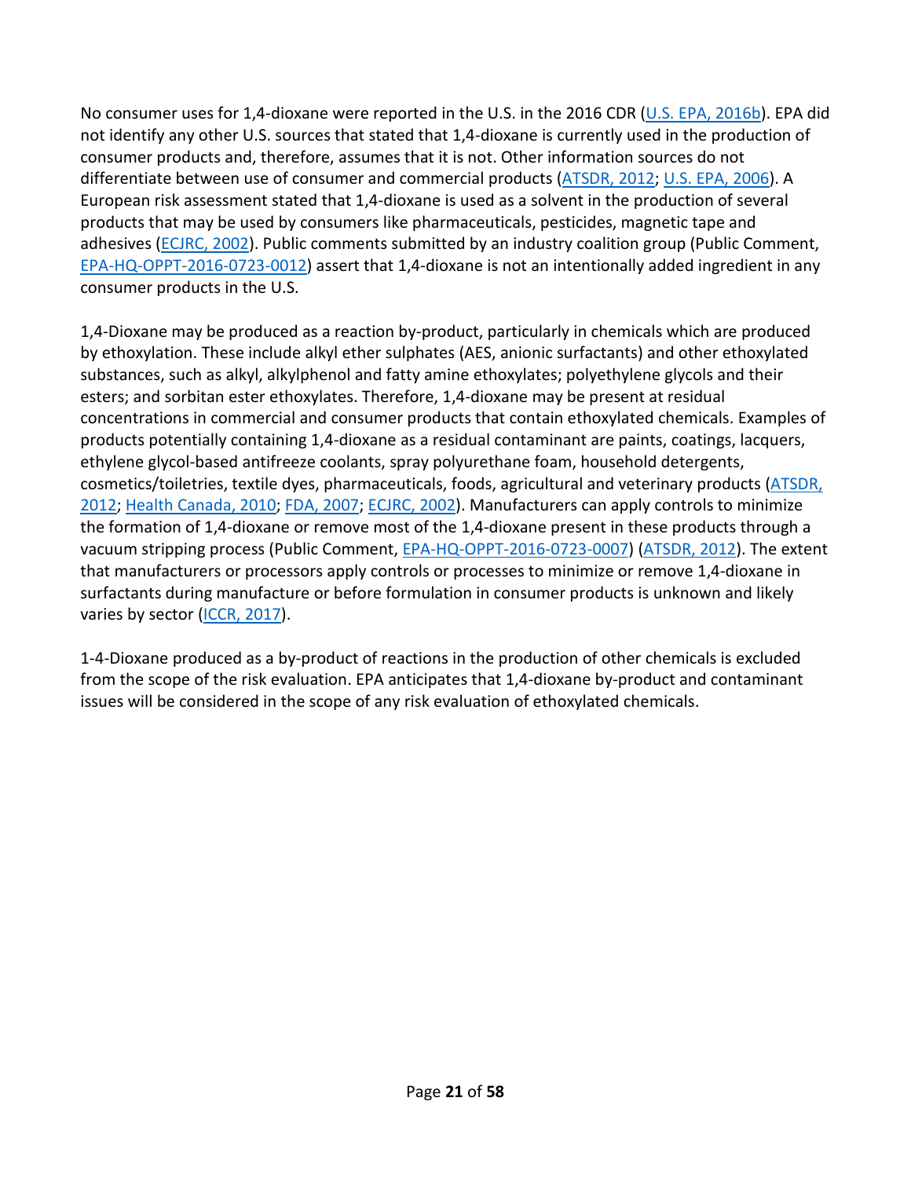No consumer uses for 1,4-dioxane were reported in the U.S. in the 2016 CDR (U.S. EPA, 2016b). EPA did not identify any other U.S. sources that stated that 1,4-dioxane is currently used in the production of consumer products and, therefore, assumes that it is not. Other information sources do not differentiate between use of consumer and commercial products (ATSDR, 2012; U.S. EPA, 2006). A European risk assessment stated that 1,4-dioxane is used as a solvent in the production of several products that may be used by consumers like pharmaceuticals, pesticides, magnetic tape and adhesives (ECJRC, 2002). Public comments submitted by an industry coalition group (Public Comment, EPA-HQ-OPPT-2016-0723-0012) assert that 1,4-dioxane is not an intentionally added ingredient in any consumer products in the U.S.

1,4-Dioxane may be produced as a reaction by-product, particularly in chemicals which are produced by ethoxylation. These include alkyl ether sulphates (AES, anionic surfactants) and other ethoxylated substances, such as alkyl, alkylphenol and fatty amine ethoxylates; polyethylene glycols and their esters; and sorbitan ester ethoxylates. Therefore, 1,4-dioxane may be present at residual concentrations in commercial and consumer products that contain ethoxylated chemicals. Examples of products potentially containing 1,4-dioxane as a residual contaminant are paints, coatings, lacquers, ethylene glycol-based antifreeze coolants, spray polyurethane foam, household detergents, cosmetics/toiletries, textile dyes, pharmaceuticals, foods, agricultural and veterinary products (ATSDR, 2012; Health Canada, 2010; FDA, 2007; ECJRC, 2002). Manufacturers can apply controls to minimize the formation of 1,4-dioxane or remove most of the 1,4-dioxane present in these products through a vacuum stripping process (Public Comment, EPA-HQ-OPPT-2016-0723-0007) (ATSDR, 2012). The extent that manufacturers or processors apply controls or processes to minimize or remove 1,4-dioxane in surfactants during manufacture or before formulation in consumer products is unknown and likely varies by sector (ICCR, 2017).

1-4-Dioxane produced as a by-product of reactions in the production of other chemicals is excluded from the scope of the risk evaluation. EPA anticipates that 1,4-dioxane by-product and contaminant issues will be considered in the scope of any risk evaluation of ethoxylated chemicals.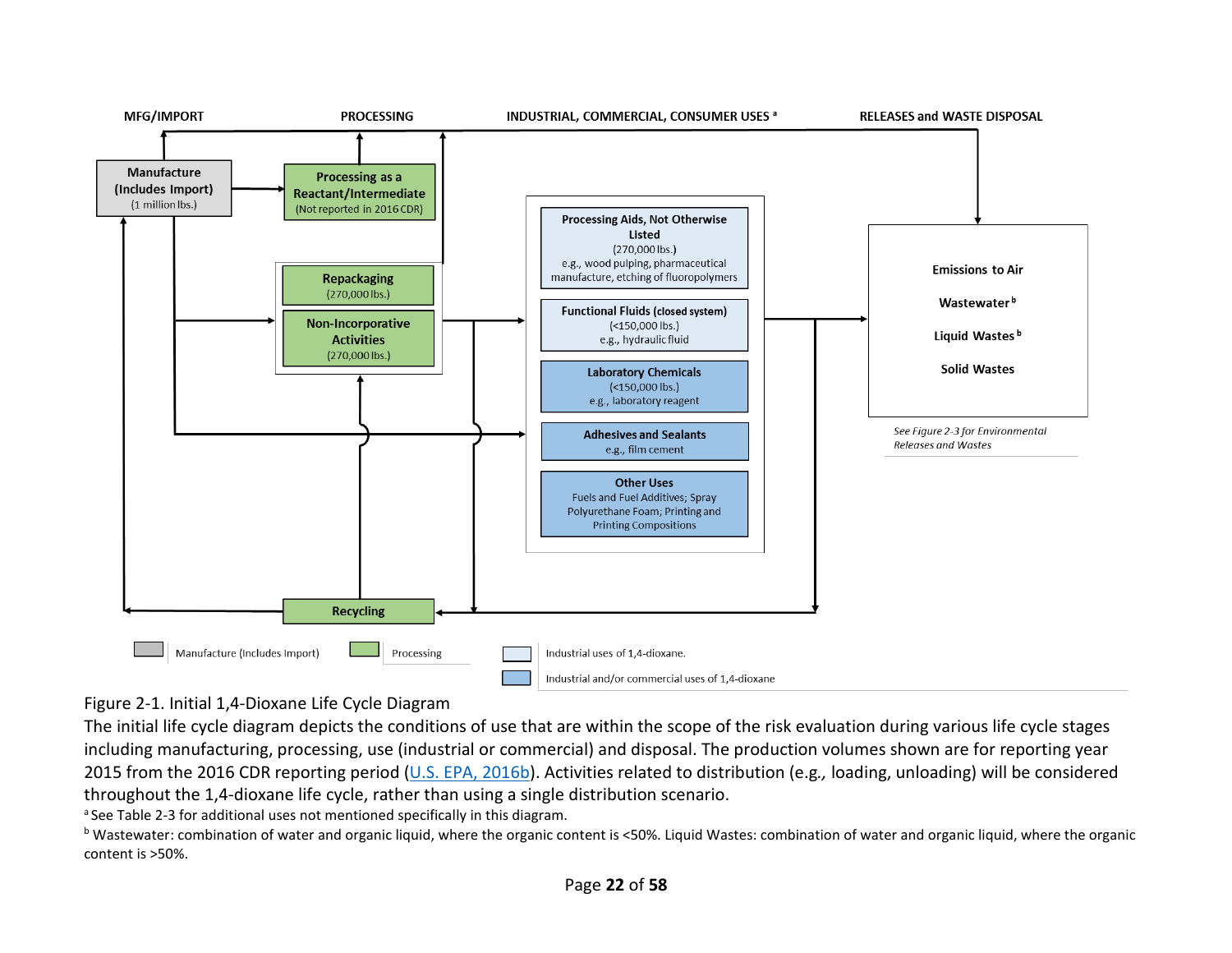MFG/IMPORT | PROCESSING | INDUSTRIAL, COMMERCIAL, CONSUMER USES [a] | RELEASES and WASTE DISPOSAL

**Manufacture (Includes Import)**
(1 million lbs.)

**Processing as a Reactant/Intermediate**
(Not reported in 2016 CDR)

**Repackaging**
(270,000 lbs.)

**Non-Incorporative Activities**
(270,000 lbs.)

**Recycling**

**Processing Aids, Not Otherwise Listed**
(270,000 lbs.)
e.g., wood pulping, pharmaceutical manufacture, etching of fluoropolymers

**Functional Fluids (closed system)**
(<150,000 lbs.)
e.g., hydraulic fluid

**Laboratory Chemicals**
(<150,000 lbs.)
e.g., laboratory reagent

**Adhesives and Sealants**
e.g., film cement

**Other Uses**
Fuels and Fuel Additives; Spray Polyurethane Foam; Printing and Printing Compositions

**Emissions to Air**

**Wastewater** [b]

**Liquid Wastes** [b]

**Solid Wastes**

*See Figure 2-3 for Environmental Releases and Wastes*

Legend: Manufacture (Includes Import) | Processing | Industrial uses of 1,4-dioxane. | Industrial and/or commercial uses of 1,4-dioxane

Figure 2-1. Initial 1,4-Dioxane Life Cycle Diagram

The initial life cycle diagram depicts the conditions of use that are within the scope of the risk evaluation during various life cycle stages including manufacturing, processing, use (industrial or commercial) and disposal. The production volumes shown are for reporting year 2015 from the 2016 CDR reporting period (U.S. EPA, 2016b). Activities related to distribution (e.g., loading, unloading) will be considered throughout the 1,4-dioxane life cycle, rather than using a single distribution scenario.

[a] See Table 2-3 for additional uses not mentioned specifically in this diagram.

[b] Wastewater: combination of water and organic liquid, where the organic content is <50%. Liquid Wastes: combination of water and organic liquid, where the organic content is >50%.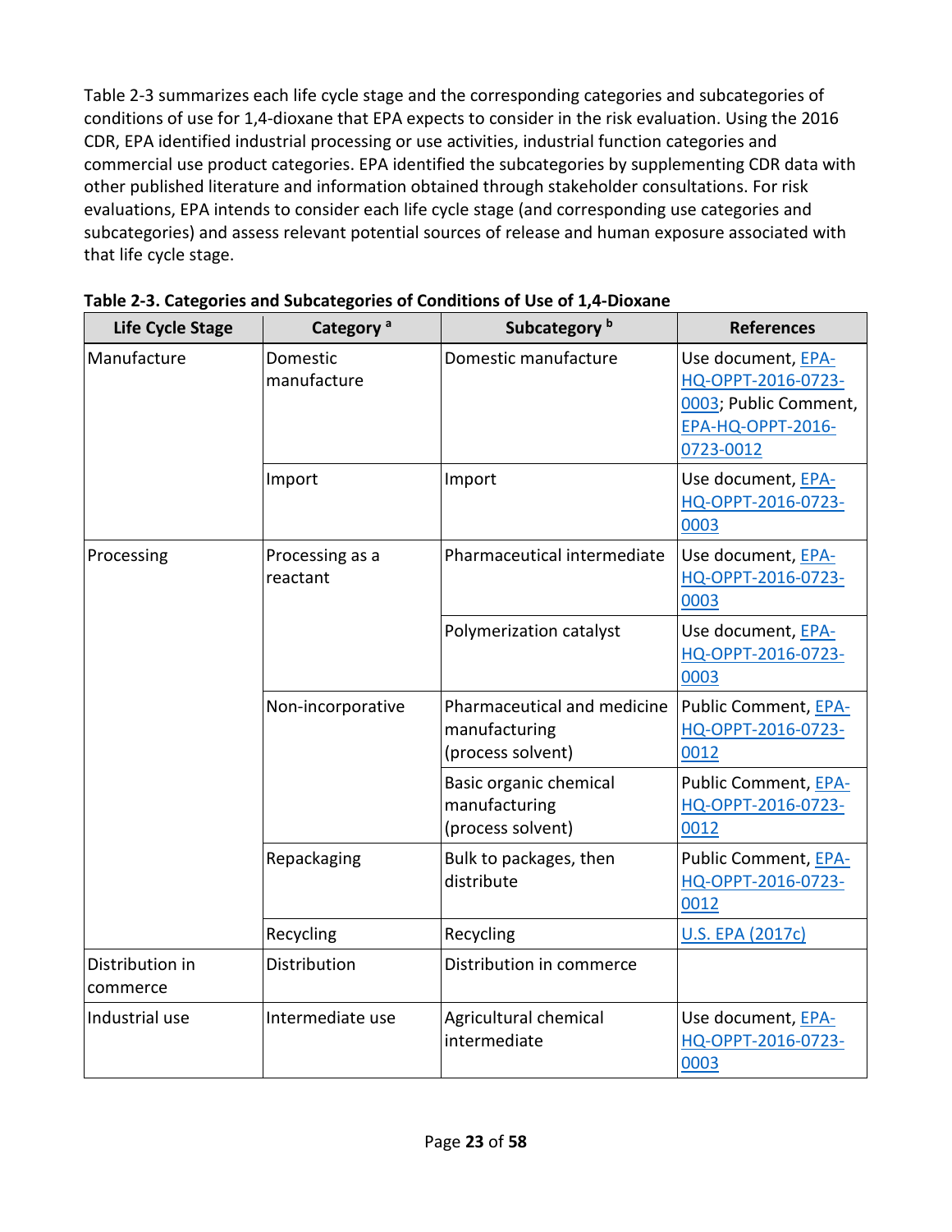Table 2-3 summarizes each life cycle stage and the corresponding categories and subcategories of conditions of use for 1,4-dioxane that EPA expects to consider in the risk evaluation. Using the 2016 CDR, EPA identified industrial processing or use activities, industrial function categories and commercial use product categories. EPA identified the subcategories by supplementing CDR data with other published literature and information obtained through stakeholder consultations. For risk evaluations, EPA intends to consider each life cycle stage (and corresponding use categories and subcategories) and assess relevant potential sources of release and human exposure associated with that life cycle stage.

**Table 2-3. Categories and Subcategories of Conditions of Use of 1,4-Dioxane**

| Life Cycle Stage | Category [a] | Subcategory [b] | References |
|---|---|---|---|
| Manufacture | Domestic manufacture | Domestic manufacture | Use document, EPA-HQ-OPPT-2016-0723-0003; Public Comment, EPA-HQ-OPPT-2016-0723-0012 |
| | Import | Import | Use document, EPA-HQ-OPPT-2016-0723-0003 |
| Processing | Processing as a reactant | Pharmaceutical intermediate | Use document, EPA-HQ-OPPT-2016-0723-0003 |
| | | Polymerization catalyst | Use document, EPA-HQ-OPPT-2016-0723-0003 |
| | Non-incorporative | Pharmaceutical and medicine manufacturing (process solvent) | Public Comment, EPA-HQ-OPPT-2016-0723-0012 |
| | | Basic organic chemical manufacturing (process solvent) | Public Comment, EPA-HQ-OPPT-2016-0723-0012 |
| | Repackaging | Bulk to packages, then distribute | Public Comment, EPA-HQ-OPPT-2016-0723-0012 |
| | Recycling | Recycling | U.S. EPA (2017c) |
| Distribution in commerce | Distribution | Distribution in commerce | |
| Industrial use | Intermediate use | Agricultural chemical intermediate | Use document, EPA-HQ-OPPT-2016-0723-0003 |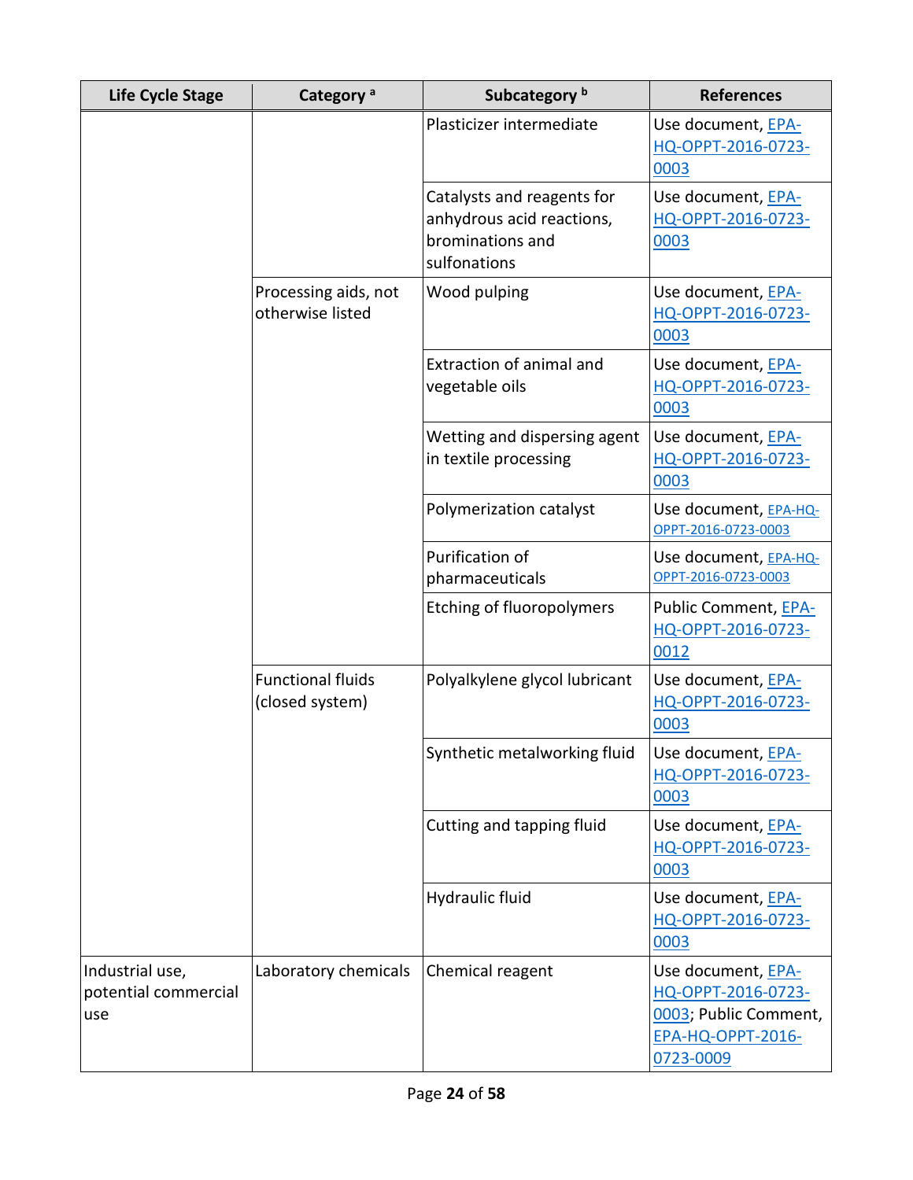| Life Cycle Stage | Category [a] | Subcategory [b] | References |
|---|---|---|---|
| | | Plasticizer intermediate | Use document, EPA-HQ-OPPT-2016-0723-0003 |
| | | Catalysts and reagents for anhydrous acid reactions, brominations and sulfonations | Use document, EPA-HQ-OPPT-2016-0723-0003 |
| | Processing aids, not otherwise listed | Wood pulping | Use document, EPA-HQ-OPPT-2016-0723-0003 |
| | | Extraction of animal and vegetable oils | Use document, EPA-HQ-OPPT-2016-0723-0003 |
| | | Wetting and dispersing agent in textile processing | Use document, EPA-HQ-OPPT-2016-0723-0003 |
| | | Polymerization catalyst | Use document, EPA-HQ-OPPT-2016-0723-0003 |
| | | Purification of pharmaceuticals | Use document, EPA-HQ-OPPT-2016-0723-0003 |
| | | Etching of fluoropolymers | Public Comment, EPA-HQ-OPPT-2016-0723-0012 |
| | Functional fluids (closed system) | Polyalkylene glycol lubricant | Use document, EPA-HQ-OPPT-2016-0723-0003 |
| | | Synthetic metalworking fluid | Use document, EPA-HQ-OPPT-2016-0723-0003 |
| | | Cutting and tapping fluid | Use document, EPA-HQ-OPPT-2016-0723-0003 |
| | | Hydraulic fluid | Use document, EPA-HQ-OPPT-2016-0723-0003 |
| Industrial use, potential commercial use | Laboratory chemicals | Chemical reagent | Use document, EPA-HQ-OPPT-2016-0723-0003; Public Comment, EPA-HQ-OPPT-2016-0723-0009 |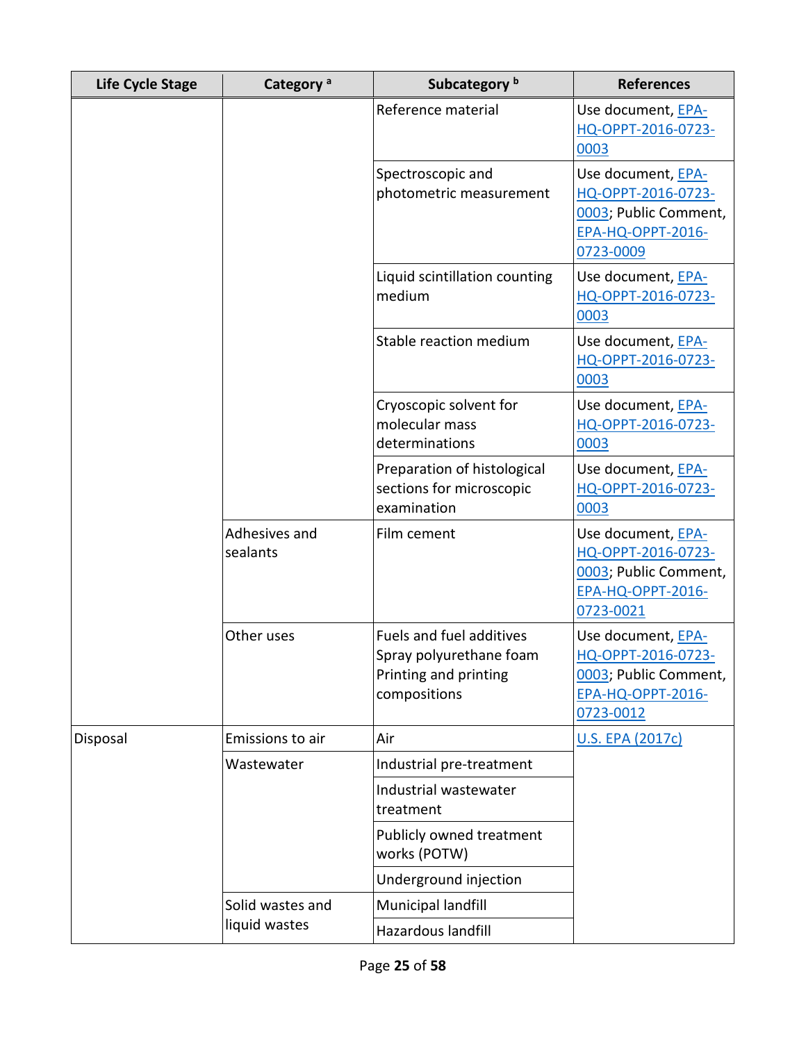| Life Cycle Stage | Category [a] | Subcategory [b] | References |
| --- | --- | --- | --- |
| | | Reference material | Use document, EPA-HQ-OPPT-2016-0723-0003 |
| | | Spectroscopic and photometric measurement | Use document, EPA-HQ-OPPT-2016-0723-0003; Public Comment, EPA-HQ-OPPT-2016-0723-0009 |
| | | Liquid scintillation counting medium | Use document, EPA-HQ-OPPT-2016-0723-0003 |
| | | Stable reaction medium | Use document, EPA-HQ-OPPT-2016-0723-0003 |
| | | Cryoscopic solvent for molecular mass determinations | Use document, EPA-HQ-OPPT-2016-0723-0003 |
| | | Preparation of histological sections for microscopic examination | Use document, EPA-HQ-OPPT-2016-0723-0003 |
| | Adhesives and sealants | Film cement | Use document, EPA-HQ-OPPT-2016-0723-0003; Public Comment, EPA-HQ-OPPT-2016-0723-0021 |
| | Other uses | Fuels and fuel additives<br>Spray polyurethane foam<br>Printing and printing compositions | Use document, EPA-HQ-OPPT-2016-0723-0003; Public Comment, EPA-HQ-OPPT-2016-0723-0012 |
| Disposal | Emissions to air | Air | U.S. EPA (2017c) |
| | Wastewater | Industrial pre-treatment | |
| | | Industrial wastewater treatment | |
| | | Publicly owned treatment works (POTW) | |
| | | Underground injection | |
| | Solid wastes and liquid wastes | Municipal landfill | |
| | | Hazardous landfill | |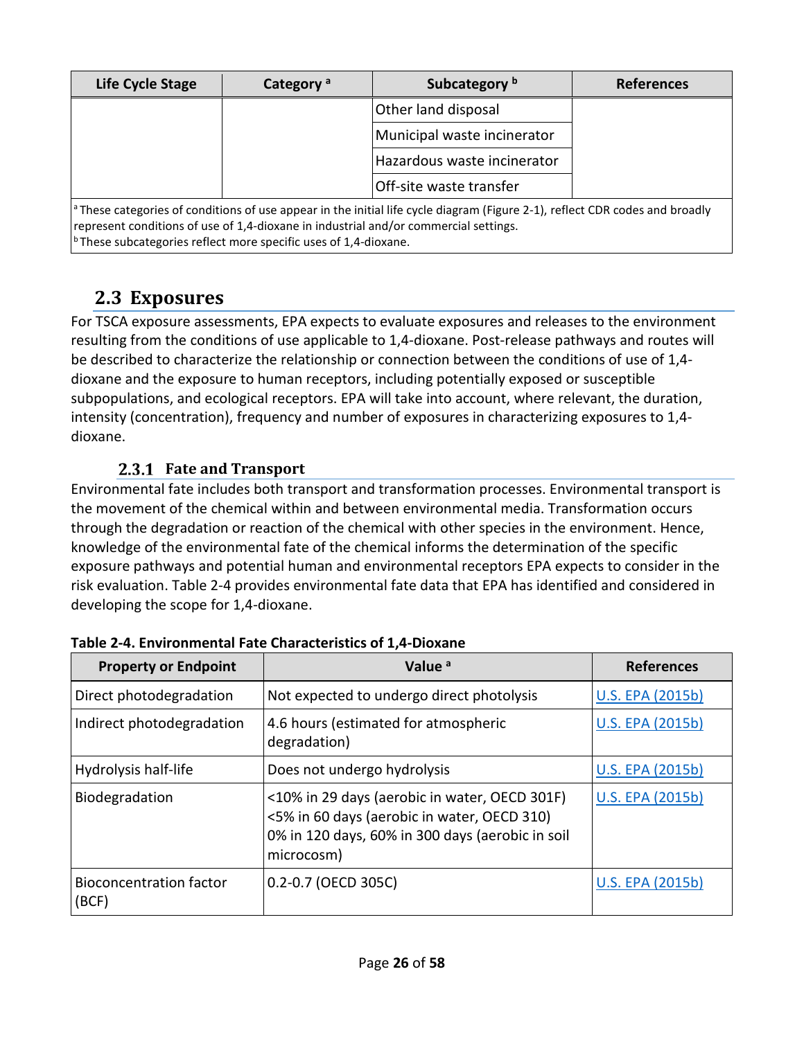| Life Cycle Stage | Category [a] | Subcategory [b] | References |
|---|---|---|---|
| | | Other land disposal | |
| | | Municipal waste incinerator | |
| | | Hazardous waste incinerator | |
| | | Off-site waste transfer | |

[a] These categories of conditions of use appear in the initial life cycle diagram (Figure 2-1), reflect CDR codes and broadly represent conditions of use of 1,4-dioxane in industrial and/or commercial settings.
[b] These subcategories reflect more specific uses of 1,4-dioxane.

## 2.3 Exposures

For TSCA exposure assessments, EPA expects to evaluate exposures and releases to the environment resulting from the conditions of use applicable to 1,4-dioxane. Post-release pathways and routes will be described to characterize the relationship or connection between the conditions of use of 1,4-dioxane and the exposure to human receptors, including potentially exposed or susceptible subpopulations, and ecological receptors. EPA will take into account, where relevant, the duration, intensity (concentration), frequency and number of exposures in characterizing exposures to 1,4-dioxane.

### 2.3.1 Fate and Transport

Environmental fate includes both transport and transformation processes. Environmental transport is the movement of the chemical within and between environmental media. Transformation occurs through the degradation or reaction of the chemical with other species in the environment. Hence, knowledge of the environmental fate of the chemical informs the determination of the specific exposure pathways and potential human and environmental receptors EPA expects to consider in the risk evaluation. Table 2-4 provides environmental fate data that EPA has identified and considered in developing the scope for 1,4-dioxane.

**Table 2-4. Environmental Fate Characteristics of 1,4-Dioxane**

| Property or Endpoint | Value [a] | References |
|---|---|---|
| Direct photodegradation | Not expected to undergo direct photolysis | U.S. EPA (2015b) |
| Indirect photodegradation | 4.6 hours (estimated for atmospheric degradation) | U.S. EPA (2015b) |
| Hydrolysis half-life | Does not undergo hydrolysis | U.S. EPA (2015b) |
| Biodegradation | <10% in 29 days (aerobic in water, OECD 301F)<br><5% in 60 days (aerobic in water, OECD 310)<br>0% in 120 days, 60% in 300 days (aerobic in soil microcosm) | U.S. EPA (2015b) |
| Bioconcentration factor (BCF) | 0.2-0.7 (OECD 305C) | U.S. EPA (2015b) |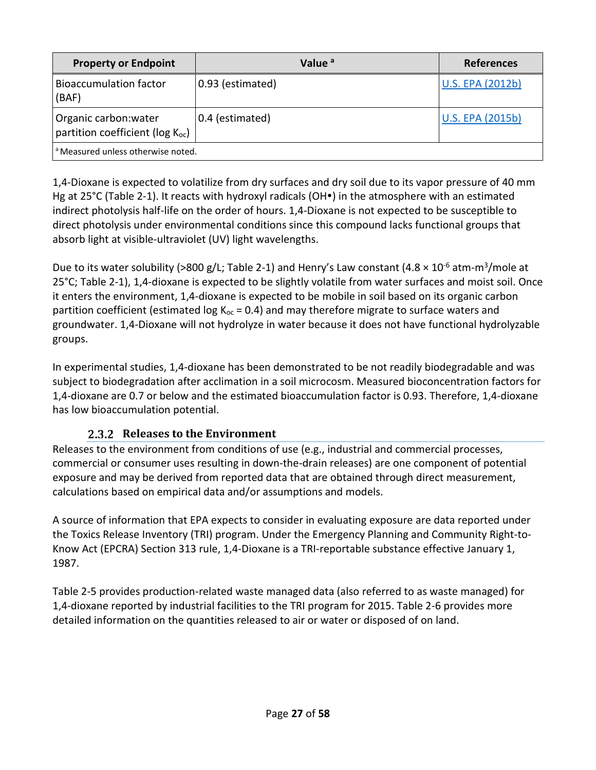| Property or Endpoint | Value [a] | References |
| --- | --- | --- |
| Bioaccumulation factor (BAF) | 0.93 (estimated) | U.S. EPA (2012b) |
| Organic carbon:water partition coefficient (log $K_{oc}$) | 0.4 (estimated) | U.S. EPA (2015b) |
| [a] Measured unless otherwise noted. | | |

1,4-Dioxane is expected to volatilize from dry surfaces and dry soil due to its vapor pressure of 40 mm Hg at 25°C (Table 2-1). It reacts with hydroxyl radicals (OH•) in the atmosphere with an estimated indirect photolysis half-life on the order of hours. 1,4-Dioxane is not expected to be susceptible to direct photolysis under environmental conditions since this compound lacks functional groups that absorb light at visible-ultraviolet (UV) light wavelengths.

Due to its water solubility (>800 g/L; Table 2-1) and Henry's Law constant ($4.8 \times 10^{-6}$ atm-$m^3$/mole at 25°C; Table 2-1), 1,4-dioxane is expected to be slightly volatile from water surfaces and moist soil. Once it enters the environment, 1,4-dioxane is expected to be mobile in soil based on its organic carbon partition coefficient (estimated log $K_{oc}$ = 0.4) and may therefore migrate to surface waters and groundwater. 1,4-Dioxane will not hydrolyze in water because it does not have functional hydrolyzable groups.

In experimental studies, 1,4-dioxane has been demonstrated to be not readily biodegradable and was subject to biodegradation after acclimation in a soil microcosm. Measured bioconcentration factors for 1,4-dioxane are 0.7 or below and the estimated bioaccumulation factor is 0.93. Therefore, 1,4-dioxane has low bioaccumulation potential.

### 2.3.2 Releases to the Environment

Releases to the environment from conditions of use (e.g., industrial and commercial processes, commercial or consumer uses resulting in down-the-drain releases) are one component of potential exposure and may be derived from reported data that are obtained through direct measurement, calculations based on empirical data and/or assumptions and models.

A source of information that EPA expects to consider in evaluating exposure are data reported under the Toxics Release Inventory (TRI) program. Under the Emergency Planning and Community Right-to-Know Act (EPCRA) Section 313 rule, 1,4-Dioxane is a TRI-reportable substance effective January 1, 1987.

Table 2-5 provides production-related waste managed data (also referred to as waste managed) for 1,4-dioxane reported by industrial facilities to the TRI program for 2015. Table 2-6 provides more detailed information on the quantities released to air or water or disposed of on land.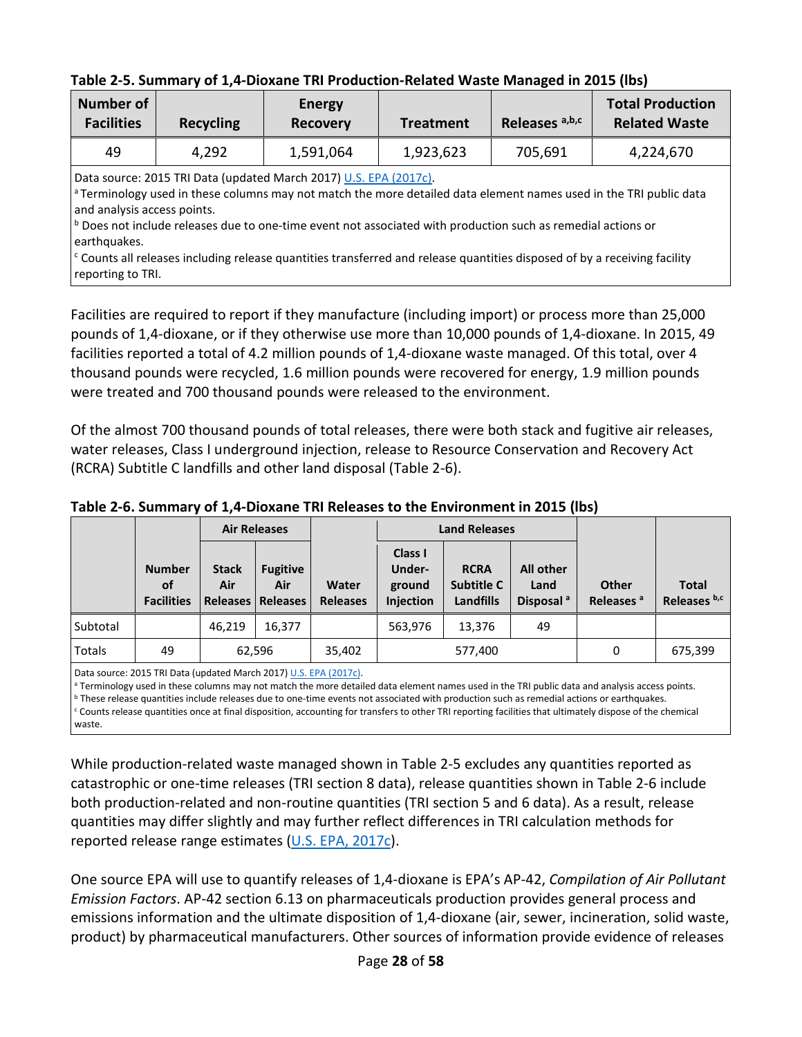**Table 2-5. Summary of 1,4-Dioxane TRI Production-Related Waste Managed in 2015 (lbs)**

| Number of Facilities | Recycling | Energy Recovery | Treatment | Releases [a,b,c] | Total Production Related Waste |
|---|---|---|---|---|---|
| 49 | 4,292 | 1,591,064 | 1,923,623 | 705,691 | 4,224,670 |

Data source: 2015 TRI Data (updated March 2017) U.S. EPA (2017c).
[a] Terminology used in these columns may not match the more detailed data element names used in the TRI public data and analysis access points.
[b] Does not include releases due to one-time event not associated with production such as remedial actions or earthquakes.
[c] Counts all releases including release quantities transferred and release quantities disposed of by a receiving facility reporting to TRI.

Facilities are required to report if they manufacture (including import) or process more than 25,000 pounds of 1,4-dioxane, or if they otherwise use more than 10,000 pounds of 1,4-dioxane. In 2015, 49 facilities reported a total of 4.2 million pounds of 1,4-dioxane waste managed. Of this total, over 4 thousand pounds were recycled, 1.6 million pounds were recovered for energy, 1.9 million pounds were treated and 700 thousand pounds were released to the environment.

Of the almost 700 thousand pounds of total releases, there were both stack and fugitive air releases, water releases, Class I underground injection, release to Resource Conservation and Recovery Act (RCRA) Subtitle C landfills and other land disposal (Table 2-6).

**Table 2-6. Summary of 1,4-Dioxane TRI Releases to the Environment in 2015 (lbs)**

| | | Air Releases | | | Land Releases | | | | |
|---|---|---|---|---|---|---|---|---|---|
| | Number of Facilities | Stack Air Releases | Fugitive Air Releases | Water Releases | Class I Under-ground Injection | RCRA Subtitle C Landfills | All other Land Disposal [a] | Other Releases [a] | Total Releases [b,c] |
| Subtotal | | 46,219 | 16,377 | | 563,976 | 13,376 | 49 | | |
| Totals | 49 | 62,596 | | 35,402 | 577,400 | | | 0 | 675,399 |

Data source: 2015 TRI Data (updated March 2017) U.S. EPA (2017c).
[a] Terminology used in these columns may not match the more detailed data element names used in the TRI public data and analysis access points.
[b] These release quantities include releases due to one-time events not associated with production such as remedial actions or earthquakes.
[c] Counts release quantities once at final disposition, accounting for transfers to other TRI reporting facilities that ultimately dispose of the chemical waste.

While production-related waste managed shown in Table 2-5 excludes any quantities reported as catastrophic or one-time releases (TRI section 8 data), release quantities shown in Table 2-6 include both production-related and non-routine quantities (TRI section 5 and 6 data). As a result, release quantities may differ slightly and may further reflect differences in TRI calculation methods for reported release range estimates (U.S. EPA, 2017c).

One source EPA will use to quantify releases of 1,4-dioxane is EPA's AP-42, *Compilation of Air Pollutant Emission Factors*. AP-42 section 6.13 on pharmaceuticals production provides general process and emissions information and the ultimate disposition of 1,4-dioxane (air, sewer, incineration, solid waste, product) by pharmaceutical manufacturers. Other sources of information provide evidence of releases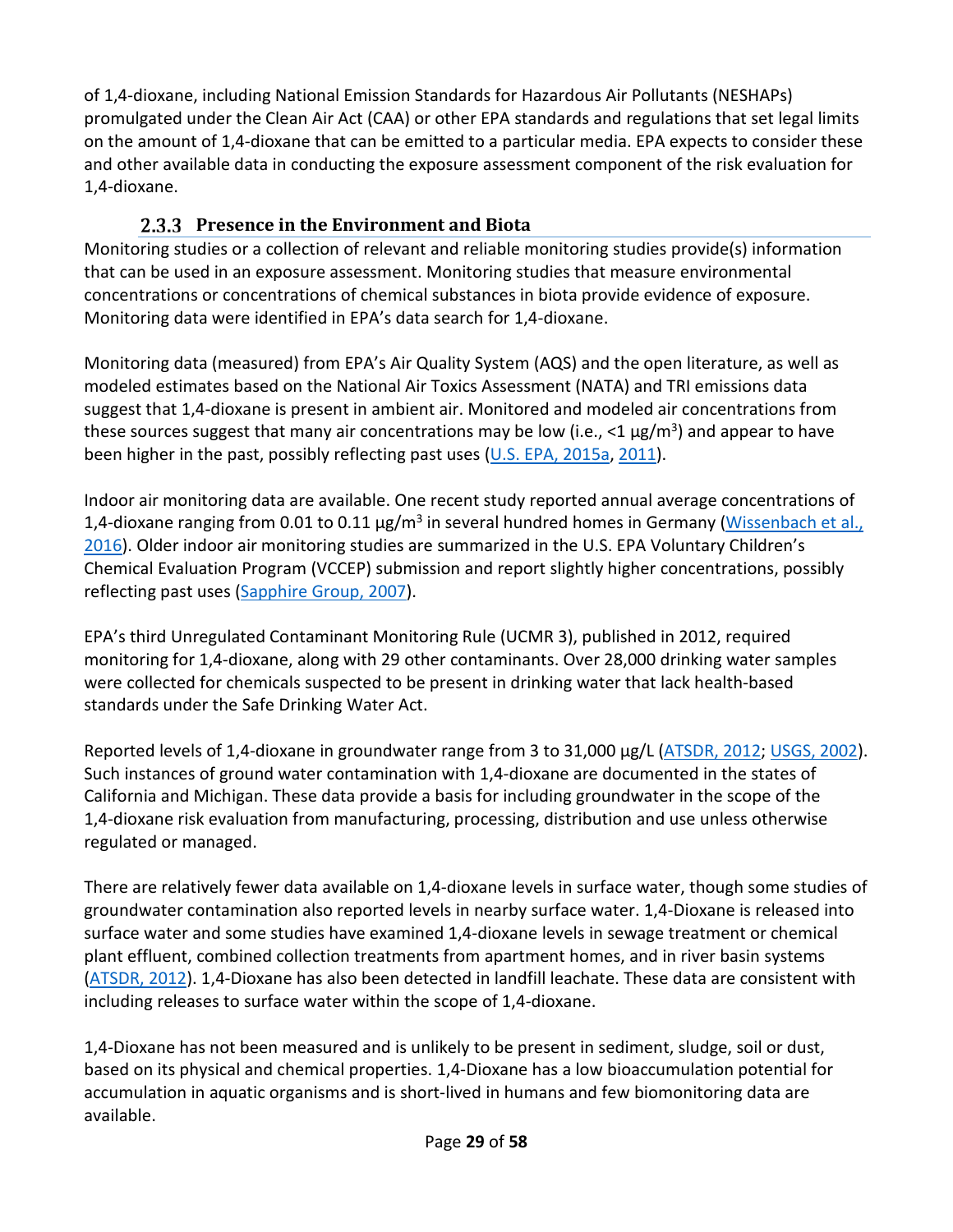of 1,4-dioxane, including National Emission Standards for Hazardous Air Pollutants (NESHAPs) promulgated under the Clean Air Act (CAA) or other EPA standards and regulations that set legal limits on the amount of 1,4-dioxane that can be emitted to a particular media. EPA expects to consider these and other available data in conducting the exposure assessment component of the risk evaluation for 1,4-dioxane.

### 2.3.3 Presence in the Environment and Biota

Monitoring studies or a collection of relevant and reliable monitoring studies provide(s) information that can be used in an exposure assessment. Monitoring studies that measure environmental concentrations or concentrations of chemical substances in biota provide evidence of exposure. Monitoring data were identified in EPA's data search for 1,4-dioxane.

Monitoring data (measured) from EPA's Air Quality System (AQS) and the open literature, as well as modeled estimates based on the National Air Toxics Assessment (NATA) and TRI emissions data suggest that 1,4-dioxane is present in ambient air. Monitored and modeled air concentrations from these sources suggest that many air concentrations may be low (i.e., <1 μg/m$^3$) and appear to have been higher in the past, possibly reflecting past uses (U.S. EPA, 2015a, 2011).

Indoor air monitoring data are available. One recent study reported annual average concentrations of 1,4-dioxane ranging from 0.01 to 0.11 μg/m$^3$ in several hundred homes in Germany (Wissenbach et al., 2016). Older indoor air monitoring studies are summarized in the U.S. EPA Voluntary Children's Chemical Evaluation Program (VCCEP) submission and report slightly higher concentrations, possibly reflecting past uses (Sapphire Group, 2007).

EPA's third Unregulated Contaminant Monitoring Rule (UCMR 3), published in 2012, required monitoring for 1,4-dioxane, along with 29 other contaminants. Over 28,000 drinking water samples were collected for chemicals suspected to be present in drinking water that lack health-based standards under the Safe Drinking Water Act.

Reported levels of 1,4-dioxane in groundwater range from 3 to 31,000 μg/L (ATSDR, 2012; USGS, 2002). Such instances of ground water contamination with 1,4-dioxane are documented in the states of California and Michigan. These data provide a basis for including groundwater in the scope of the 1,4-dioxane risk evaluation from manufacturing, processing, distribution and use unless otherwise regulated or managed.

There are relatively fewer data available on 1,4-dioxane levels in surface water, though some studies of groundwater contamination also reported levels in nearby surface water. 1,4-Dioxane is released into surface water and some studies have examined 1,4-dioxane levels in sewage treatment or chemical plant effluent, combined collection treatments from apartment homes, and in river basin systems (ATSDR, 2012). 1,4-Dioxane has also been detected in landfill leachate. These data are consistent with including releases to surface water within the scope of 1,4-dioxane.

1,4-Dioxane has not been measured and is unlikely to be present in sediment, sludge, soil or dust, based on its physical and chemical properties. 1,4-Dioxane has a low bioaccumulation potential for accumulation in aquatic organisms and is short-lived in humans and few biomonitoring data are available.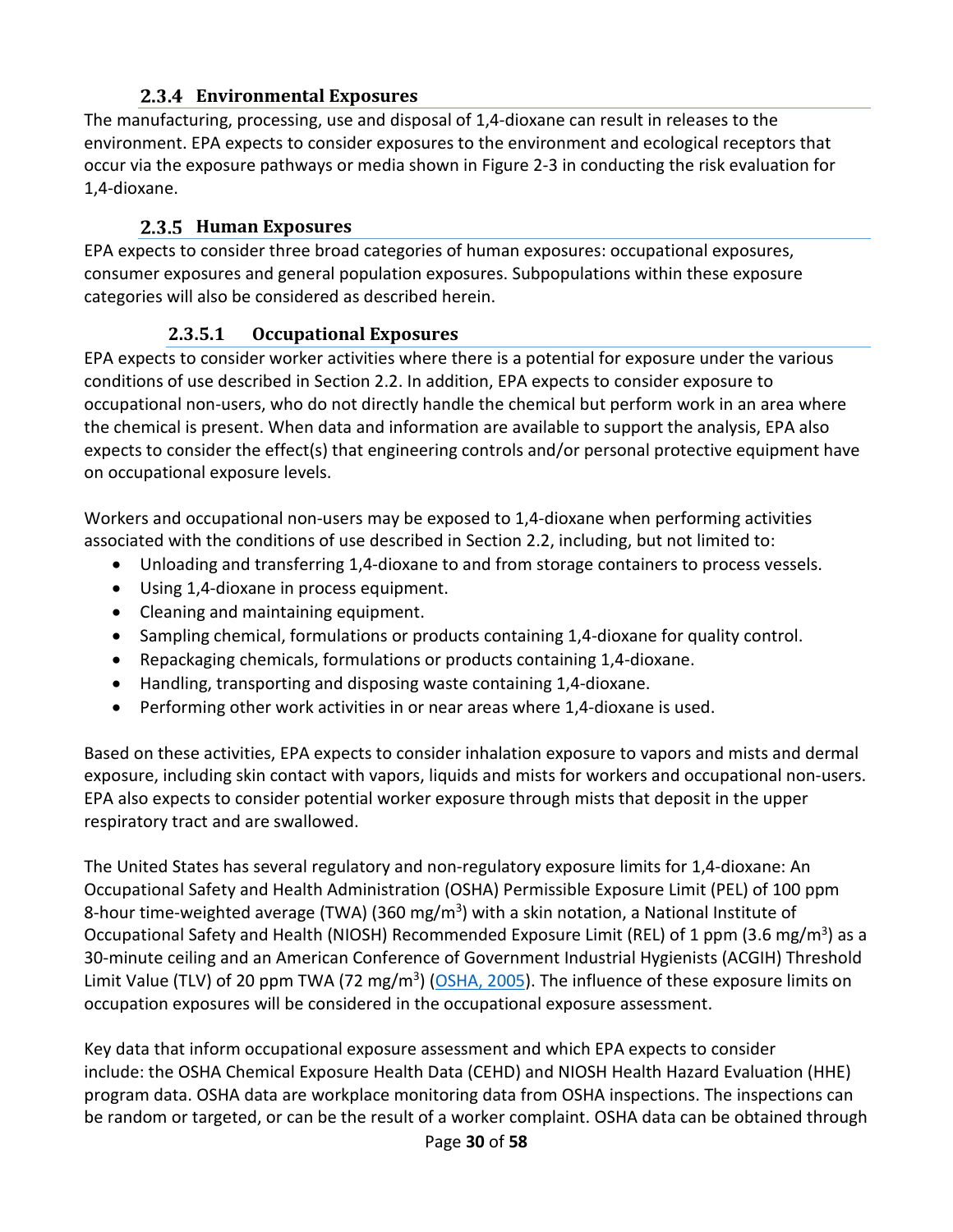### 2.3.4 Environmental Exposures

The manufacturing, processing, use and disposal of 1,4-dioxane can result in releases to the environment. EPA expects to consider exposures to the environment and ecological receptors that occur via the exposure pathways or media shown in Figure 2-3 in conducting the risk evaluation for 1,4-dioxane.

### 2.3.5 Human Exposures

EPA expects to consider three broad categories of human exposures: occupational exposures, consumer exposures and general population exposures. Subpopulations within these exposure categories will also be considered as described herein.

#### 2.3.5.1 Occupational Exposures

EPA expects to consider worker activities where there is a potential for exposure under the various conditions of use described in Section 2.2. In addition, EPA expects to consider exposure to occupational non-users, who do not directly handle the chemical but perform work in an area where the chemical is present. When data and information are available to support the analysis, EPA also expects to consider the effect(s) that engineering controls and/or personal protective equipment have on occupational exposure levels.

Workers and occupational non-users may be exposed to 1,4-dioxane when performing activities associated with the conditions of use described in Section 2.2, including, but not limited to:

- Unloading and transferring 1,4-dioxane to and from storage containers to process vessels.
- Using 1,4-dioxane in process equipment.
- Cleaning and maintaining equipment.
- Sampling chemical, formulations or products containing 1,4-dioxane for quality control.
- Repackaging chemicals, formulations or products containing 1,4-dioxane.
- Handling, transporting and disposing waste containing 1,4-dioxane.
- Performing other work activities in or near areas where 1,4-dioxane is used.

Based on these activities, EPA expects to consider inhalation exposure to vapors and mists and dermal exposure, including skin contact with vapors, liquids and mists for workers and occupational non-users. EPA also expects to consider potential worker exposure through mists that deposit in the upper respiratory tract and are swallowed.

The United States has several regulatory and non-regulatory exposure limits for 1,4-dioxane: An Occupational Safety and Health Administration (OSHA) Permissible Exposure Limit (PEL) of 100 ppm 8-hour time-weighted average (TWA) (360 mg/m$^3$) with a skin notation, a National Institute of Occupational Safety and Health (NIOSH) Recommended Exposure Limit (REL) of 1 ppm (3.6 mg/m$^3$) as a 30-minute ceiling and an American Conference of Government Industrial Hygienists (ACGIH) Threshold Limit Value (TLV) of 20 ppm TWA (72 mg/m$^3$) (OSHA, 2005). The influence of these exposure limits on occupation exposures will be considered in the occupational exposure assessment.

Key data that inform occupational exposure assessment and which EPA expects to consider include: the OSHA Chemical Exposure Health Data (CEHD) and NIOSH Health Hazard Evaluation (HHE) program data. OSHA data are workplace monitoring data from OSHA inspections. The inspections can be random or targeted, or can be the result of a worker complaint. OSHA data can be obtained through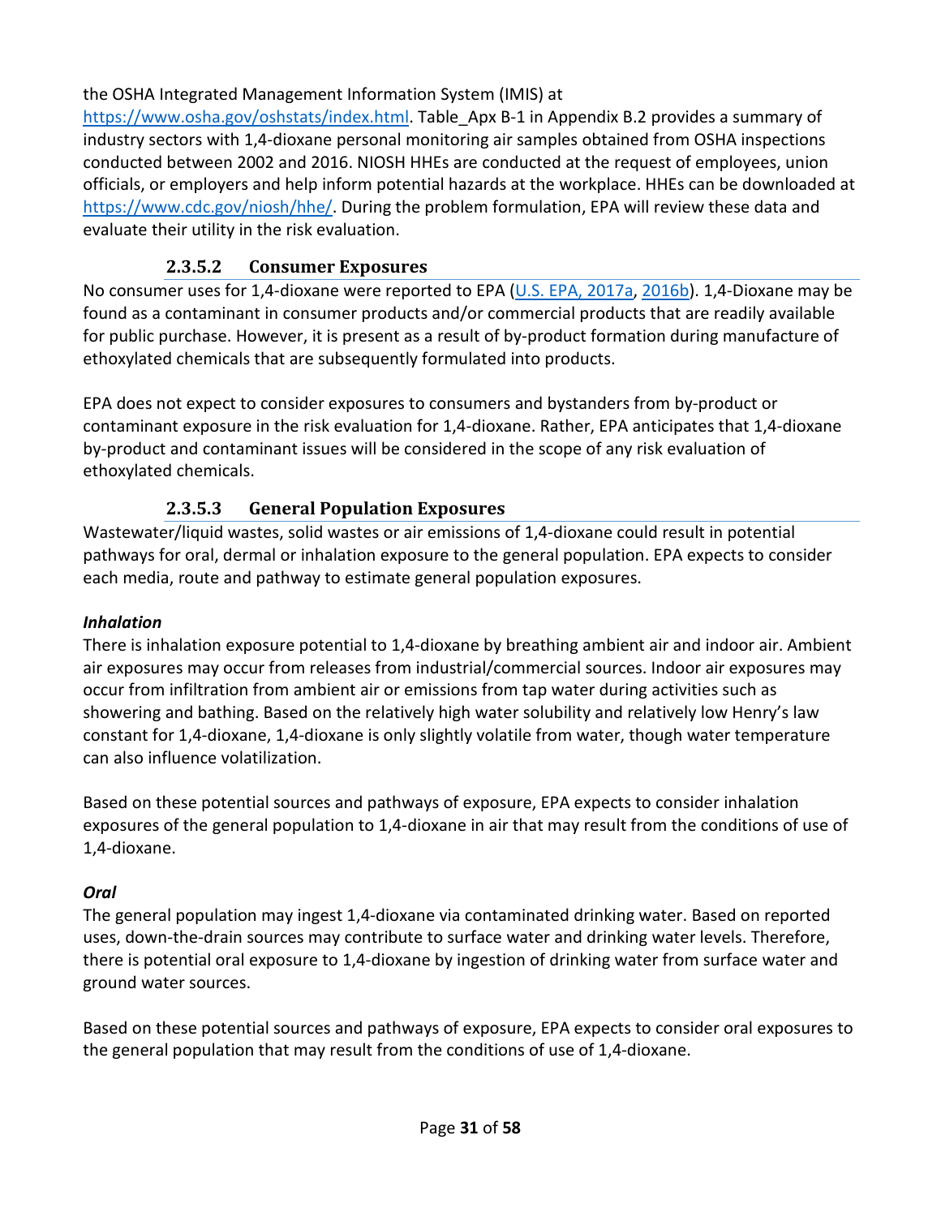the OSHA Integrated Management Information System (IMIS) at https://www.osha.gov/oshstats/index.html. Table_Apx B-1 in Appendix B.2 provides a summary of industry sectors with 1,4-dioxane personal monitoring air samples obtained from OSHA inspections conducted between 2002 and 2016. NIOSH HHEs are conducted at the request of employees, union officials, or employers and help inform potential hazards at the workplace. HHEs can be downloaded at https://www.cdc.gov/niosh/hhe/. During the problem formulation, EPA will review these data and evaluate their utility in the risk evaluation.

#### 2.3.5.2 Consumer Exposures

No consumer uses for 1,4-dioxane were reported to EPA (U.S. EPA, 2017a, 2016b). 1,4-Dioxane may be found as a contaminant in consumer products and/or commercial products that are readily available for public purchase. However, it is present as a result of by-product formation during manufacture of ethoxylated chemicals that are subsequently formulated into products.

EPA does not expect to consider exposures to consumers and bystanders from by-product or contaminant exposure in the risk evaluation for 1,4-dioxane. Rather, EPA anticipates that 1,4-dioxane by-product and contaminant issues will be considered in the scope of any risk evaluation of ethoxylated chemicals.

#### 2.3.5.3 General Population Exposures

Wastewater/liquid wastes, solid wastes or air emissions of 1,4-dioxane could result in potential pathways for oral, dermal or inhalation exposure to the general population. EPA expects to consider each media, route and pathway to estimate general population exposures.

***Inhalation***

There is inhalation exposure potential to 1,4-dioxane by breathing ambient air and indoor air. Ambient air exposures may occur from releases from industrial/commercial sources. Indoor air exposures may occur from infiltration from ambient air or emissions from tap water during activities such as showering and bathing. Based on the relatively high water solubility and relatively low Henry's law constant for 1,4-dioxane, 1,4-dioxane is only slightly volatile from water, though water temperature can also influence volatilization.

Based on these potential sources and pathways of exposure, EPA expects to consider inhalation exposures of the general population to 1,4-dioxane in air that may result from the conditions of use of 1,4-dioxane.

***Oral***

The general population may ingest 1,4-dioxane via contaminated drinking water. Based on reported uses, down-the-drain sources may contribute to surface water and drinking water levels. Therefore, there is potential oral exposure to 1,4-dioxane by ingestion of drinking water from surface water and ground water sources.

Based on these potential sources and pathways of exposure, EPA expects to consider oral exposures to the general population that may result from the conditions of use of 1,4-dioxane.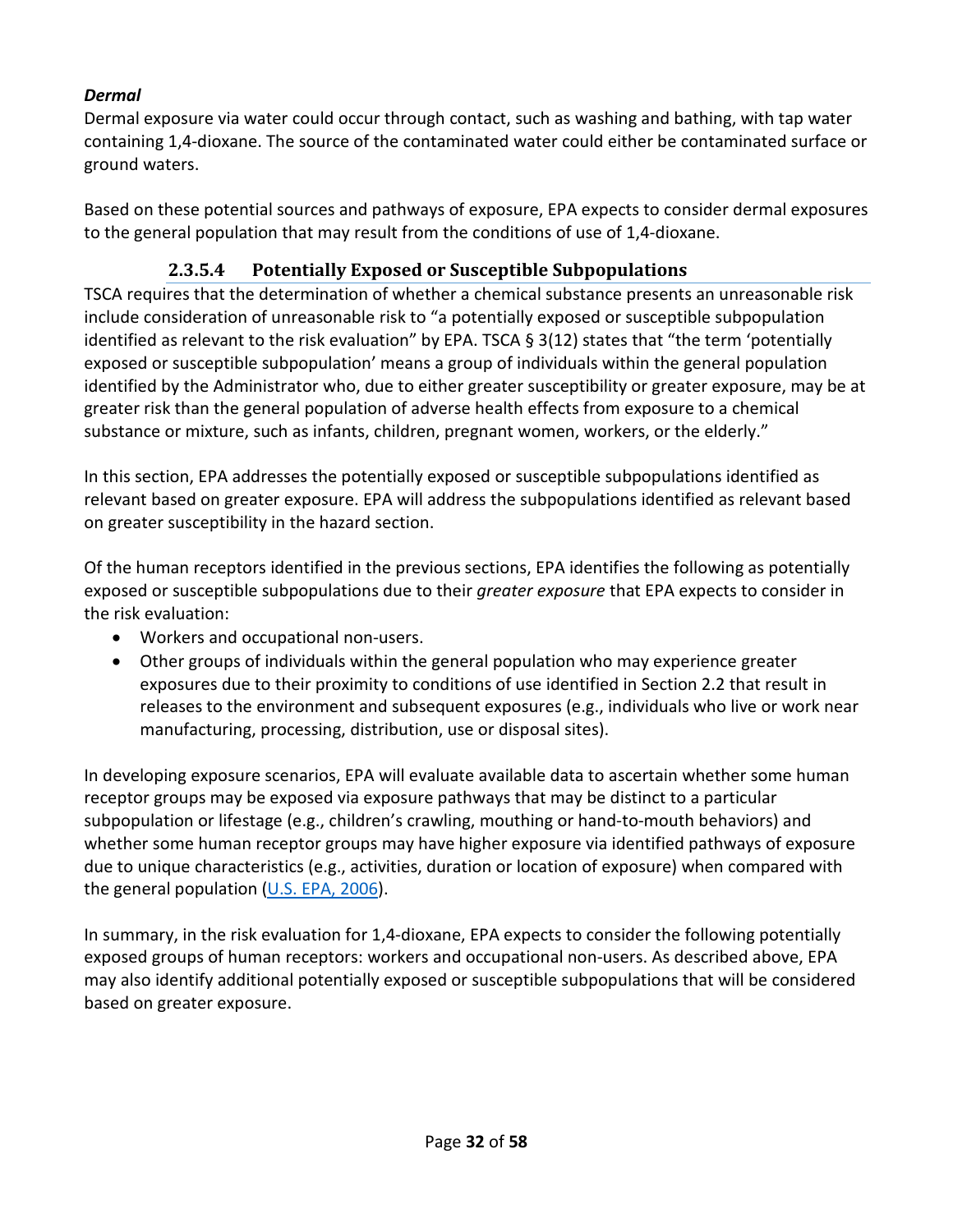***Dermal***

Dermal exposure via water could occur through contact, such as washing and bathing, with tap water containing 1,4-dioxane. The source of the contaminated water could either be contaminated surface or ground waters.

Based on these potential sources and pathways of exposure, EPA expects to consider dermal exposures to the general population that may result from the conditions of use of 1,4-dioxane.

#### 2.3.5.4 Potentially Exposed or Susceptible Subpopulations

TSCA requires that the determination of whether a chemical substance presents an unreasonable risk include consideration of unreasonable risk to "a potentially exposed or susceptible subpopulation identified as relevant to the risk evaluation" by EPA. TSCA § 3(12) states that "the term 'potentially exposed or susceptible subpopulation' means a group of individuals within the general population identified by the Administrator who, due to either greater susceptibility or greater exposure, may be at greater risk than the general population of adverse health effects from exposure to a chemical substance or mixture, such as infants, children, pregnant women, workers, or the elderly."

In this section, EPA addresses the potentially exposed or susceptible subpopulations identified as relevant based on greater exposure. EPA will address the subpopulations identified as relevant based on greater susceptibility in the hazard section.

Of the human receptors identified in the previous sections, EPA identifies the following as potentially exposed or susceptible subpopulations due to their *greater exposure* that EPA expects to consider in the risk evaluation:

- Workers and occupational non-users.
- Other groups of individuals within the general population who may experience greater exposures due to their proximity to conditions of use identified in Section 2.2 that result in releases to the environment and subsequent exposures (e.g., individuals who live or work near manufacturing, processing, distribution, use or disposal sites).

In developing exposure scenarios, EPA will evaluate available data to ascertain whether some human receptor groups may be exposed via exposure pathways that may be distinct to a particular subpopulation or lifestage (e.g., children's crawling, mouthing or hand-to-mouth behaviors) and whether some human receptor groups may have higher exposure via identified pathways of exposure due to unique characteristics (e.g., activities, duration or location of exposure) when compared with the general population (U.S. EPA, 2006).

In summary, in the risk evaluation for 1,4-dioxane, EPA expects to consider the following potentially exposed groups of human receptors: workers and occupational non-users. As described above, EPA may also identify additional potentially exposed or susceptible subpopulations that will be considered based on greater exposure.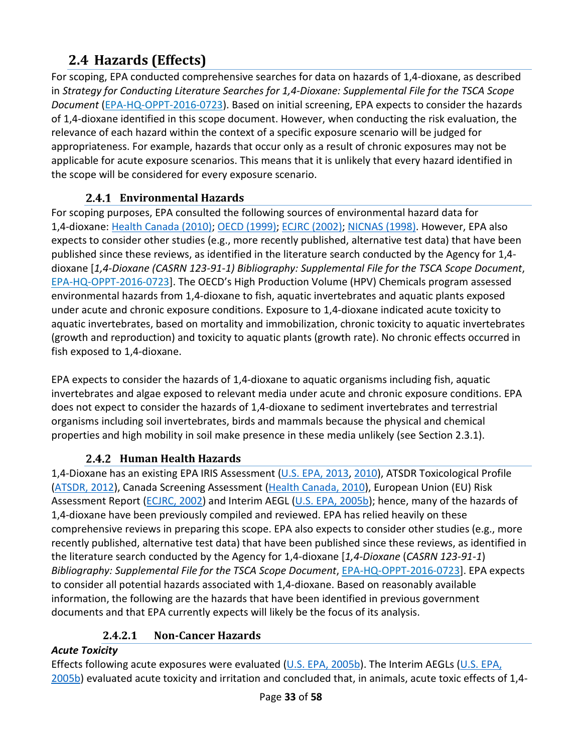## 2.4 Hazards (Effects)

For scoping, EPA conducted comprehensive searches for data on hazards of 1,4-dioxane, as described in *Strategy for Conducting Literature Searches for 1,4-Dioxane: Supplemental File for the TSCA Scope Document* (EPA-HQ-OPPT-2016-0723). Based on initial screening, EPA expects to consider the hazards of 1,4-dioxane identified in this scope document. However, when conducting the risk evaluation, the relevance of each hazard within the context of a specific exposure scenario will be judged for appropriateness. For example, hazards that occur only as a result of chronic exposures may not be applicable for acute exposure scenarios. This means that it is unlikely that every hazard identified in the scope will be considered for every exposure scenario.

### 2.4.1 Environmental Hazards

For scoping purposes, EPA consulted the following sources of environmental hazard data for 1,4-dioxane: Health Canada (2010); OECD (1999); ECJRC (2002); NICNAS (1998). However, EPA also expects to consider other studies (e.g., more recently published, alternative test data) that have been published since these reviews, as identified in the literature search conducted by the Agency for 1,4-dioxane [*1,4-Dioxane (CASRN 123-91-1) Bibliography: Supplemental File for the TSCA Scope Document*, EPA-HQ-OPPT-2016-0723]. The OECD's High Production Volume (HPV) Chemicals program assessed environmental hazards from 1,4-dioxane to fish, aquatic invertebrates and aquatic plants exposed under acute and chronic exposure conditions. Exposure to 1,4-dioxane indicated acute toxicity to aquatic invertebrates, based on mortality and immobilization, chronic toxicity to aquatic invertebrates (growth and reproduction) and toxicity to aquatic plants (growth rate). No chronic effects occurred in fish exposed to 1,4-dioxane.

EPA expects to consider the hazards of 1,4-dioxane to aquatic organisms including fish, aquatic invertebrates and algae exposed to relevant media under acute and chronic exposure conditions. EPA does not expect to consider the hazards of 1,4-dioxane to sediment invertebrates and terrestrial organisms including soil invertebrates, birds and mammals because the physical and chemical properties and high mobility in soil make presence in these media unlikely (see Section 2.3.1).

### 2.4.2 Human Health Hazards

1,4-Dioxane has an existing EPA IRIS Assessment (U.S. EPA, 2013, 2010), ATSDR Toxicological Profile (ATSDR, 2012), Canada Screening Assessment (Health Canada, 2010), European Union (EU) Risk Assessment Report (ECJRC, 2002) and Interim AEGL (U.S. EPA, 2005b); hence, many of the hazards of 1,4-dioxane have been previously compiled and reviewed. EPA has relied heavily on these comprehensive reviews in preparing this scope. EPA also expects to consider other studies (e.g., more recently published, alternative test data) that have been published since these reviews, as identified in the literature search conducted by the Agency for 1,4-dioxane [*1,4-Dioxane* (*CASRN 123-91-1*) *Bibliography: Supplemental File for the TSCA Scope Document*, EPA-HQ-OPPT-2016-0723]. EPA expects to consider all potential hazards associated with 1,4-dioxane. Based on reasonably available information, the following are the hazards that have been identified in previous government documents and that EPA currently expects will likely be the focus of its analysis.

#### 2.4.2.1 Non-Cancer Hazards

***Acute Toxicity***

Effects following acute exposures were evaluated (U.S. EPA, 2005b). The Interim AEGLs (U.S. EPA, 2005b) evaluated acute toxicity and irritation and concluded that, in animals, acute toxic effects of 1,4-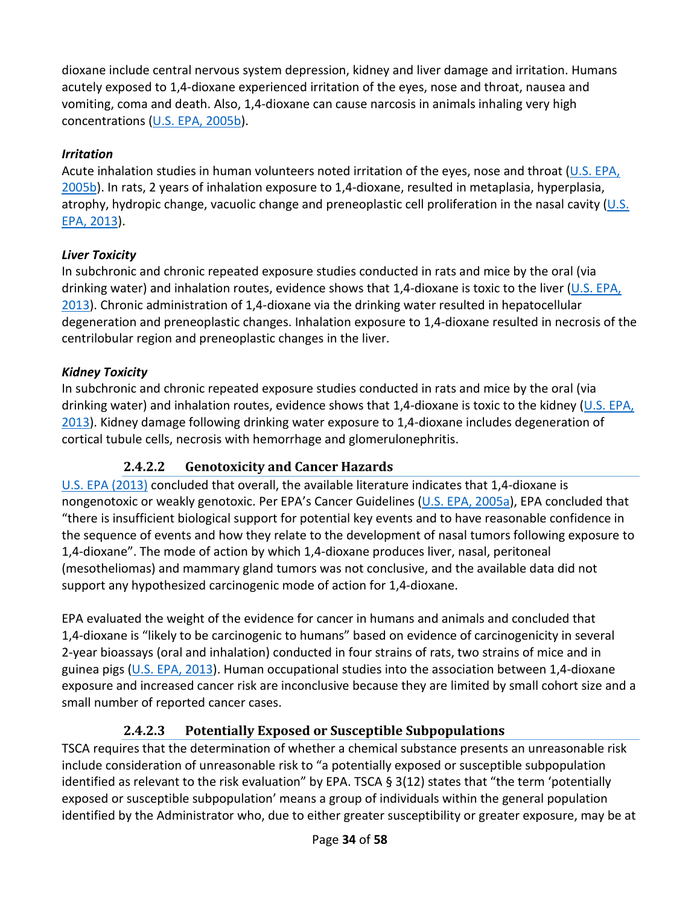dioxane include central nervous system depression, kidney and liver damage and irritation. Humans acutely exposed to 1,4-dioxane experienced irritation of the eyes, nose and throat, nausea and vomiting, coma and death. Also, 1,4-dioxane can cause narcosis in animals inhaling very high concentrations (U.S. EPA, 2005b).

***Irritation***

Acute inhalation studies in human volunteers noted irritation of the eyes, nose and throat (U.S. EPA, 2005b). In rats, 2 years of inhalation exposure to 1,4-dioxane, resulted in metaplasia, hyperplasia, atrophy, hydropic change, vacuolic change and preneoplastic cell proliferation in the nasal cavity (U.S. EPA, 2013).

***Liver Toxicity***

In subchronic and chronic repeated exposure studies conducted in rats and mice by the oral (via drinking water) and inhalation routes, evidence shows that 1,4-dioxane is toxic to the liver (U.S. EPA, 2013). Chronic administration of 1,4-dioxane via the drinking water resulted in hepatocellular degeneration and preneoplastic changes. Inhalation exposure to 1,4-dioxane resulted in necrosis of the centrilobular region and preneoplastic changes in the liver.

***Kidney Toxicity***

In subchronic and chronic repeated exposure studies conducted in rats and mice by the oral (via drinking water) and inhalation routes, evidence shows that 1,4-dioxane is toxic to the kidney (U.S. EPA, 2013). Kidney damage following drinking water exposure to 1,4-dioxane includes degeneration of cortical tubule cells, necrosis with hemorrhage and glomerulonephritis.

#### 2.4.2.2 Genotoxicity and Cancer Hazards

U.S. EPA (2013) concluded that overall, the available literature indicates that 1,4-dioxane is nongenotoxic or weakly genotoxic. Per EPA's Cancer Guidelines (U.S. EPA, 2005a), EPA concluded that "there is insufficient biological support for potential key events and to have reasonable confidence in the sequence of events and how they relate to the development of nasal tumors following exposure to 1,4-dioxane". The mode of action by which 1,4-dioxane produces liver, nasal, peritoneal (mesotheliomas) and mammary gland tumors was not conclusive, and the available data did not support any hypothesized carcinogenic mode of action for 1,4-dioxane.

EPA evaluated the weight of the evidence for cancer in humans and animals and concluded that 1,4-dioxane is "likely to be carcinogenic to humans" based on evidence of carcinogenicity in several 2-year bioassays (oral and inhalation) conducted in four strains of rats, two strains of mice and in guinea pigs (U.S. EPA, 2013). Human occupational studies into the association between 1,4-dioxane exposure and increased cancer risk are inconclusive because they are limited by small cohort size and a small number of reported cancer cases.

#### 2.4.2.3 Potentially Exposed or Susceptible Subpopulations

TSCA requires that the determination of whether a chemical substance presents an unreasonable risk include consideration of unreasonable risk to "a potentially exposed or susceptible subpopulation identified as relevant to the risk evaluation" by EPA. TSCA § 3(12) states that "the term 'potentially exposed or susceptible subpopulation' means a group of individuals within the general population identified by the Administrator who, due to either greater susceptibility or greater exposure, may be at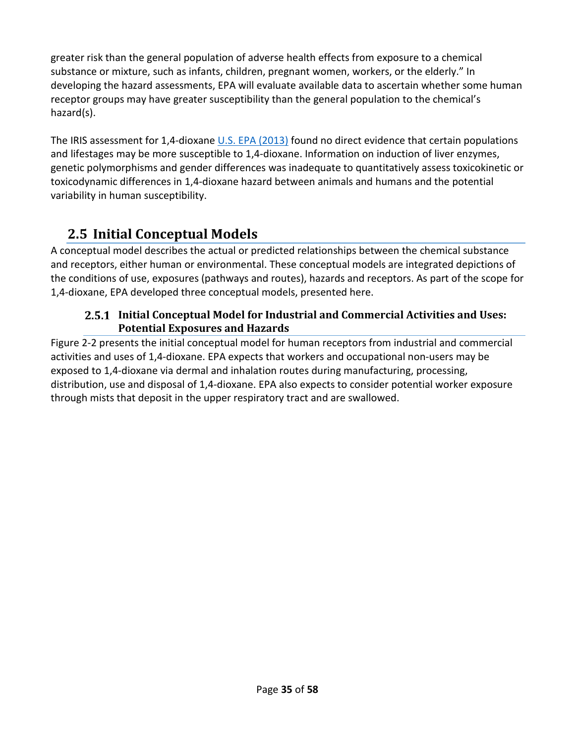greater risk than the general population of adverse health effects from exposure to a chemical substance or mixture, such as infants, children, pregnant women, workers, or the elderly." In developing the hazard assessments, EPA will evaluate available data to ascertain whether some human receptor groups may have greater susceptibility than the general population to the chemical's hazard(s).

The IRIS assessment for 1,4-dioxane U.S. EPA (2013) found no direct evidence that certain populations and lifestages may be more susceptible to 1,4-dioxane. Information on induction of liver enzymes, genetic polymorphisms and gender differences was inadequate to quantitatively assess toxicokinetic or toxicodynamic differences in 1,4-dioxane hazard between animals and humans and the potential variability in human susceptibility.

## 2.5 Initial Conceptual Models

A conceptual model describes the actual or predicted relationships between the chemical substance and receptors, either human or environmental. These conceptual models are integrated depictions of the conditions of use, exposures (pathways and routes), hazards and receptors. As part of the scope for 1,4-dioxane, EPA developed three conceptual models, presented here.

### 2.5.1 Initial Conceptual Model for Industrial and Commercial Activities and Uses: Potential Exposures and Hazards

Figure 2-2 presents the initial conceptual model for human receptors from industrial and commercial activities and uses of 1,4-dioxane. EPA expects that workers and occupational non-users may be exposed to 1,4-dioxane via dermal and inhalation routes during manufacturing, processing, distribution, use and disposal of 1,4-dioxane. EPA also expects to consider potential worker exposure through mists that deposit in the upper respiratory tract and are swallowed.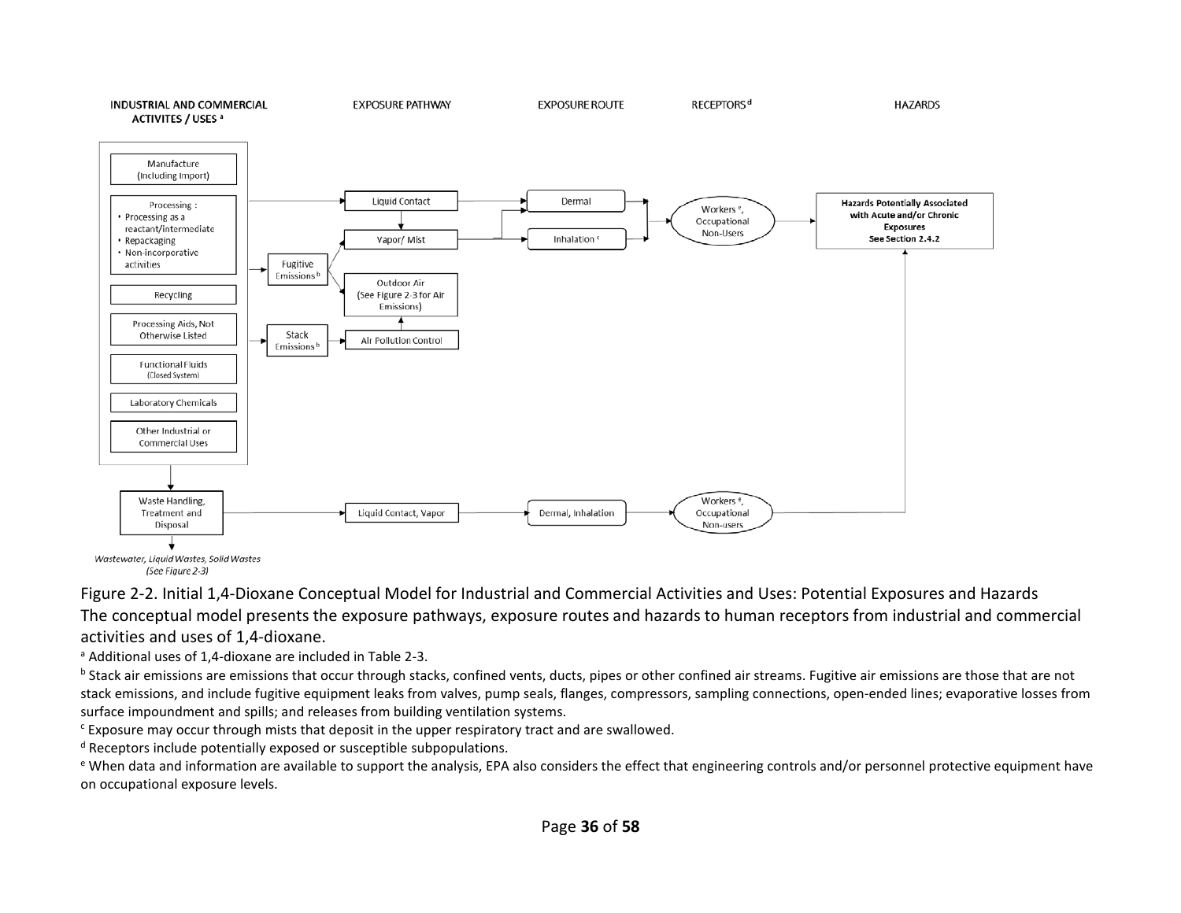Figure 2-2. Initial 1,4-Dioxane Conceptual Model for Industrial and Commercial Activities and Uses: Potential Exposures and Hazards

The conceptual model presents the exposure pathways, exposure routes and hazards to human receptors from industrial and commercial activities and uses of 1,4-dioxane.

[a] Additional uses of 1,4-dioxane are included in Table 2-3.

[b] Stack air emissions are emissions that occur through stacks, confined vents, ducts, pipes or other confined air streams. Fugitive air emissions are those that are not stack emissions, and include fugitive equipment leaks from valves, pump seals, flanges, compressors, sampling connections, open-ended lines; evaporative losses from surface impoundment and spills; and releases from building ventilation systems.

[c] Exposure may occur through mists that deposit in the upper respiratory tract and are swallowed.

[d] Receptors include potentially exposed or susceptible subpopulations.

[e] When data and information are available to support the analysis, EPA also considers the effect that engineering controls and/or personnel protective equipment have on occupational exposure levels.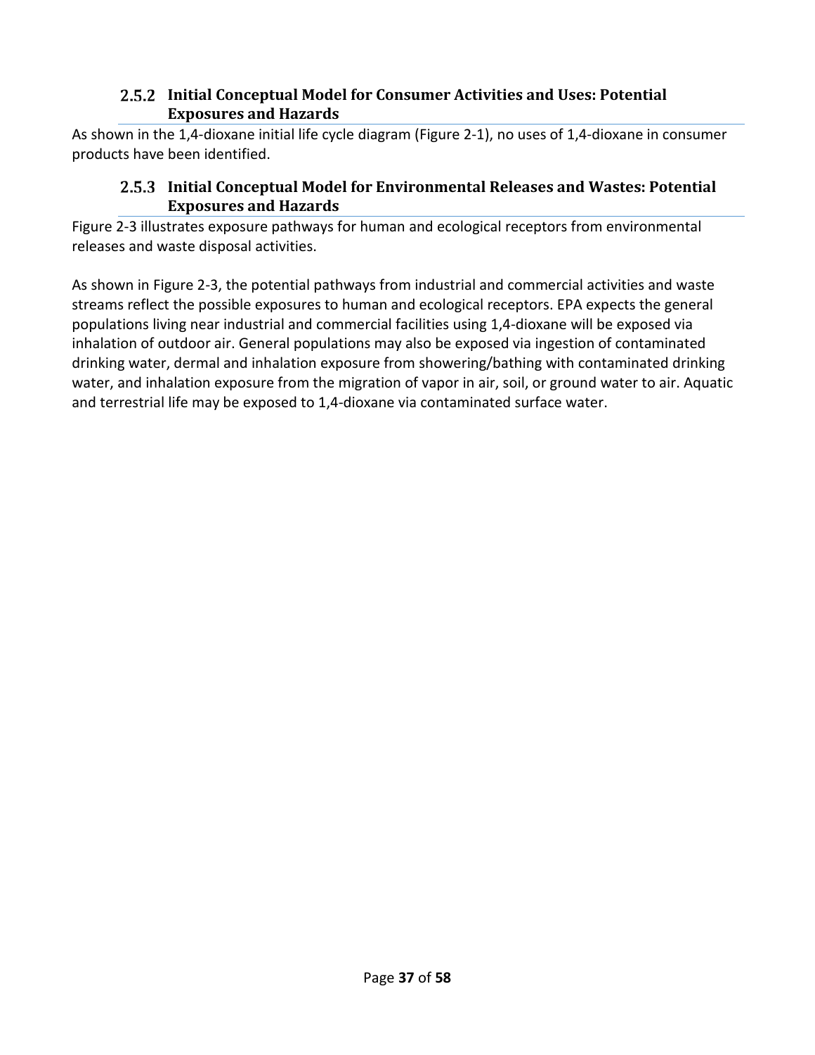### 2.5.2 Initial Conceptual Model for Consumer Activities and Uses: Potential Exposures and Hazards

As shown in the 1,4-dioxane initial life cycle diagram (Figure 2-1), no uses of 1,4-dioxane in consumer products have been identified.

### 2.5.3 Initial Conceptual Model for Environmental Releases and Wastes: Potential Exposures and Hazards

Figure 2-3 illustrates exposure pathways for human and ecological receptors from environmental releases and waste disposal activities.

As shown in Figure 2-3, the potential pathways from industrial and commercial activities and waste streams reflect the possible exposures to human and ecological receptors. EPA expects the general populations living near industrial and commercial facilities using 1,4-dioxane will be exposed via inhalation of outdoor air. General populations may also be exposed via ingestion of contaminated drinking water, dermal and inhalation exposure from showering/bathing with contaminated drinking water, and inhalation exposure from the migration of vapor in air, soil, or ground water to air. Aquatic and terrestrial life may be exposed to 1,4-dioxane via contaminated surface water.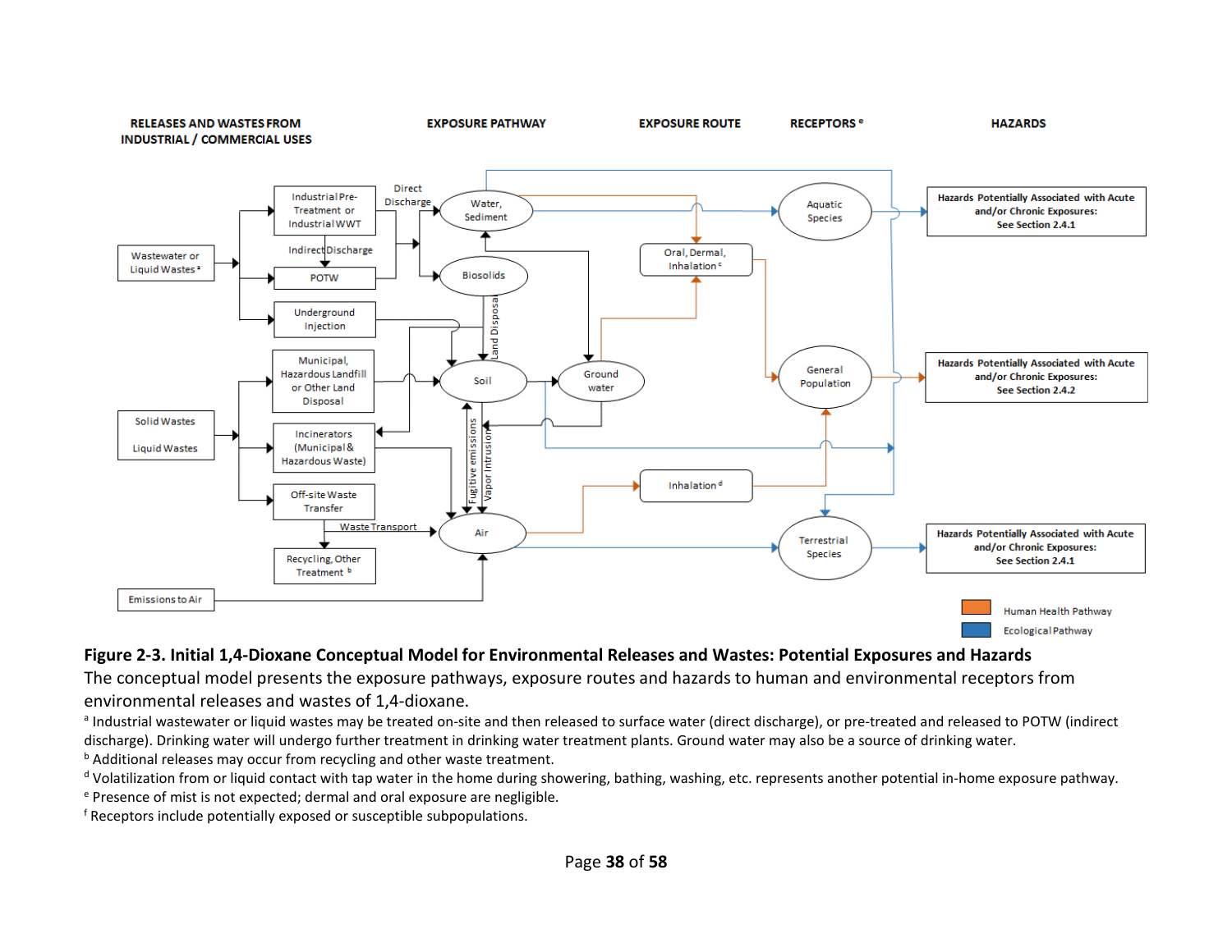**Figure 2-3. Initial 1,4-Dioxane Conceptual Model for Environmental Releases and Wastes: Potential Exposures and Hazards**

The conceptual model presents the exposure pathways, exposure routes and hazards to human and environmental receptors from environmental releases and wastes of 1,4-dioxane.

[a] Industrial wastewater or liquid wastes may be treated on-site and then released to surface water (direct discharge), or pre-treated and released to POTW (indirect discharge). Drinking water will undergo further treatment in drinking water treatment plants. Ground water may also be a source of drinking water.

[b] Additional releases may occur from recycling and other waste treatment.

[d] Volatilization from or liquid contact with tap water in the home during showering, bathing, washing, etc. represents another potential in-home exposure pathway.

[e] Presence of mist is not expected; dermal and oral exposure are negligible.

[f] Receptors include potentially exposed or susceptible subpopulations.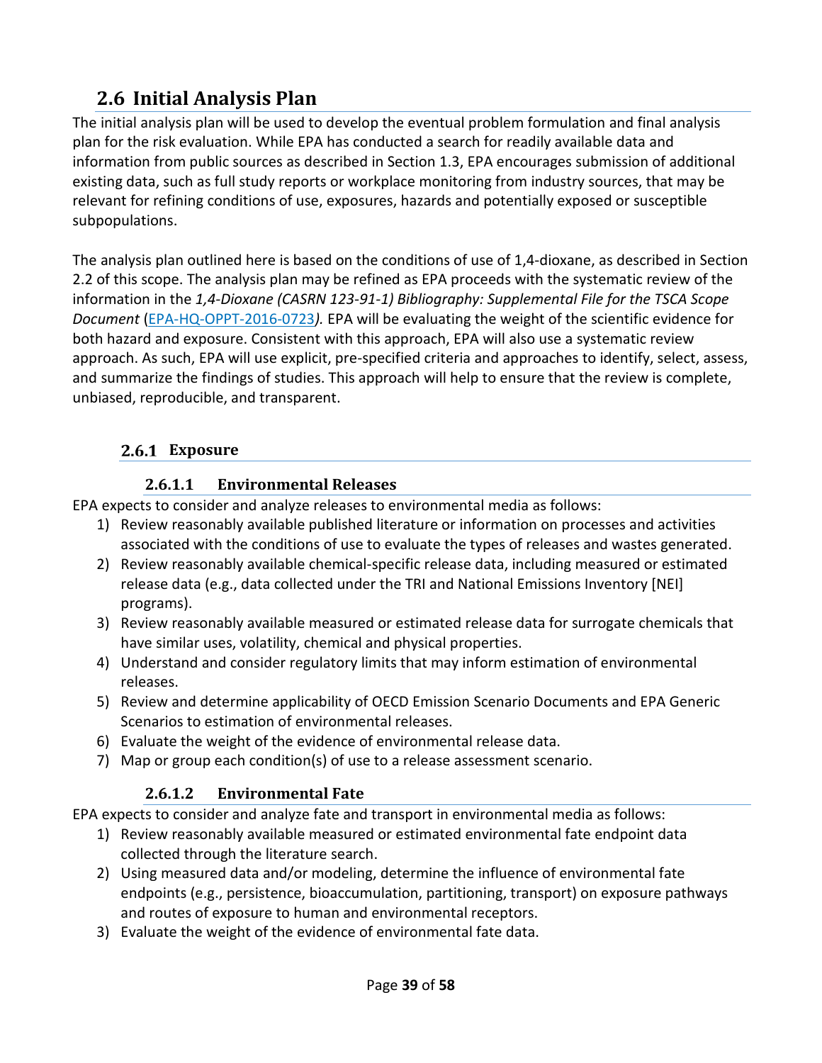## 2.6 Initial Analysis Plan

The initial analysis plan will be used to develop the eventual problem formulation and final analysis plan for the risk evaluation. While EPA has conducted a search for readily available data and information from public sources as described in Section 1.3, EPA encourages submission of additional existing data, such as full study reports or workplace monitoring from industry sources, that may be relevant for refining conditions of use, exposures, hazards and potentially exposed or susceptible subpopulations.

The analysis plan outlined here is based on the conditions of use of 1,4-dioxane, as described in Section 2.2 of this scope. The analysis plan may be refined as EPA proceeds with the systematic review of the information in the *1,4-Dioxane (CASRN 123-91-1) Bibliography: Supplemental File for the TSCA Scope Document* (EPA-HQ-OPPT-2016-0723*).* EPA will be evaluating the weight of the scientific evidence for both hazard and exposure. Consistent with this approach, EPA will also use a systematic review approach. As such, EPA will use explicit, pre-specified criteria and approaches to identify, select, assess, and summarize the findings of studies. This approach will help to ensure that the review is complete, unbiased, reproducible, and transparent.

### 2.6.1 Exposure

#### 2.6.1.1 Environmental Releases

EPA expects to consider and analyze releases to environmental media as follows:

1) Review reasonably available published literature or information on processes and activities associated with the conditions of use to evaluate the types of releases and wastes generated.
2) Review reasonably available chemical-specific release data, including measured or estimated release data (e.g., data collected under the TRI and National Emissions Inventory [NEI] programs).
3) Review reasonably available measured or estimated release data for surrogate chemicals that have similar uses, volatility, chemical and physical properties.
4) Understand and consider regulatory limits that may inform estimation of environmental releases.
5) Review and determine applicability of OECD Emission Scenario Documents and EPA Generic Scenarios to estimation of environmental releases.
6) Evaluate the weight of the evidence of environmental release data.
7) Map or group each condition(s) of use to a release assessment scenario.

#### 2.6.1.2 Environmental Fate

EPA expects to consider and analyze fate and transport in environmental media as follows:

1) Review reasonably available measured or estimated environmental fate endpoint data collected through the literature search.
2) Using measured data and/or modeling, determine the influence of environmental fate endpoints (e.g., persistence, bioaccumulation, partitioning, transport) on exposure pathways and routes of exposure to human and environmental receptors.
3) Evaluate the weight of the evidence of environmental fate data.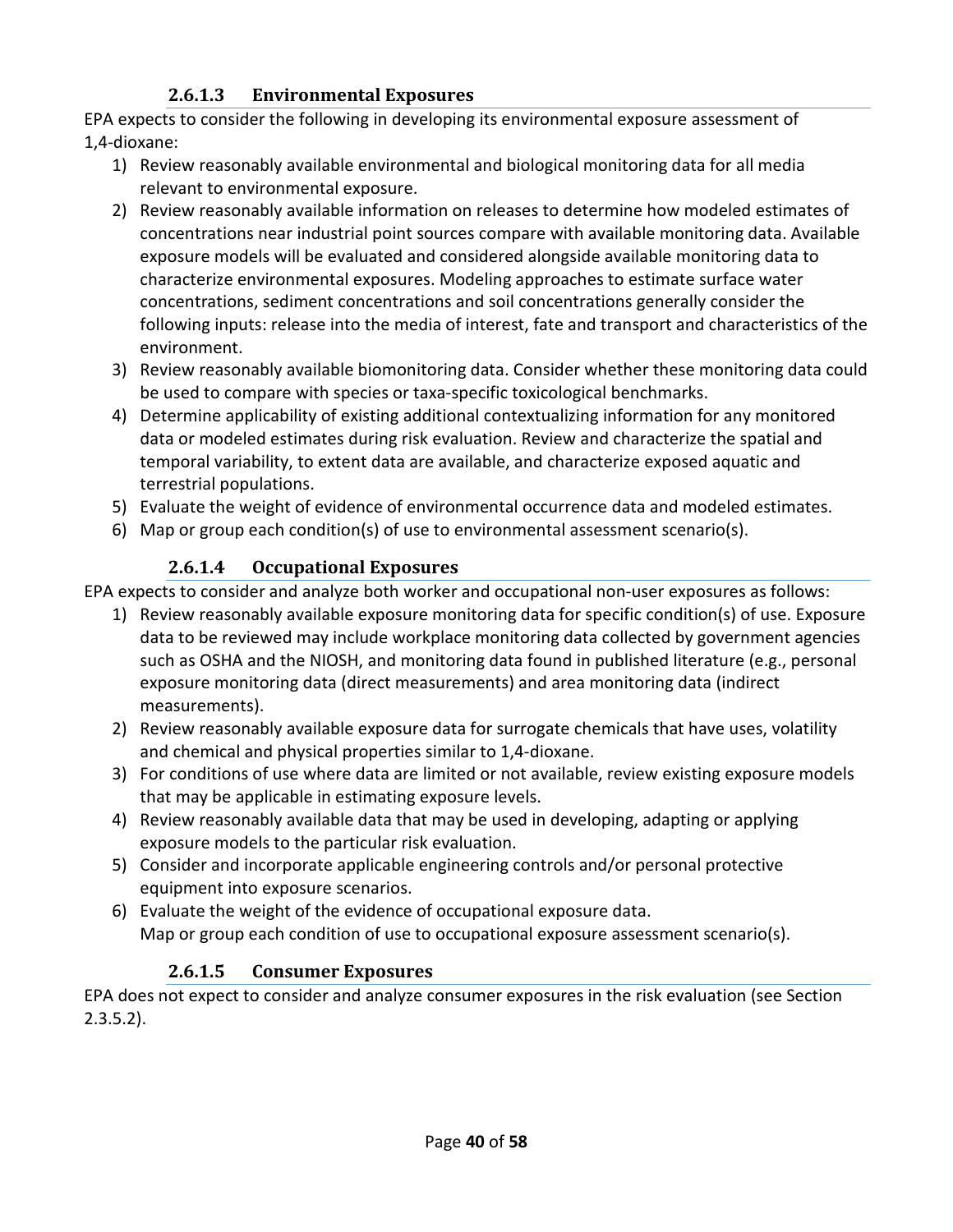#### 2.6.1.3 Environmental Exposures

EPA expects to consider the following in developing its environmental exposure assessment of 1,4-dioxane:

1) Review reasonably available environmental and biological monitoring data for all media relevant to environmental exposure.
2) Review reasonably available information on releases to determine how modeled estimates of concentrations near industrial point sources compare with available monitoring data. Available exposure models will be evaluated and considered alongside available monitoring data to characterize environmental exposures. Modeling approaches to estimate surface water concentrations, sediment concentrations and soil concentrations generally consider the following inputs: release into the media of interest, fate and transport and characteristics of the environment.
3) Review reasonably available biomonitoring data. Consider whether these monitoring data could be used to compare with species or taxa-specific toxicological benchmarks.
4) Determine applicability of existing additional contextualizing information for any monitored data or modeled estimates during risk evaluation. Review and characterize the spatial and temporal variability, to extent data are available, and characterize exposed aquatic and terrestrial populations.
5) Evaluate the weight of evidence of environmental occurrence data and modeled estimates.
6) Map or group each condition(s) of use to environmental assessment scenario(s).

#### 2.6.1.4 Occupational Exposures

EPA expects to consider and analyze both worker and occupational non-user exposures as follows:

1) Review reasonably available exposure monitoring data for specific condition(s) of use. Exposure data to be reviewed may include workplace monitoring data collected by government agencies such as OSHA and the NIOSH, and monitoring data found in published literature (e.g., personal exposure monitoring data (direct measurements) and area monitoring data (indirect measurements).
2) Review reasonably available exposure data for surrogate chemicals that have uses, volatility and chemical and physical properties similar to 1,4-dioxane.
3) For conditions of use where data are limited or not available, review existing exposure models that may be applicable in estimating exposure levels.
4) Review reasonably available data that may be used in developing, adapting or applying exposure models to the particular risk evaluation.
5) Consider and incorporate applicable engineering controls and/or personal protective equipment into exposure scenarios.
6) Evaluate the weight of the evidence of occupational exposure data.
   Map or group each condition of use to occupational exposure assessment scenario(s).

#### 2.6.1.5 Consumer Exposures

EPA does not expect to consider and analyze consumer exposures in the risk evaluation (see Section 2.3.5.2).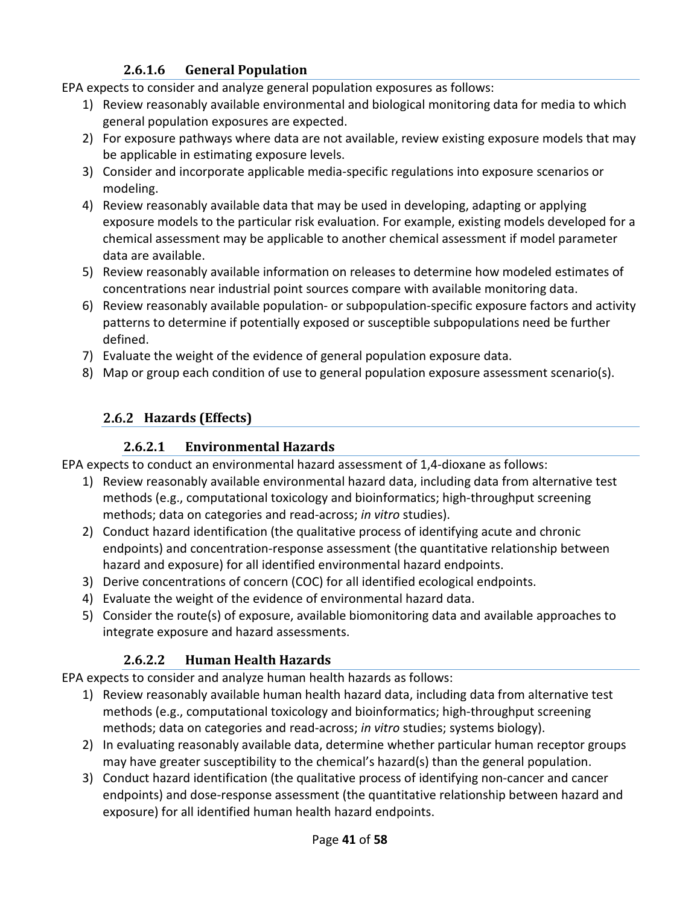#### 2.6.1.6 General Population

EPA expects to consider and analyze general population exposures as follows:

1) Review reasonably available environmental and biological monitoring data for media to which general population exposures are expected.
2) For exposure pathways where data are not available, review existing exposure models that may be applicable in estimating exposure levels.
3) Consider and incorporate applicable media-specific regulations into exposure scenarios or modeling.
4) Review reasonably available data that may be used in developing, adapting or applying exposure models to the particular risk evaluation. For example, existing models developed for a chemical assessment may be applicable to another chemical assessment if model parameter data are available.
5) Review reasonably available information on releases to determine how modeled estimates of concentrations near industrial point sources compare with available monitoring data.
6) Review reasonably available population- or subpopulation-specific exposure factors and activity patterns to determine if potentially exposed or susceptible subpopulations need be further defined.
7) Evaluate the weight of the evidence of general population exposure data.
8) Map or group each condition of use to general population exposure assessment scenario(s).

### 2.6.2 Hazards (Effects)

#### 2.6.2.1 Environmental Hazards

EPA expects to conduct an environmental hazard assessment of 1,4-dioxane as follows:

1) Review reasonably available environmental hazard data, including data from alternative test methods (e.g., computational toxicology and bioinformatics; high-throughput screening methods; data on categories and read-across; *in vitro* studies).
2) Conduct hazard identification (the qualitative process of identifying acute and chronic endpoints) and concentration-response assessment (the quantitative relationship between hazard and exposure) for all identified environmental hazard endpoints.
3) Derive concentrations of concern (COC) for all identified ecological endpoints.
4) Evaluate the weight of the evidence of environmental hazard data.
5) Consider the route(s) of exposure, available biomonitoring data and available approaches to integrate exposure and hazard assessments.

#### 2.6.2.2 Human Health Hazards

EPA expects to consider and analyze human health hazards as follows:

1) Review reasonably available human health hazard data, including data from alternative test methods (e.g., computational toxicology and bioinformatics; high-throughput screening methods; data on categories and read-across; *in vitro* studies; systems biology).
2) In evaluating reasonably available data, determine whether particular human receptor groups may have greater susceptibility to the chemical's hazard(s) than the general population.
3) Conduct hazard identification (the qualitative process of identifying non-cancer and cancer endpoints) and dose-response assessment (the quantitative relationship between hazard and exposure) for all identified human health hazard endpoints.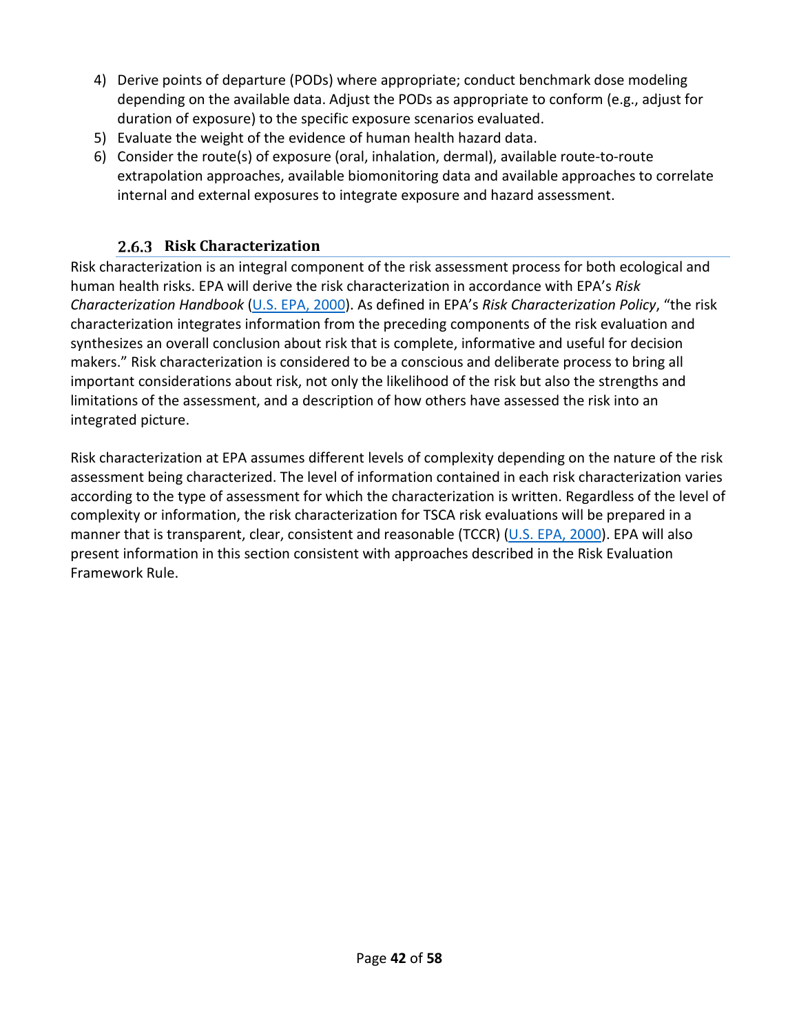4) Derive points of departure (PODs) where appropriate; conduct benchmark dose modeling depending on the available data. Adjust the PODs as appropriate to conform (e.g., adjust for duration of exposure) to the specific exposure scenarios evaluated.
5) Evaluate the weight of the evidence of human health hazard data.
6) Consider the route(s) of exposure (oral, inhalation, dermal), available route-to-route extrapolation approaches, available biomonitoring data and available approaches to correlate internal and external exposures to integrate exposure and hazard assessment.

### 2.6.3 Risk Characterization

Risk characterization is an integral component of the risk assessment process for both ecological and human health risks. EPA will derive the risk characterization in accordance with EPA's *Risk Characterization Handbook* (U.S. EPA, 2000). As defined in EPA's *Risk Characterization Policy*, "the risk characterization integrates information from the preceding components of the risk evaluation and synthesizes an overall conclusion about risk that is complete, informative and useful for decision makers." Risk characterization is considered to be a conscious and deliberate process to bring all important considerations about risk, not only the likelihood of the risk but also the strengths and limitations of the assessment, and a description of how others have assessed the risk into an integrated picture.

Risk characterization at EPA assumes different levels of complexity depending on the nature of the risk assessment being characterized. The level of information contained in each risk characterization varies according to the type of assessment for which the characterization is written. Regardless of the level of complexity or information, the risk characterization for TSCA risk evaluations will be prepared in a manner that is transparent, clear, consistent and reasonable (TCCR) (U.S. EPA, 2000). EPA will also present information in this section consistent with approaches described in the Risk Evaluation Framework Rule.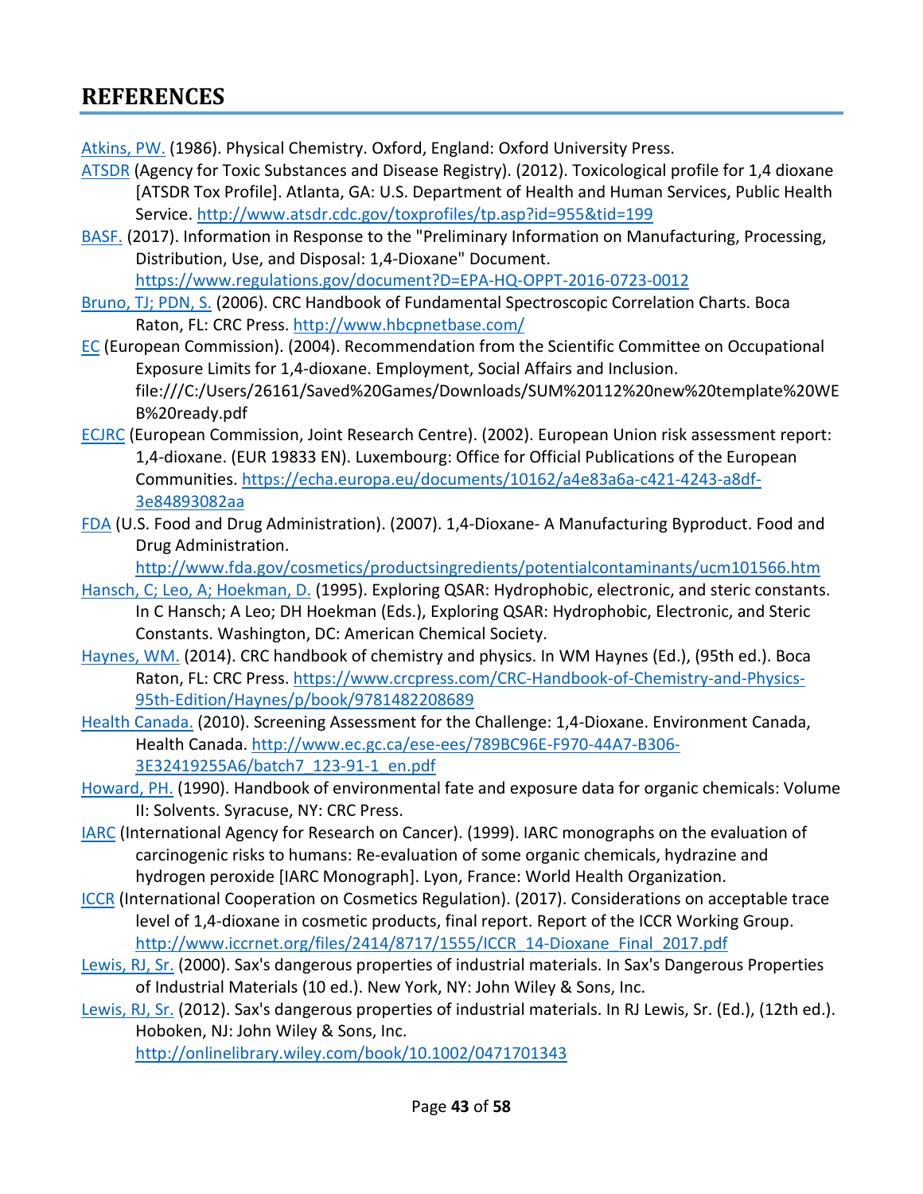# REFERENCES

Atkins, PW. (1986). Physical Chemistry. Oxford, England: Oxford University Press.

ATSDR (Agency for Toxic Substances and Disease Registry). (2012). Toxicological profile for 1,4 dioxane [ATSDR Tox Profile]. Atlanta, GA: U.S. Department of Health and Human Services, Public Health Service. http://www.atsdr.cdc.gov/toxprofiles/tp.asp?id=955&tid=199

BASF. (2017). Information in Response to the "Preliminary Information on Manufacturing, Processing, Distribution, Use, and Disposal: 1,4-Dioxane" Document. https://www.regulations.gov/document?D=EPA-HQ-OPPT-2016-0723-0012

Bruno, TJ; PDN, S. (2006). CRC Handbook of Fundamental Spectroscopic Correlation Charts. Boca Raton, FL: CRC Press. http://www.hbcpnetbase.com/

EC (European Commission). (2004). Recommendation from the Scientific Committee on Occupational Exposure Limits for 1,4-dioxane. Employment, Social Affairs and Inclusion. file:///C:/Users/26161/Saved%20Games/Downloads/SUM%20112%20new%20template%20WEB%20ready.pdf

ECJRC (European Commission, Joint Research Centre). (2002). European Union risk assessment report: 1,4-dioxane. (EUR 19833 EN). Luxembourg: Office for Official Publications of the European Communities. https://echa.europa.eu/documents/10162/a4e83a6a-c421-4243-a8df-3e84893082aa

FDA (U.S. Food and Drug Administration). (2007). 1,4-Dioxane- A Manufacturing Byproduct. Food and Drug Administration. http://www.fda.gov/cosmetics/productsingredients/potentialcontaminants/ucm101566.htm

Hansch, C; Leo, A; Hoekman, D. (1995). Exploring QSAR: Hydrophobic, electronic, and steric constants. In C Hansch; A Leo; DH Hoekman (Eds.), Exploring QSAR: Hydrophobic, Electronic, and Steric Constants. Washington, DC: American Chemical Society.

Haynes, WM. (2014). CRC handbook of chemistry and physics. In WM Haynes (Ed.), (95th ed.). Boca Raton, FL: CRC Press. https://www.crcpress.com/CRC-Handbook-of-Chemistry-and-Physics-95th-Edition/Haynes/p/book/9781482208689

Health Canada. (2010). Screening Assessment for the Challenge: 1,4-Dioxane. Environment Canada, Health Canada. http://www.ec.gc.ca/ese-ees/789BC96E-F970-44A7-B306-3E32419255A6/batch7_123-91-1_en.pdf

Howard, PH. (1990). Handbook of environmental fate and exposure data for organic chemicals: Volume II: Solvents. Syracuse, NY: CRC Press.

IARC (International Agency for Research on Cancer). (1999). IARC monographs on the evaluation of carcinogenic risks to humans: Re-evaluation of some organic chemicals, hydrazine and hydrogen peroxide [IARC Monograph]. Lyon, France: World Health Organization.

ICCR (International Cooperation on Cosmetics Regulation). (2017). Considerations on acceptable trace level of 1,4-dioxane in cosmetic products, final report. Report of the ICCR Working Group. http://www.iccrnet.org/files/2414/8717/1555/ICCR_14-Dioxane_Final_2017.pdf

Lewis, RJ, Sr. (2000). Sax's dangerous properties of industrial materials. In Sax's Dangerous Properties of Industrial Materials (10 ed.). New York, NY: John Wiley & Sons, Inc.

Lewis, RJ, Sr. (2012). Sax's dangerous properties of industrial materials. In RJ Lewis, Sr. (Ed.), (12th ed.). Hoboken, NJ: John Wiley & Sons, Inc. http://onlinelibrary.wiley.com/book/10.1002/0471701343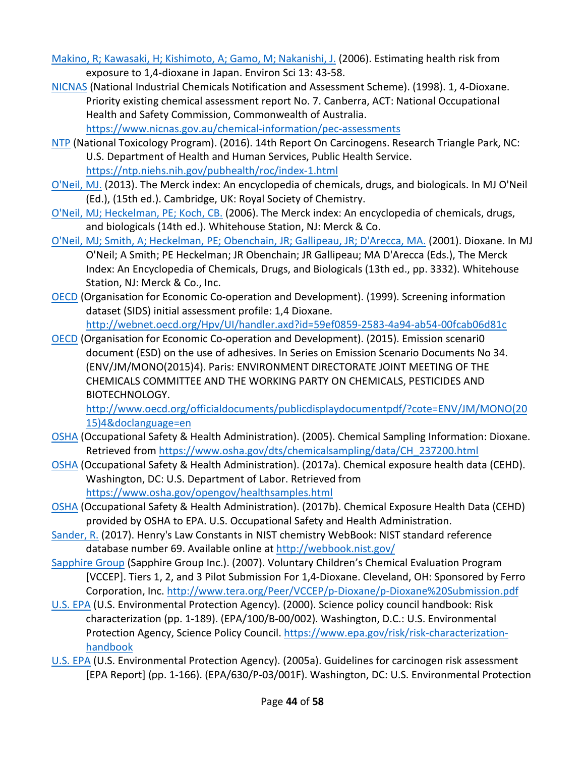Makino, R; Kawasaki, H; Kishimoto, A; Gamo, M; Nakanishi, J. (2006). Estimating health risk from exposure to 1,4-dioxane in Japan. Environ Sci 13: 43-58.

NICNAS (National Industrial Chemicals Notification and Assessment Scheme). (1998). 1, 4-Dioxane. Priority existing chemical assessment report No. 7. Canberra, ACT: National Occupational Health and Safety Commission, Commonwealth of Australia. https://www.nicnas.gov.au/chemical-information/pec-assessments

NTP (National Toxicology Program). (2016). 14th Report On Carcinogens. Research Triangle Park, NC: U.S. Department of Health and Human Services, Public Health Service. https://ntp.niehs.nih.gov/pubhealth/roc/index-1.html

O'Neil, MJ. (2013). The Merck index: An encyclopedia of chemicals, drugs, and biologicals. In MJ O'Neil (Ed.), (15th ed.). Cambridge, UK: Royal Society of Chemistry.

O'Neil, MJ; Heckelman, PE; Koch, CB. (2006). The Merck index: An encyclopedia of chemicals, drugs, and biologicals (14th ed.). Whitehouse Station, NJ: Merck & Co.

O'Neil, MJ; Smith, A; Heckelman, PE; Obenchain, JR; Gallipeau, JR; D'Arecca, MA. (2001). Dioxane. In MJ O'Neil; A Smith; PE Heckelman; JR Obenchain; JR Gallipeau; MA D'Arecca (Eds.), The Merck Index: An Encyclopedia of Chemicals, Drugs, and Biologicals (13th ed., pp. 3332). Whitehouse Station, NJ: Merck & Co., Inc.

OECD (Organisation for Economic Co-operation and Development). (1999). Screening information dataset (SIDS) initial assessment profile: 1,4 Dioxane. http://webnet.oecd.org/Hpv/UI/handler.axd?id=59ef0859-2583-4a94-ab54-00fcab06d81c

OECD (Organisation for Economic Co-operation and Development). (2015). Emission scenari0 document (ESD) on the use of adhesives. In Series on Emission Scenario Documents No 34. (ENV/JM/MONO(2015)4). Paris: ENVIRONMENT DIRECTORATE JOINT MEETING OF THE CHEMICALS COMMITTEE AND THE WORKING PARTY ON CHEMICALS, PESTICIDES AND BIOTECHNOLOGY. http://www.oecd.org/officialdocuments/publicdisplaydocumentpdf/?cote=ENV/JM/MONO(2015)4&doclanguage=en

OSHA (Occupational Safety & Health Administration). (2005). Chemical Sampling Information: Dioxane. Retrieved from https://www.osha.gov/dts/chemicalsampling/data/CH_237200.html

OSHA (Occupational Safety & Health Administration). (2017a). Chemical exposure health data (CEHD). Washington, DC: U.S. Department of Labor. Retrieved from https://www.osha.gov/opengov/healthsamples.html

OSHA (Occupational Safety & Health Administration). (2017b). Chemical Exposure Health Data (CEHD) provided by OSHA to EPA. U.S. Occupational Safety and Health Administration.

Sander, R. (2017). Henry's Law Constants in NIST chemistry WebBook: NIST standard reference database number 69. Available online at http://webbook.nist.gov/

Sapphire Group (Sapphire Group Inc.). (2007). Voluntary Children's Chemical Evaluation Program [VCCEP]. Tiers 1, 2, and 3 Pilot Submission For 1,4-Dioxane. Cleveland, OH: Sponsored by Ferro Corporation, Inc. http://www.tera.org/Peer/VCCEP/p-Dioxane/p-Dioxane%20Submission.pdf

U.S. EPA (U.S. Environmental Protection Agency). (2000). Science policy council handbook: Risk characterization (pp. 1-189). (EPA/100/B-00/002). Washington, D.C.: U.S. Environmental Protection Agency, Science Policy Council. https://www.epa.gov/risk/risk-characterization-handbook

U.S. EPA (U.S. Environmental Protection Agency). (2005a). Guidelines for carcinogen risk assessment [EPA Report] (pp. 1-166). (EPA/630/P-03/001F). Washington, DC: U.S. Environmental Protection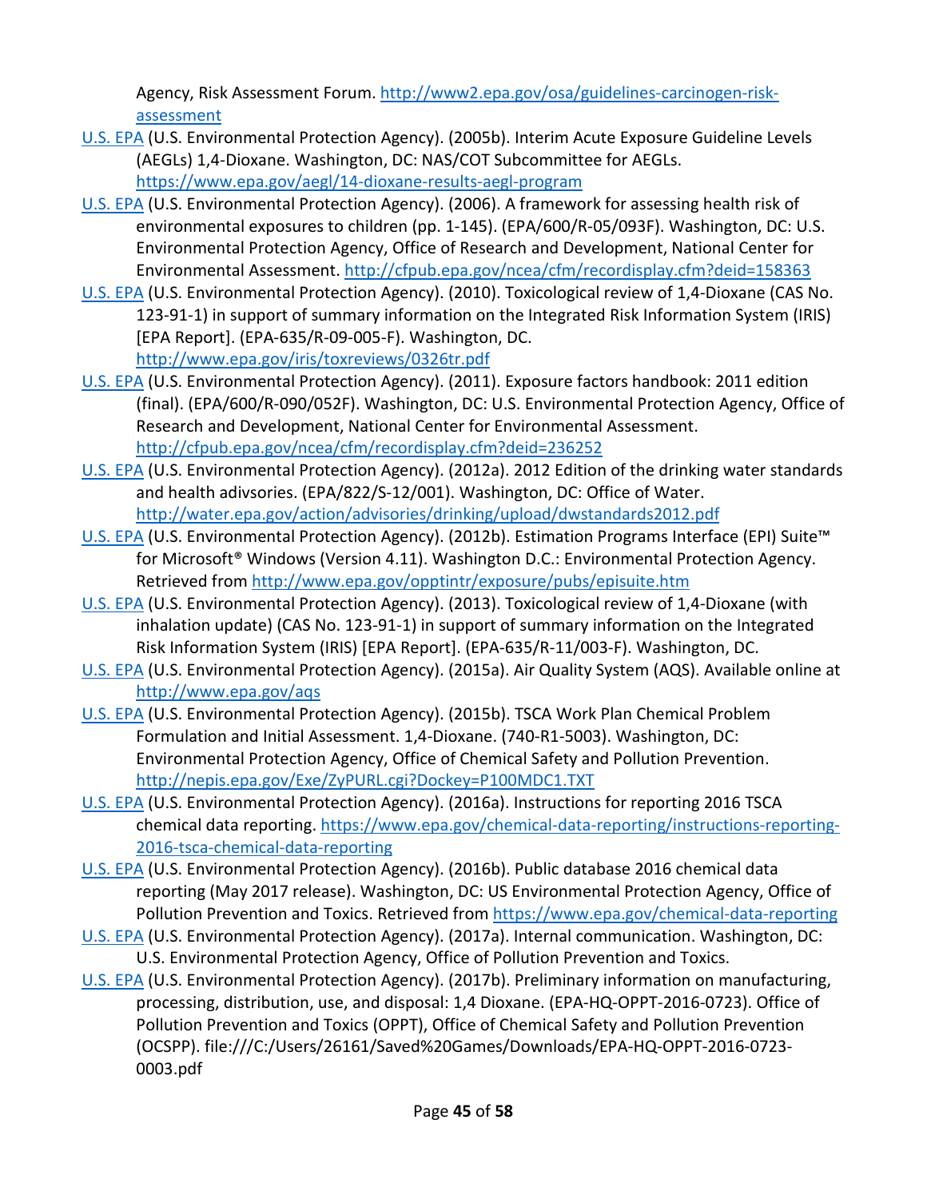Agency, Risk Assessment Forum. [http://www2.epa.gov/osa/guidelines-carcinogen-risk-assessment](http://www2.epa.gov/osa/guidelines-carcinogen-risk-assessment)

U.S. EPA (U.S. Environmental Protection Agency). (2005b). Interim Acute Exposure Guideline Levels (AEGLs) 1,4-Dioxane. Washington, DC: NAS/COT Subcommittee for AEGLs. [https://www.epa.gov/aegl/14-dioxane-results-aegl-program](https://www.epa.gov/aegl/14-dioxane-results-aegl-program)

U.S. EPA (U.S. Environmental Protection Agency). (2006). A framework for assessing health risk of environmental exposures to children (pp. 1-145). (EPA/600/R-05/093F). Washington, DC: U.S. Environmental Protection Agency, Office of Research and Development, National Center for Environmental Assessment. [http://cfpub.epa.gov/ncea/cfm/recordisplay.cfm?deid=158363](http://cfpub.epa.gov/ncea/cfm/recordisplay.cfm?deid=158363)

U.S. EPA (U.S. Environmental Protection Agency). (2010). Toxicological review of 1,4-Dioxane (CAS No. 123-91-1) in support of summary information on the Integrated Risk Information System (IRIS) [EPA Report]. (EPA-635/R-09-005-F). Washington, DC. [http://www.epa.gov/iris/toxreviews/0326tr.pdf](http://www.epa.gov/iris/toxreviews/0326tr.pdf)

U.S. EPA (U.S. Environmental Protection Agency). (2011). Exposure factors handbook: 2011 edition (final). (EPA/600/R-090/052F). Washington, DC: U.S. Environmental Protection Agency, Office of Research and Development, National Center for Environmental Assessment. [http://cfpub.epa.gov/ncea/cfm/recordisplay.cfm?deid=236252](http://cfpub.epa.gov/ncea/cfm/recordisplay.cfm?deid=236252)

U.S. EPA (U.S. Environmental Protection Agency). (2012a). 2012 Edition of the drinking water standards and health adivsories. (EPA/822/S-12/001). Washington, DC: Office of Water. [http://water.epa.gov/action/advisories/drinking/upload/dwstandards2012.pdf](http://water.epa.gov/action/advisories/drinking/upload/dwstandards2012.pdf)

U.S. EPA (U.S. Environmental Protection Agency). (2012b). Estimation Programs Interface (EPI) Suite™ for Microsoft® Windows (Version 4.11). Washington D.C.: Environmental Protection Agency. Retrieved from [http://www.epa.gov/opptintr/exposure/pubs/episuite.htm](http://www.epa.gov/opptintr/exposure/pubs/episuite.htm)

U.S. EPA (U.S. Environmental Protection Agency). (2013). Toxicological review of 1,4-Dioxane (with inhalation update) (CAS No. 123-91-1) in support of summary information on the Integrated Risk Information System (IRIS) [EPA Report]. (EPA-635/R-11/003-F). Washington, DC.

U.S. EPA (U.S. Environmental Protection Agency). (2015a). Air Quality System (AQS). Available online at [http://www.epa.gov/aqs](http://www.epa.gov/aqs)

U.S. EPA (U.S. Environmental Protection Agency). (2015b). TSCA Work Plan Chemical Problem Formulation and Initial Assessment. 1,4-Dioxane. (740-R1-5003). Washington, DC: Environmental Protection Agency, Office of Chemical Safety and Pollution Prevention. [http://nepis.epa.gov/Exe/ZyPURL.cgi?Dockey=P100MDC1.TXT](http://nepis.epa.gov/Exe/ZyPURL.cgi?Dockey=P100MDC1.TXT)

U.S. EPA (U.S. Environmental Protection Agency). (2016a). Instructions for reporting 2016 TSCA chemical data reporting. [https://www.epa.gov/chemical-data-reporting/instructions-reporting-2016-tsca-chemical-data-reporting](https://www.epa.gov/chemical-data-reporting/instructions-reporting-2016-tsca-chemical-data-reporting)

U.S. EPA (U.S. Environmental Protection Agency). (2016b). Public database 2016 chemical data reporting (May 2017 release). Washington, DC: US Environmental Protection Agency, Office of Pollution Prevention and Toxics. Retrieved from [https://www.epa.gov/chemical-data-reporting](https://www.epa.gov/chemical-data-reporting)

U.S. EPA (U.S. Environmental Protection Agency). (2017a). Internal communication. Washington, DC: U.S. Environmental Protection Agency, Office of Pollution Prevention and Toxics.

U.S. EPA (U.S. Environmental Protection Agency). (2017b). Preliminary information on manufacturing, processing, distribution, use, and disposal: 1,4 Dioxane. (EPA-HQ-OPPT-2016-0723). Office of Pollution Prevention and Toxics (OPPT), Office of Chemical Safety and Pollution Prevention (OCSPP). file:///C:/Users/26161/Saved%20Games/Downloads/EPA-HQ-OPPT-2016-0723-0003.pdf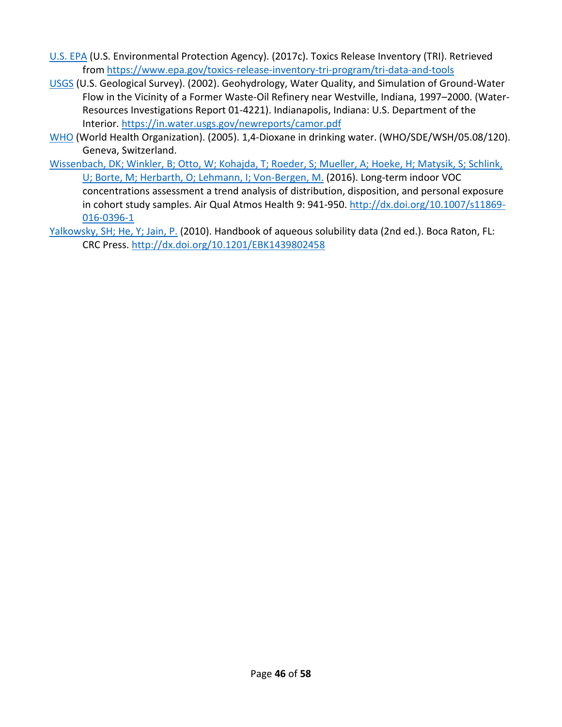U.S. EPA (U.S. Environmental Protection Agency). (2017c). Toxics Release Inventory (TRI). Retrieved from https://www.epa.gov/toxics-release-inventory-tri-program/tri-data-and-tools

USGS (U.S. Geological Survey). (2002). Geohydrology, Water Quality, and Simulation of Ground-Water Flow in the Vicinity of a Former Waste-Oil Refinery near Westville, Indiana, 1997–2000. (Water-Resources Investigations Report 01-4221). Indianapolis, Indiana: U.S. Department of the Interior. https://in.water.usgs.gov/newreports/camor.pdf

WHO (World Health Organization). (2005). 1,4-Dioxane in drinking water. (WHO/SDE/WSH/05.08/120). Geneva, Switzerland.

Wissenbach, DK; Winkler, B; Otto, W; Kohajda, T; Roeder, S; Mueller, A; Hoeke, H; Matysik, S; Schlink, U; Borte, M; Herbarth, O; Lehmann, I; Von-Bergen, M. (2016). Long-term indoor VOC concentrations assessment a trend analysis of distribution, disposition, and personal exposure in cohort study samples. Air Qual Atmos Health 9: 941-950. http://dx.doi.org/10.1007/s11869-016-0396-1

Yalkowsky, SH; He, Y; Jain, P. (2010). Handbook of aqueous solubility data (2nd ed.). Boca Raton, FL: CRC Press. http://dx.doi.org/10.1201/EBK1439802458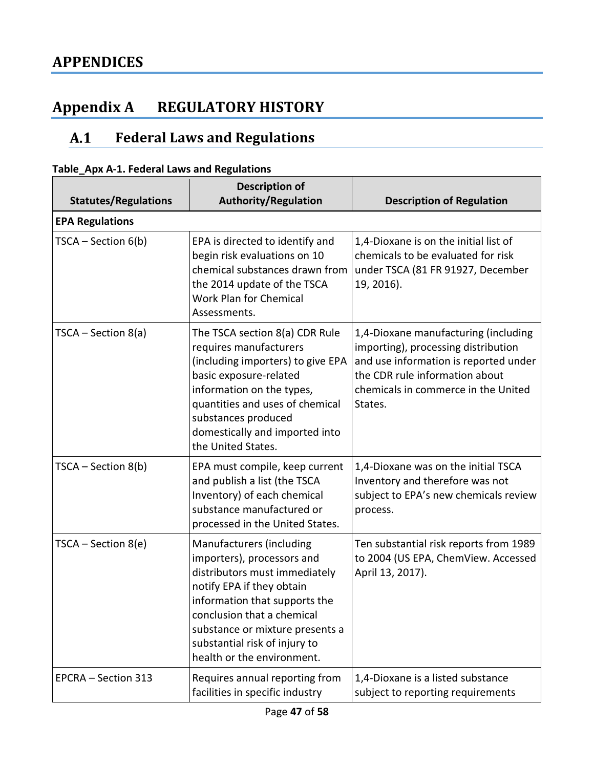# APPENDICES

## Appendix A REGULATORY HISTORY

### A.1 Federal Laws and Regulations

**Table_Apx A-1. Federal Laws and Regulations**

| Statutes/Regulations | Description of Authority/Regulation | Description of Regulation |
|---|---|---|
| **EPA Regulations** | | |
| TSCA – Section 6(b) | EPA is directed to identify and begin risk evaluations on 10 chemical substances drawn from the 2014 update of the TSCA Work Plan for Chemical Assessments. | 1,4-Dioxane is on the initial list of chemicals to be evaluated for risk under TSCA (81 FR 91927, December 19, 2016). |
| TSCA – Section 8(a) | The TSCA section 8(a) CDR Rule requires manufacturers (including importers) to give EPA basic exposure-related information on the types, quantities and uses of chemical substances produced domestically and imported into the United States. | 1,4-Dioxane manufacturing (including importing), processing distribution and use information is reported under the CDR rule information about chemicals in commerce in the United States. |
| TSCA – Section 8(b) | EPA must compile, keep current and publish a list (the TSCA Inventory) of each chemical substance manufactured or processed in the United States. | 1,4-Dioxane was on the initial TSCA Inventory and therefore was not subject to EPA's new chemicals review process. |
| TSCA – Section 8(e) | Manufacturers (including importers), processors and distributors must immediately notify EPA if they obtain information that supports the conclusion that a chemical substance or mixture presents a substantial risk of injury to health or the environment. | Ten substantial risk reports from 1989 to 2004 (US EPA, ChemView. Accessed April 13, 2017). |
| EPCRA – Section 313 | Requires annual reporting from facilities in specific industry | 1,4-Dioxane is a listed substance subject to reporting requirements |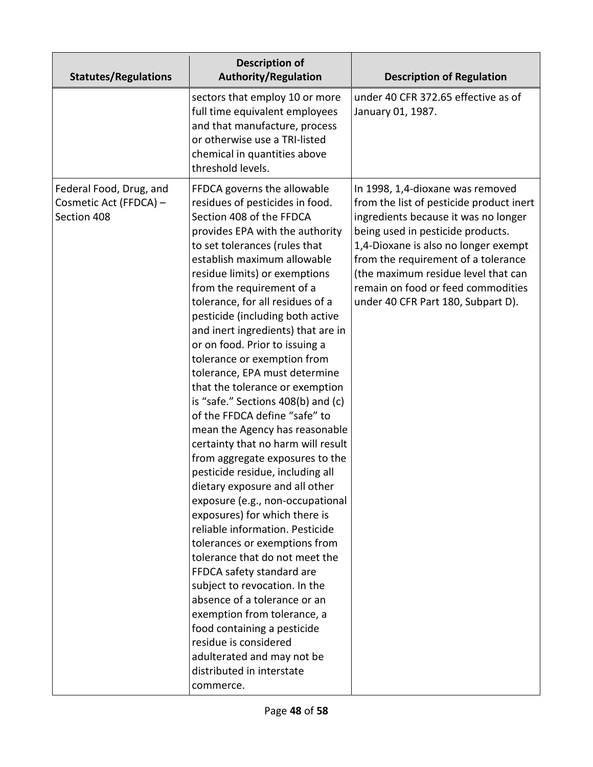| Statutes/Regulations | Description of Authority/Regulation | Description of Regulation |
|---|---|---|
| | sectors that employ 10 or more full time equivalent employees and that manufacture, process or otherwise use a TRI-listed chemical in quantities above threshold levels. | under 40 CFR 372.65 effective as of January 01, 1987. |
| Federal Food, Drug, and Cosmetic Act (FFDCA) – Section 408 | FFDCA governs the allowable residues of pesticides in food. Section 408 of the FFDCA provides EPA with the authority to set tolerances (rules that establish maximum allowable residue limits) or exemptions from the requirement of a tolerance, for all residues of a pesticide (including both active and inert ingredients) that are in or on food. Prior to issuing a tolerance or exemption from tolerance, EPA must determine that the tolerance or exemption is "safe." Sections 408(b) and (c) of the FFDCA define "safe" to mean the Agency has reasonable certainty that no harm will result from aggregate exposures to the pesticide residue, including all dietary exposure and all other exposure (e.g., non-occupational exposures) for which there is reliable information. Pesticide tolerances or exemptions from tolerance that do not meet the FFDCA safety standard are subject to revocation. In the absence of a tolerance or an exemption from tolerance, a food containing a pesticide residue is considered adulterated and may not be distributed in interstate commerce. | In 1998, 1,4-dioxane was removed from the list of pesticide product inert ingredients because it was no longer being used in pesticide products. 1,4-Dioxane is also no longer exempt from the requirement of a tolerance (the maximum residue level that can remain on food or feed commodities under 40 CFR Part 180, Subpart D). |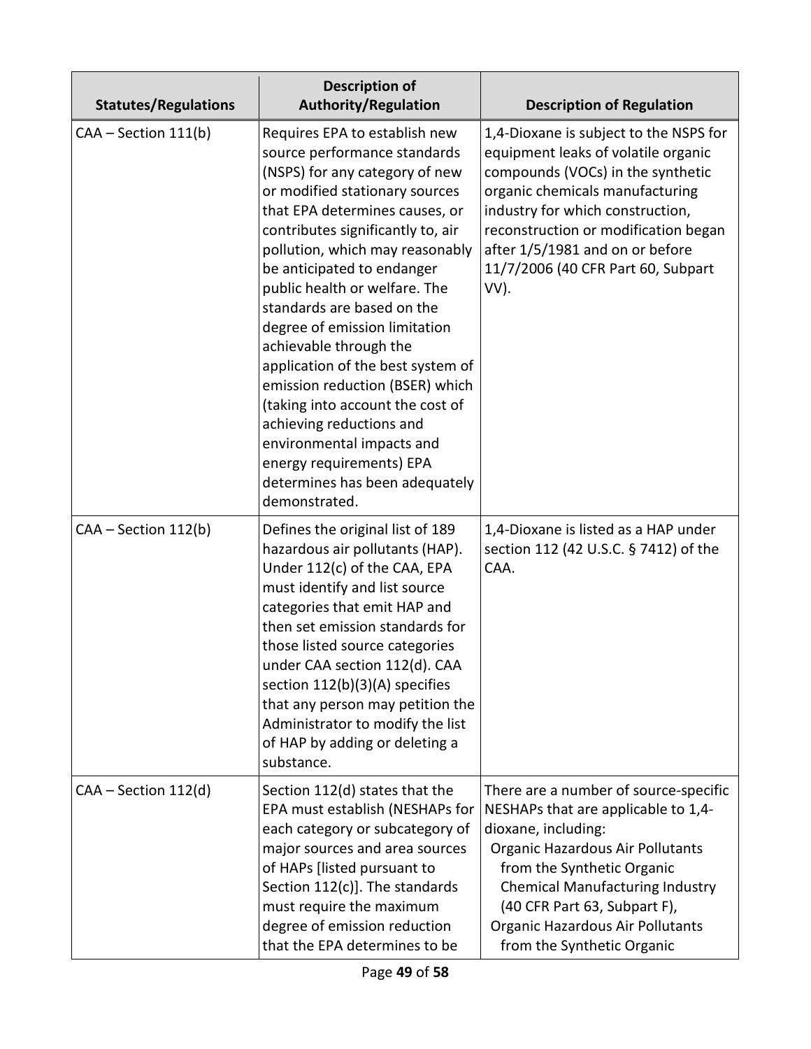| Statutes/Regulations | Description of Authority/Regulation | Description of Regulation |
|---|---|---|
| CAA – Section 111(b) | Requires EPA to establish new source performance standards (NSPS) for any category of new or modified stationary sources that EPA determines causes, or contributes significantly to, air pollution, which may reasonably be anticipated to endanger public health or welfare. The standards are based on the degree of emission limitation achievable through the application of the best system of emission reduction (BSER) which (taking into account the cost of achieving reductions and environmental impacts and energy requirements) EPA determines has been adequately demonstrated. | 1,4-Dioxane is subject to the NSPS for equipment leaks of volatile organic compounds (VOCs) in the synthetic organic chemicals manufacturing industry for which construction, reconstruction or modification began after 1/5/1981 and on or before 11/7/2006 (40 CFR Part 60, Subpart VV). |
| CAA – Section 112(b) | Defines the original list of 189 hazardous air pollutants (HAP). Under 112(c) of the CAA, EPA must identify and list source categories that emit HAP and then set emission standards for those listed source categories under CAA section 112(d). CAA section 112(b)(3)(A) specifies that any person may petition the Administrator to modify the list of HAP by adding or deleting a substance. | 1,4-Dioxane is listed as a HAP under section 112 (42 U.S.C. § 7412) of the CAA. |
| CAA – Section 112(d) | Section 112(d) states that the EPA must establish (NESHAPs for each category or subcategory of major sources and area sources of HAPs [listed pursuant to Section 112(c)]. The standards must require the maximum degree of emission reduction that the EPA determines to be | There are a number of source-specific NESHAPs that are applicable to 1,4-dioxane, including:<br>Organic Hazardous Air Pollutants from the Synthetic Organic Chemical Manufacturing Industry (40 CFR Part 63, Subpart F),<br>Organic Hazardous Air Pollutants from the Synthetic Organic |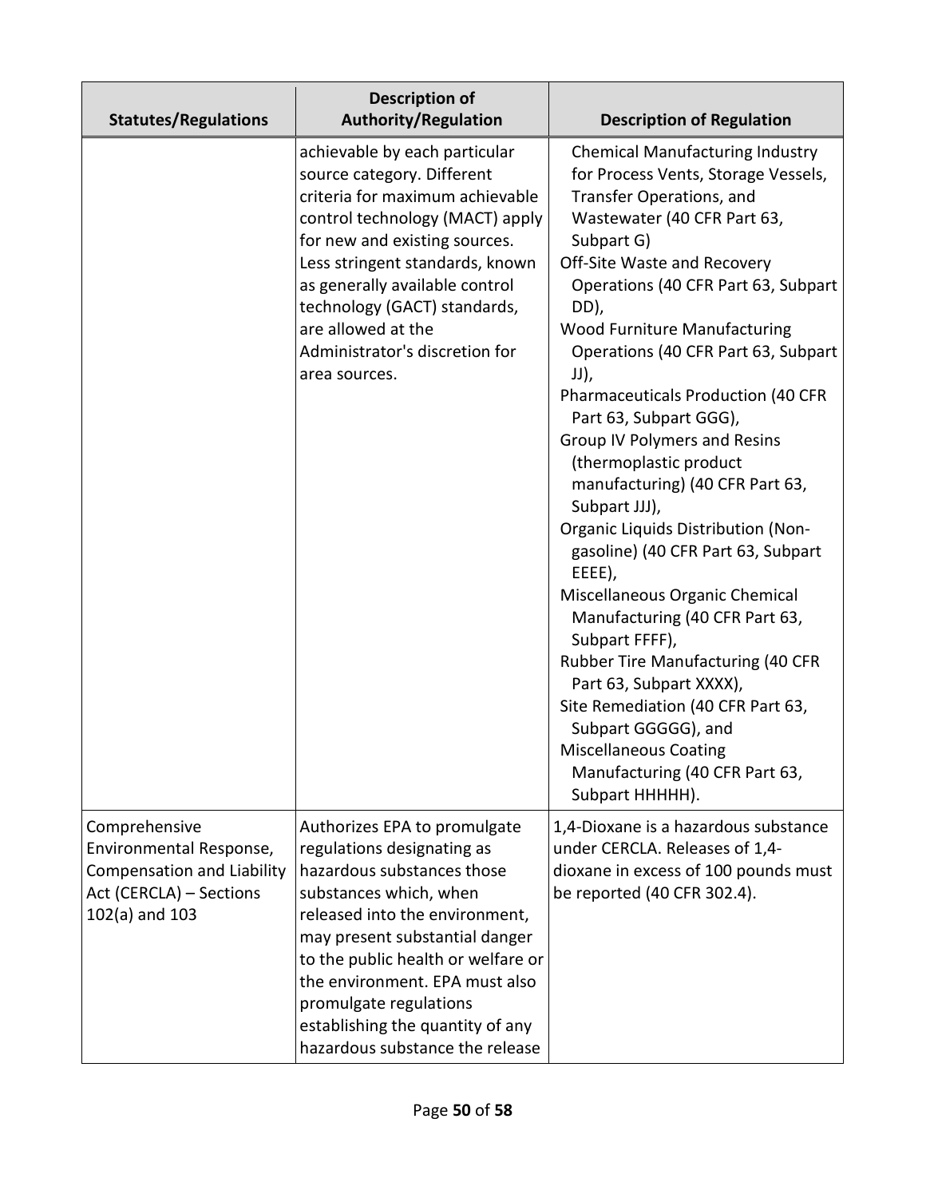| Statutes/Regulations | Description of Authority/Regulation | Description of Regulation |
|---|---|---|
| | achievable by each particular source category. Different criteria for maximum achievable control technology (MACT) apply for new and existing sources. Less stringent standards, known as generally available control technology (GACT) standards, are allowed at the Administrator's discretion for area sources. | Chemical Manufacturing Industry for Process Vents, Storage Vessels, Transfer Operations, and Wastewater (40 CFR Part 63, Subpart G)<br>Off-Site Waste and Recovery Operations (40 CFR Part 63, Subpart DD),<br>Wood Furniture Manufacturing Operations (40 CFR Part 63, Subpart JJ),<br>Pharmaceuticals Production (40 CFR Part 63, Subpart GGG),<br>Group IV Polymers and Resins (thermoplastic product manufacturing) (40 CFR Part 63, Subpart JJJ),<br>Organic Liquids Distribution (Non-gasoline) (40 CFR Part 63, Subpart EEEE),<br>Miscellaneous Organic Chemical Manufacturing (40 CFR Part 63, Subpart FFFF),<br>Rubber Tire Manufacturing (40 CFR Part 63, Subpart XXXX),<br>Site Remediation (40 CFR Part 63, Subpart GGGGG), and<br>Miscellaneous Coating Manufacturing (40 CFR Part 63, Subpart HHHHH). |
| Comprehensive Environmental Response, Compensation and Liability Act (CERCLA) – Sections 102(a) and 103 | Authorizes EPA to promulgate regulations designating as hazardous substances those substances which, when released into the environment, may present substantial danger to the public health or welfare or the environment. EPA must also promulgate regulations establishing the quantity of any hazardous substance the release | 1,4-Dioxane is a hazardous substance under CERCLA. Releases of 1,4-dioxane in excess of 100 pounds must be reported (40 CFR 302.4). |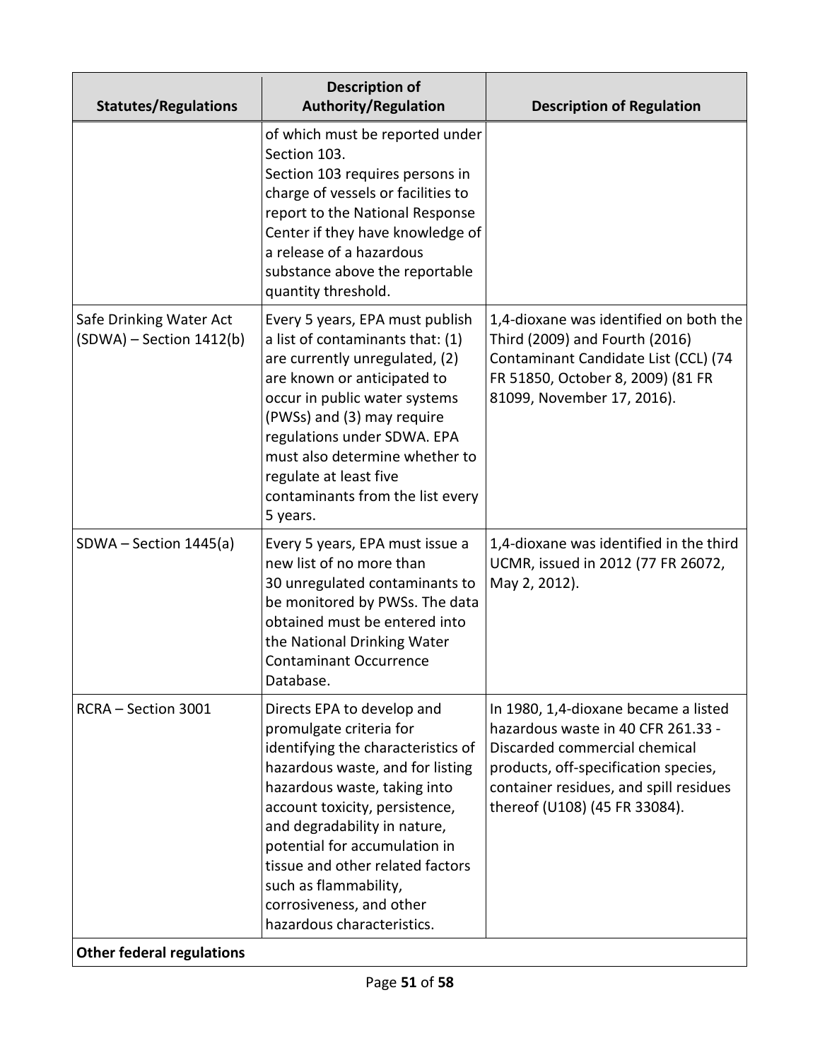| Statutes/Regulations | Description of Authority/Regulation | Description of Regulation |
|---|---|---|
| | of which must be reported under Section 103. Section 103 requires persons in charge of vessels or facilities to report to the National Response Center if they have knowledge of a release of a hazardous substance above the reportable quantity threshold. | |
| Safe Drinking Water Act (SDWA) – Section 1412(b) | Every 5 years, EPA must publish a list of contaminants that: (1) are currently unregulated, (2) are known or anticipated to occur in public water systems (PWSs) and (3) may require regulations under SDWA. EPA must also determine whether to regulate at least five contaminants from the list every 5 years. | 1,4-dioxane was identified on both the Third (2009) and Fourth (2016) Contaminant Candidate List (CCL) (74 FR 51850, October 8, 2009) (81 FR 81099, November 17, 2016). |
| SDWA – Section 1445(a) | Every 5 years, EPA must issue a new list of no more than 30 unregulated contaminants to be monitored by PWSs. The data obtained must be entered into the National Drinking Water Contaminant Occurrence Database. | 1,4-dioxane was identified in the third UCMR, issued in 2012 (77 FR 26072, May 2, 2012). |
| RCRA – Section 3001 | Directs EPA to develop and promulgate criteria for identifying the characteristics of hazardous waste, and for listing hazardous waste, taking into account toxicity, persistence, and degradability in nature, potential for accumulation in tissue and other related factors such as flammability, corrosiveness, and other hazardous characteristics. | In 1980, 1,4-dioxane became a listed hazardous waste in 40 CFR 261.33 - Discarded commercial chemical products, off-specification species, container residues, and spill residues thereof (U108) (45 FR 33084). |
| **Other federal regulations** | | |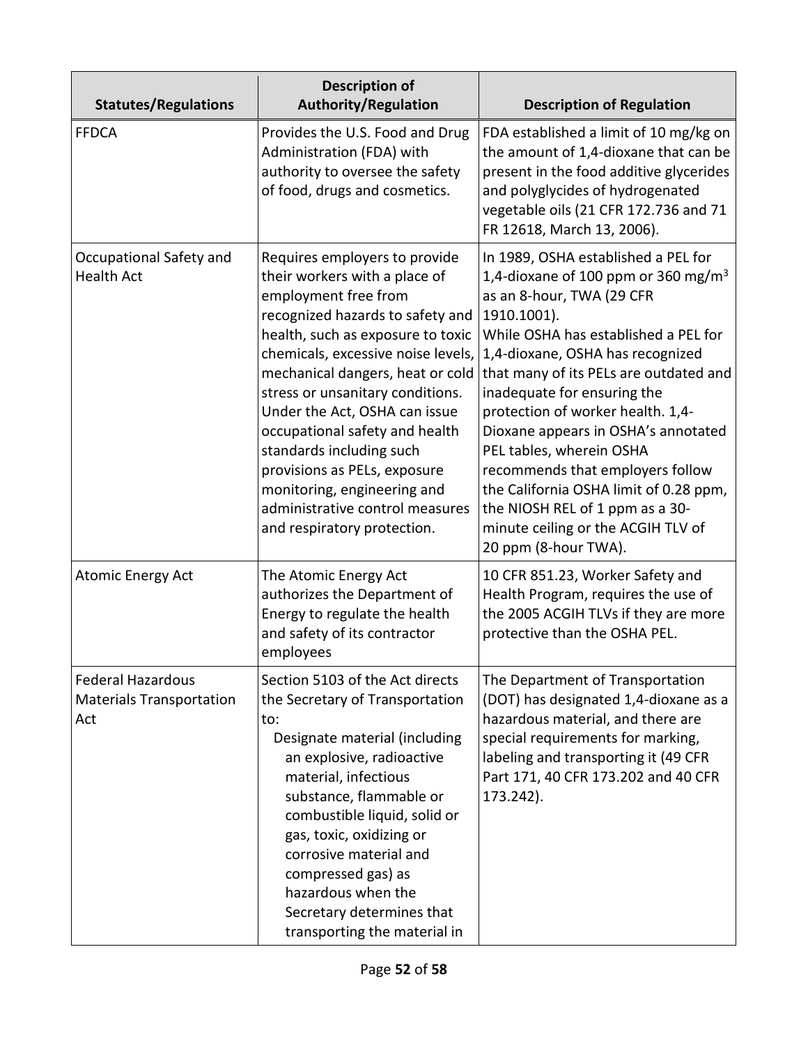| Statutes/Regulations | Description of Authority/Regulation | Description of Regulation |
|---|---|---|
| FFDCA | Provides the U.S. Food and Drug Administration (FDA) with authority to oversee the safety of food, drugs and cosmetics. | FDA established a limit of 10 mg/kg on the amount of 1,4-dioxane that can be present in the food additive glycerides and polyglycides of hydrogenated vegetable oils (21 CFR 172.736 and 71 FR 12618, March 13, 2006). |
| Occupational Safety and Health Act | Requires employers to provide their workers with a place of employment free from recognized hazards to safety and health, such as exposure to toxic chemicals, excessive noise levels, mechanical dangers, heat or cold stress or unsanitary conditions. Under the Act, OSHA can issue occupational safety and health standards including such provisions as PELs, exposure monitoring, engineering and administrative control measures and respiratory protection. | In 1989, OSHA established a PEL for 1,4-dioxane of 100 ppm or 360 $mg/m^3$ as an 8-hour, TWA (29 CFR 1910.1001).<br>While OSHA has established a PEL for 1,4-dioxane, OSHA has recognized that many of its PELs are outdated and inadequate for ensuring the protection of worker health. 1,4-Dioxane appears in OSHA's annotated PEL tables, wherein OSHA recommends that employers follow the California OSHA limit of 0.28 ppm, the NIOSH REL of 1 ppm as a 30-minute ceiling or the ACGIH TLV of 20 ppm (8-hour TWA). |
| Atomic Energy Act | The Atomic Energy Act authorizes the Department of Energy to regulate the health and safety of its contractor employees | 10 CFR 851.23, Worker Safety and Health Program, requires the use of the 2005 ACGIH TLVs if they are more protective than the OSHA PEL. |
| Federal Hazardous Materials Transportation Act | Section 5103 of the Act directs the Secretary of Transportation to:<br>Designate material (including an explosive, radioactive material, infectious substance, flammable or combustible liquid, solid or gas, toxic, oxidizing or corrosive material and compressed gas) as hazardous when the Secretary determines that transporting the material in | The Department of Transportation (DOT) has designated 1,4-dioxane as a hazardous material, and there are special requirements for marking, labeling and transporting it (49 CFR Part 171, 40 CFR 173.202 and 40 CFR 173.242). |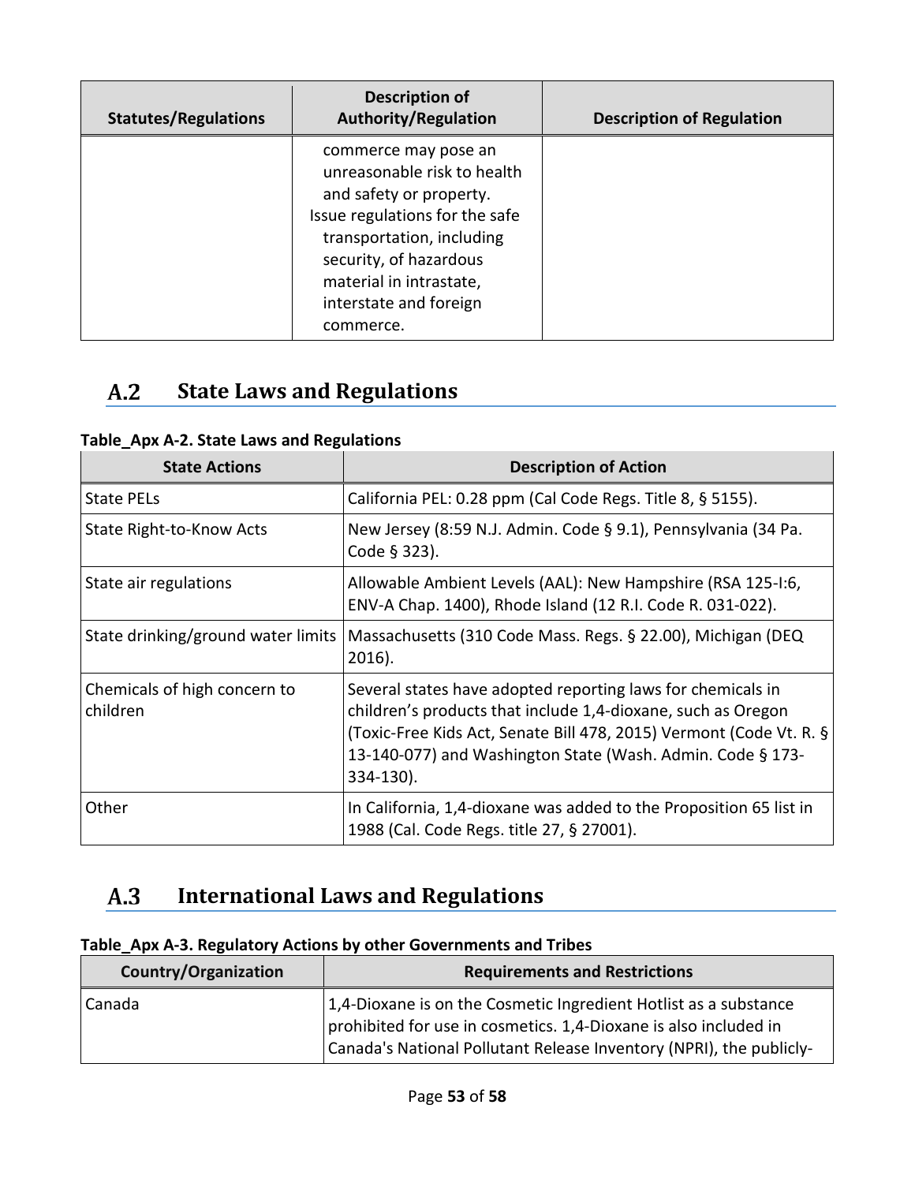| Statutes/Regulations | Description of Authority/Regulation | Description of Regulation |
| --- | --- | --- |
| | commerce may pose an unreasonable risk to health and safety or property. Issue regulations for the safe transportation, including security, of hazardous material in intrastate, interstate and foreign commerce. | |

## A.2 State Laws and Regulations

**Table_Apx A-2. State Laws and Regulations**

| State Actions | Description of Action |
| --- | --- |
| State PELs | California PEL: 0.28 ppm (Cal Code Regs. Title 8, § 5155). |
| State Right-to-Know Acts | New Jersey (8:59 N.J. Admin. Code § 9.1), Pennsylvania (34 Pa. Code § 323). |
| State air regulations | Allowable Ambient Levels (AAL): New Hampshire (RSA 125-I:6, ENV-A Chap. 1400), Rhode Island (12 R.I. Code R. 031-022). |
| State drinking/ground water limits | Massachusetts (310 Code Mass. Regs. § 22.00), Michigan (DEQ 2016). |
| Chemicals of high concern to children | Several states have adopted reporting laws for chemicals in children's products that include 1,4-dioxane, such as Oregon (Toxic-Free Kids Act, Senate Bill 478, 2015) Vermont (Code Vt. R. § 13-140-077) and Washington State (Wash. Admin. Code § 173-334-130). |
| Other | In California, 1,4-dioxane was added to the Proposition 65 list in 1988 (Cal. Code Regs. title 27, § 27001). |

## A.3 International Laws and Regulations

**Table_Apx A-3. Regulatory Actions by other Governments and Tribes**

| Country/Organization | Requirements and Restrictions |
| --- | --- |
| Canada | 1,4-Dioxane is on the Cosmetic Ingredient Hotlist as a substance prohibited for use in cosmetics. 1,4-Dioxane is also included in Canada's National Pollutant Release Inventory (NPRI), the publicly- |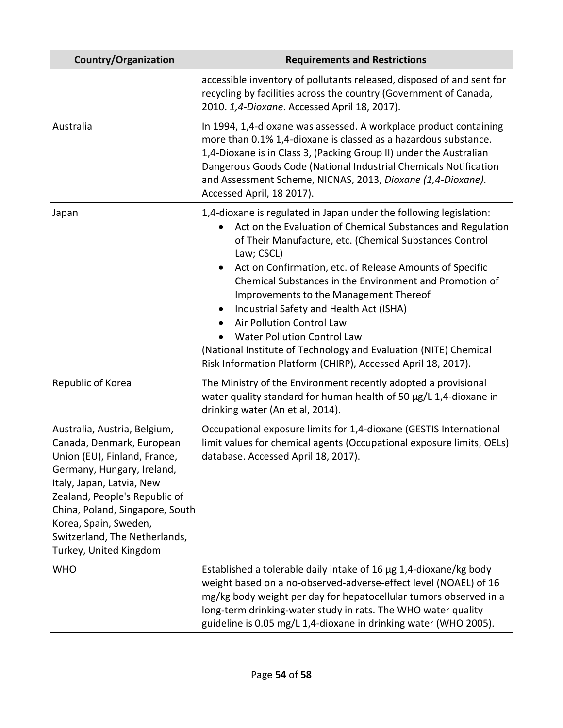| Country/Organization | Requirements and Restrictions |
|---|---|
| | accessible inventory of pollutants released, disposed of and sent for recycling by facilities across the country (Government of Canada, 2010. *1,4-Dioxane*. Accessed April 18, 2017). |
| Australia | In 1994, 1,4-dioxane was assessed. A workplace product containing more than 0.1% 1,4-dioxane is classed as a hazardous substance. 1,4-Dioxane is in Class 3, (Packing Group II) under the Australian Dangerous Goods Code (National Industrial Chemicals Notification and Assessment Scheme, NICNAS, 2013, *Dioxane (1,4-Dioxane)*. Accessed April, 18 2017). |
| Japan | 1,4-dioxane is regulated in Japan under the following legislation: <ul><li>Act on the Evaluation of Chemical Substances and Regulation of Their Manufacture, etc. (Chemical Substances Control Law; CSCL)</li><li>Act on Confirmation, etc. of Release Amounts of Specific Chemical Substances in the Environment and Promotion of Improvements to the Management Thereof</li><li>Industrial Safety and Health Act (ISHA)</li><li>Air Pollution Control Law</li><li>Water Pollution Control Law</li></ul>(National Institute of Technology and Evaluation (NITE) Chemical Risk Information Platform (CHIRP), Accessed April 18, 2017). |
| Republic of Korea | The Ministry of the Environment recently adopted a provisional water quality standard for human health of 50 µg/L 1,4-dioxane in drinking water (An et al, 2014). |
| Australia, Austria, Belgium, Canada, Denmark, European Union (EU), Finland, France, Germany, Hungary, Ireland, Italy, Japan, Latvia, New Zealand, People's Republic of China, Poland, Singapore, South Korea, Spain, Sweden, Switzerland, The Netherlands, Turkey, United Kingdom | Occupational exposure limits for 1,4-dioxane (GESTIS International limit values for chemical agents (Occupational exposure limits, OELs) database. Accessed April 18, 2017). |
| WHO | Established a tolerable daily intake of 16 µg 1,4-dioxane/kg body weight based on a no-observed-adverse-effect level (NOAEL) of 16 mg/kg body weight per day for hepatocellular tumors observed in a long-term drinking-water study in rats. The WHO water quality guideline is 0.05 mg/L 1,4-dioxane in drinking water (WHO 2005). |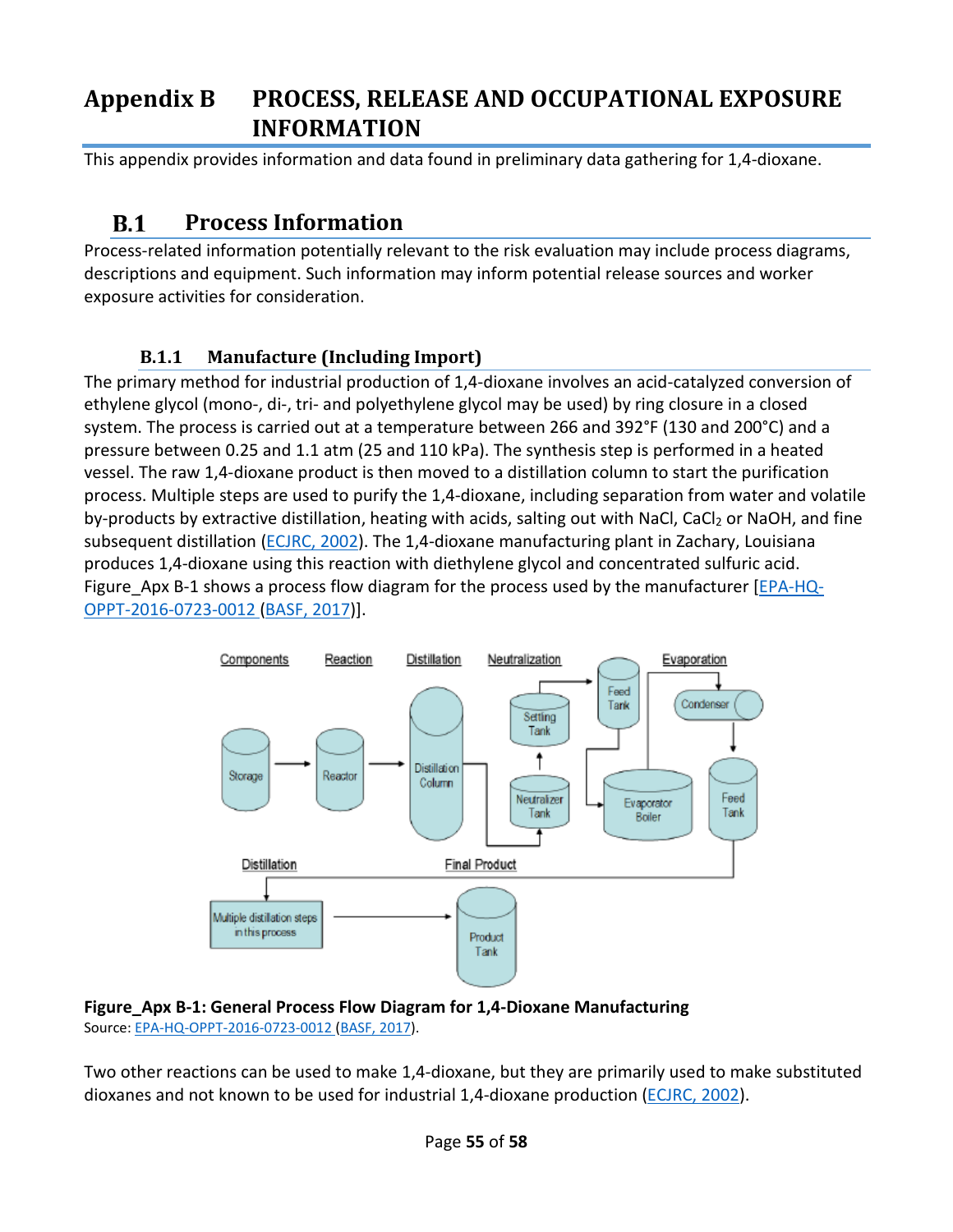# Appendix B PROCESS, RELEASE AND OCCUPATIONAL EXPOSURE INFORMATION

This appendix provides information and data found in preliminary data gathering for 1,4-dioxane.

## B.1 Process Information

Process-related information potentially relevant to the risk evaluation may include process diagrams, descriptions and equipment. Such information may inform potential release sources and worker exposure activities for consideration.

### B.1.1 Manufacture (Including Import)

The primary method for industrial production of 1,4-dioxane involves an acid-catalyzed conversion of ethylene glycol (mono-, di-, tri- and polyethylene glycol may be used) by ring closure in a closed system. The process is carried out at a temperature between 266 and 392°F (130 and 200°C) and a pressure between 0.25 and 1.1 atm (25 and 110 kPa). The synthesis step is performed in a heated vessel. The raw 1,4-dioxane product is then moved to a distillation column to start the purification process. Multiple steps are used to purify the 1,4-dioxane, including separation from water and volatile by-products by extractive distillation, heating with acids, salting out with NaCl, $CaCl_2$ or NaOH, and fine subsequent distillation (ECJRC, 2002). The 1,4-dioxane manufacturing plant in Zachary, Louisiana produces 1,4-dioxane using this reaction with diethylene glycol and concentrated sulfuric acid. Figure_Apx B-1 shows a process flow diagram for the process used by the manufacturer [EPA-HQ-OPPT-2016-0723-0012 (BASF, 2017)].

Components | Reaction | Distillation | Neutralization | Evaporation

Storage → Reactor → Distillation Column → Neutralizer Tank → Setting Tank → Feed Tank → Evaporator Boiler → Condenser → Feed Tank

Distillation | Final Product

Multiple distillation steps in this process → Product Tank

**Figure_Apx B-1: General Process Flow Diagram for 1,4-Dioxane Manufacturing**
Source: EPA-HQ-OPPT-2016-0723-0012 (BASF, 2017).

Two other reactions can be used to make 1,4-dioxane, but they are primarily used to make substituted dioxanes and not known to be used for industrial 1,4-dioxane production (ECJRC, 2002).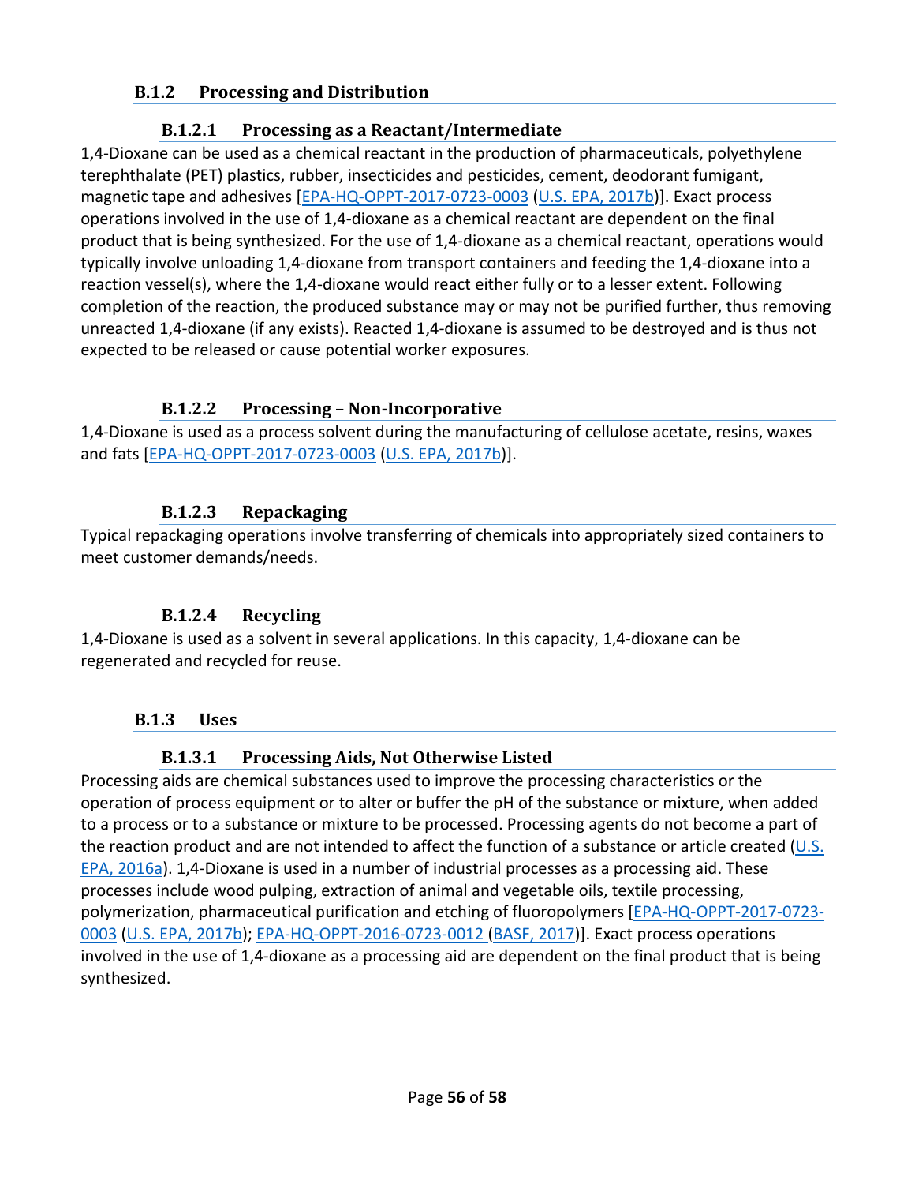### B.1.2 Processing and Distribution

#### B.1.2.1 Processing as a Reactant/Intermediate

1,4-Dioxane can be used as a chemical reactant in the production of pharmaceuticals, polyethylene terephthalate (PET) plastics, rubber, insecticides and pesticides, cement, deodorant fumigant, magnetic tape and adhesives [EPA-HQ-OPPT-2017-0723-0003 (U.S. EPA, 2017b)]. Exact process operations involved in the use of 1,4-dioxane as a chemical reactant are dependent on the final product that is being synthesized. For the use of 1,4-dioxane as a chemical reactant, operations would typically involve unloading 1,4-dioxane from transport containers and feeding the 1,4-dioxane into a reaction vessel(s), where the 1,4-dioxane would react either fully or to a lesser extent. Following completion of the reaction, the produced substance may or may not be purified further, thus removing unreacted 1,4-dioxane (if any exists). Reacted 1,4-dioxane is assumed to be destroyed and is thus not expected to be released or cause potential worker exposures.

#### B.1.2.2 Processing – Non-Incorporative

1,4-Dioxane is used as a process solvent during the manufacturing of cellulose acetate, resins, waxes and fats [EPA-HQ-OPPT-2017-0723-0003 (U.S. EPA, 2017b)].

#### B.1.2.3 Repackaging

Typical repackaging operations involve transferring of chemicals into appropriately sized containers to meet customer demands/needs.

#### B.1.2.4 Recycling

1,4-Dioxane is used as a solvent in several applications. In this capacity, 1,4-dioxane can be regenerated and recycled for reuse.

### B.1.3 Uses

#### B.1.3.1 Processing Aids, Not Otherwise Listed

Processing aids are chemical substances used to improve the processing characteristics or the operation of process equipment or to alter or buffer the pH of the substance or mixture, when added to a process or to a substance or mixture to be processed. Processing agents do not become a part of the reaction product and are not intended to affect the function of a substance or article created (U.S. EPA, 2016a). 1,4-Dioxane is used in a number of industrial processes as a processing aid. These processes include wood pulping, extraction of animal and vegetable oils, textile processing, polymerization, pharmaceutical purification and etching of fluoropolymers [EPA-HQ-OPPT-2017-0723-0003 (U.S. EPA, 2017b); EPA-HQ-OPPT-2016-0723-0012 (BASF, 2017)]. Exact process operations involved in the use of 1,4-dioxane as a processing aid are dependent on the final product that is being synthesized.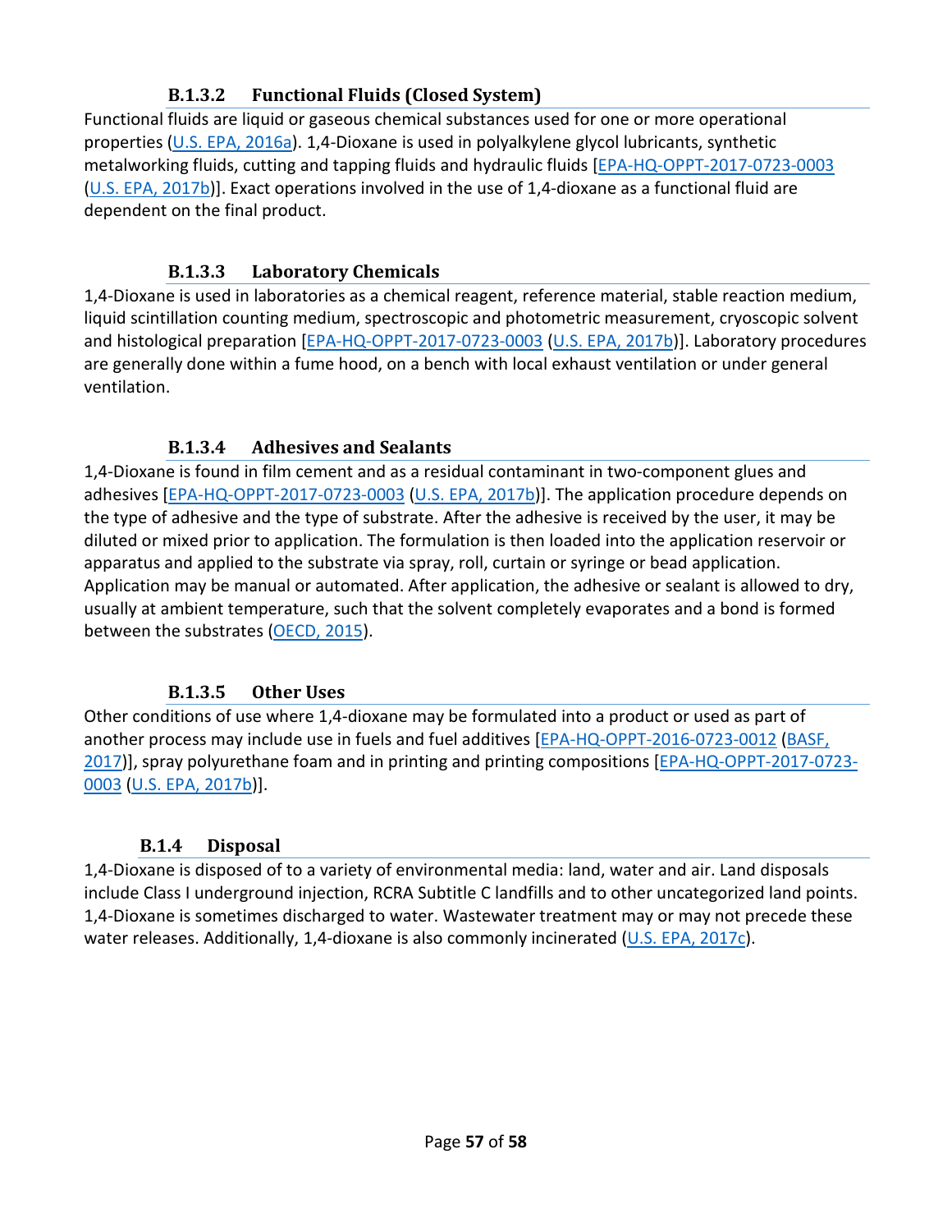#### B.1.3.2 Functional Fluids (Closed System)

Functional fluids are liquid or gaseous chemical substances used for one or more operational properties (U.S. EPA, 2016a). 1,4-Dioxane is used in polyalkylene glycol lubricants, synthetic metalworking fluids, cutting and tapping fluids and hydraulic fluids [EPA-HQ-OPPT-2017-0723-0003 (U.S. EPA, 2017b)]. Exact operations involved in the use of 1,4-dioxane as a functional fluid are dependent on the final product.

#### B.1.3.3 Laboratory Chemicals

1,4-Dioxane is used in laboratories as a chemical reagent, reference material, stable reaction medium, liquid scintillation counting medium, spectroscopic and photometric measurement, cryoscopic solvent and histological preparation [EPA-HQ-OPPT-2017-0723-0003 (U.S. EPA, 2017b)]. Laboratory procedures are generally done within a fume hood, on a bench with local exhaust ventilation or under general ventilation.

#### B.1.3.4 Adhesives and Sealants

1,4-Dioxane is found in film cement and as a residual contaminant in two-component glues and adhesives [EPA-HQ-OPPT-2017-0723-0003 (U.S. EPA, 2017b)]. The application procedure depends on the type of adhesive and the type of substrate. After the adhesive is received by the user, it may be diluted or mixed prior to application. The formulation is then loaded into the application reservoir or apparatus and applied to the substrate via spray, roll, curtain or syringe or bead application. Application may be manual or automated. After application, the adhesive or sealant is allowed to dry, usually at ambient temperature, such that the solvent completely evaporates and a bond is formed between the substrates (OECD, 2015).

#### B.1.3.5 Other Uses

Other conditions of use where 1,4-dioxane may be formulated into a product or used as part of another process may include use in fuels and fuel additives [EPA-HQ-OPPT-2016-0723-0012 (BASF, 2017)], spray polyurethane foam and in printing and printing compositions [EPA-HQ-OPPT-2017-0723-0003 (U.S. EPA, 2017b)].

### B.1.4 Disposal

1,4-Dioxane is disposed of to a variety of environmental media: land, water and air. Land disposals include Class I underground injection, RCRA Subtitle C landfills and to other uncategorized land points. 1,4-Dioxane is sometimes discharged to water. Wastewater treatment may or may not precede these water releases. Additionally, 1,4-dioxane is also commonly incinerated (U.S. EPA, 2017c).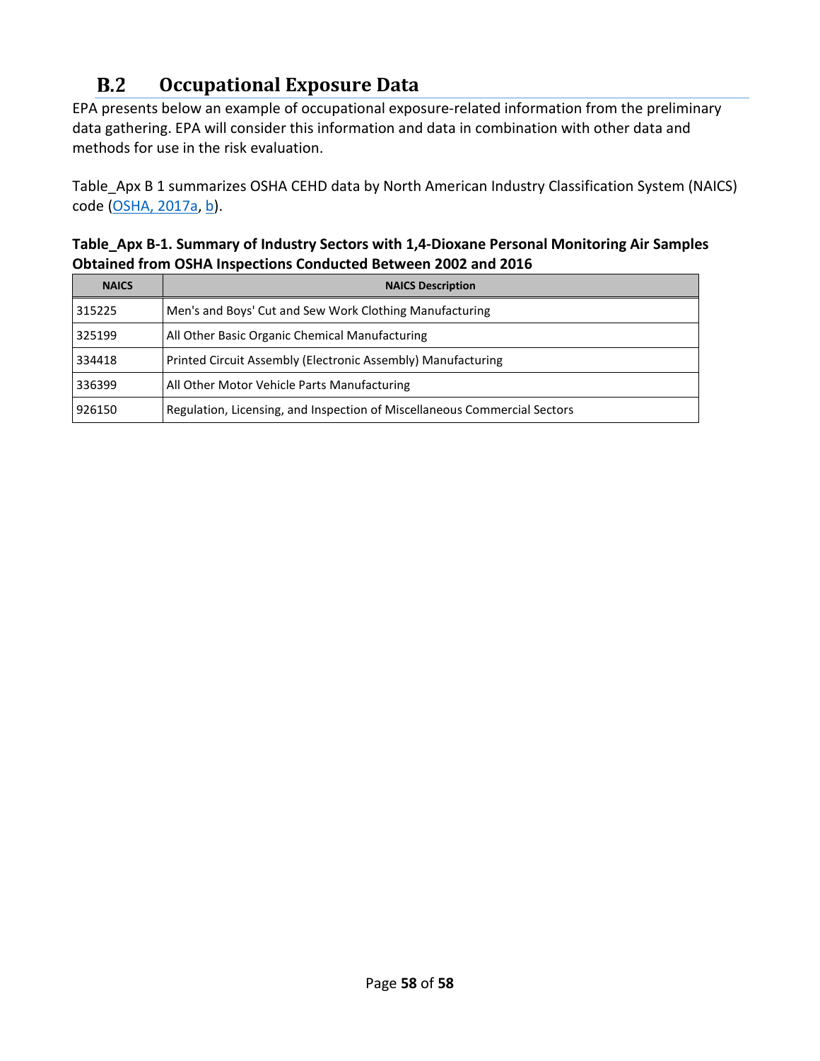## B.2 Occupational Exposure Data

EPA presents below an example of occupational exposure-related information from the preliminary data gathering. EPA will consider this information and data in combination with other data and methods for use in the risk evaluation.

Table_Apx B 1 summarizes OSHA CEHD data by North American Industry Classification System (NAICS) code (OSHA, 2017a, b).

**Table_Apx B-1. Summary of Industry Sectors with 1,4-Dioxane Personal Monitoring Air Samples Obtained from OSHA Inspections Conducted Between 2002 and 2016**

| NAICS | NAICS Description |
|---|---|
| 315225 | Men's and Boys' Cut and Sew Work Clothing Manufacturing |
| 325199 | All Other Basic Organic Chemical Manufacturing |
| 334418 | Printed Circuit Assembly (Electronic Assembly) Manufacturing |
| 336399 | All Other Motor Vehicle Parts Manufacturing |
| 926150 | Regulation, Licensing, and Inspection of Miscellaneous Commercial Sectors |